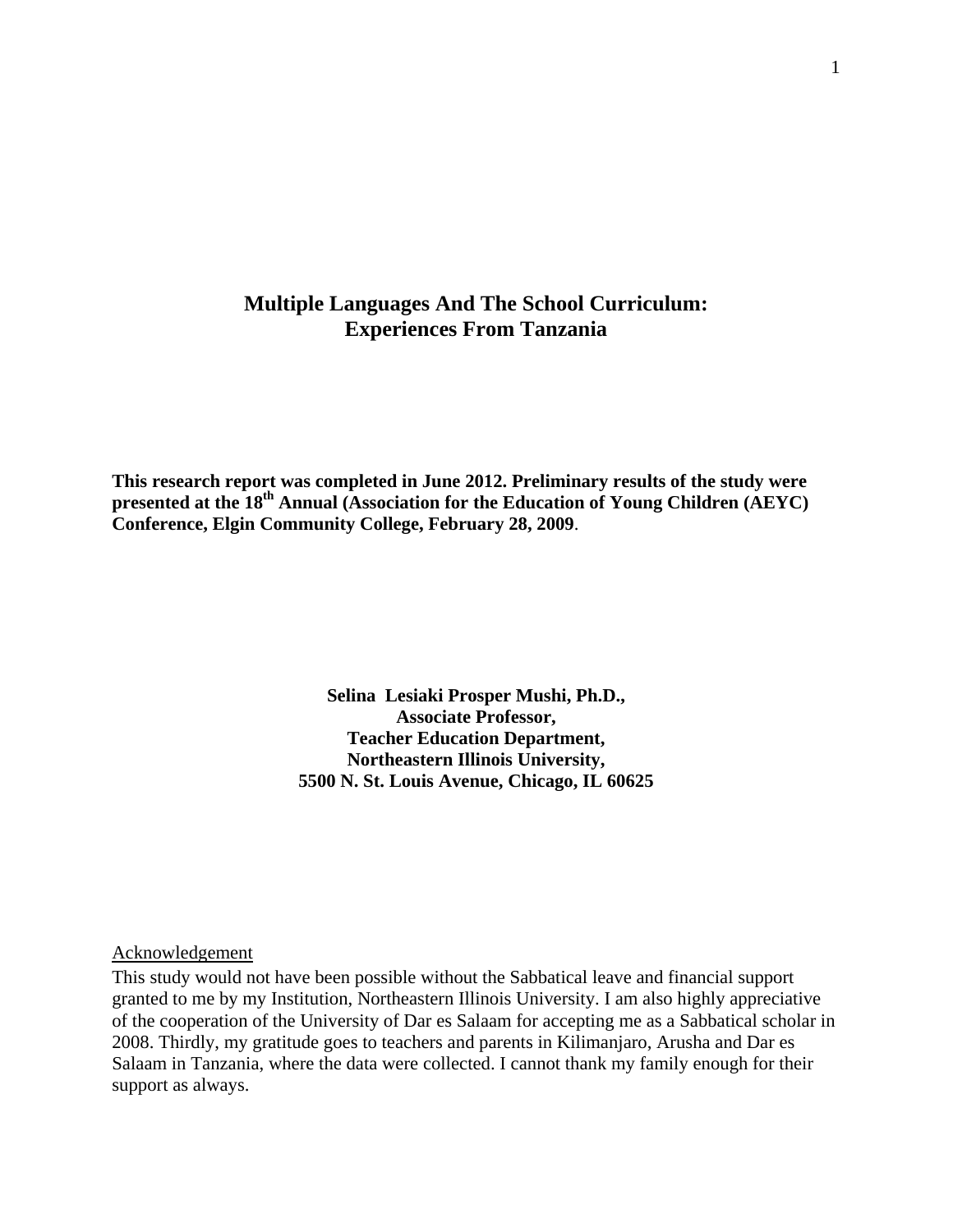# Multiple Languages And The School Curriculum: Experiences From Tanzania

**This research report was completed in June 2012. Preliminary results of the study were presented at the 18th Annual (Association for the Education of Young Children (AEYC) Conference, Elgin Community College, February 28, 2009**.

**Selina Lesiaki Prosper Mushi, Ph.D.,**
**Associate Professor,**
**Teacher Education Department,**
**Northeastern Illinois University,**
**5500 N. St. Louis Avenue, Chicago, IL 60625**

Acknowledgement

This study would not have been possible without the Sabbatical leave and financial support granted to me by my Institution, Northeastern Illinois University. I am also highly appreciative of the cooperation of the University of Dar es Salaam for accepting me as a Sabbatical scholar in 2008. Thirdly, my gratitude goes to teachers and parents in Kilimanjaro, Arusha and Dar es Salaam in Tanzania, where the data were collected. I cannot thank my family enough for their support as always.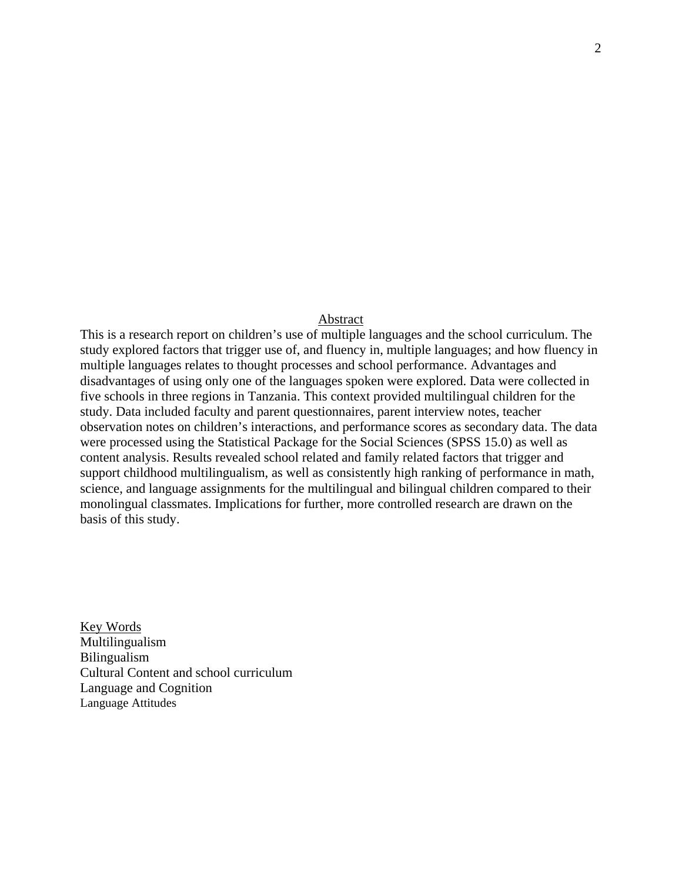## Abstract

This is a research report on children's use of multiple languages and the school curriculum. The study explored factors that trigger use of, and fluency in, multiple languages; and how fluency in multiple languages relates to thought processes and school performance. Advantages and disadvantages of using only one of the languages spoken were explored. Data were collected in five schools in three regions in Tanzania. This context provided multilingual children for the study. Data included faculty and parent questionnaires, parent interview notes, teacher observation notes on children's interactions, and performance scores as secondary data. The data were processed using the Statistical Package for the Social Sciences (SPSS 15.0) as well as content analysis. Results revealed school related and family related factors that trigger and support childhood multilingualism, as well as consistently high ranking of performance in math, science, and language assignments for the multilingual and bilingual children compared to their monolingual classmates. Implications for further, more controlled research are drawn on the basis of this study.

## Key Words

Multilingualism
Bilingualism
Cultural Content and school curriculum
Language and Cognition
Language Attitudes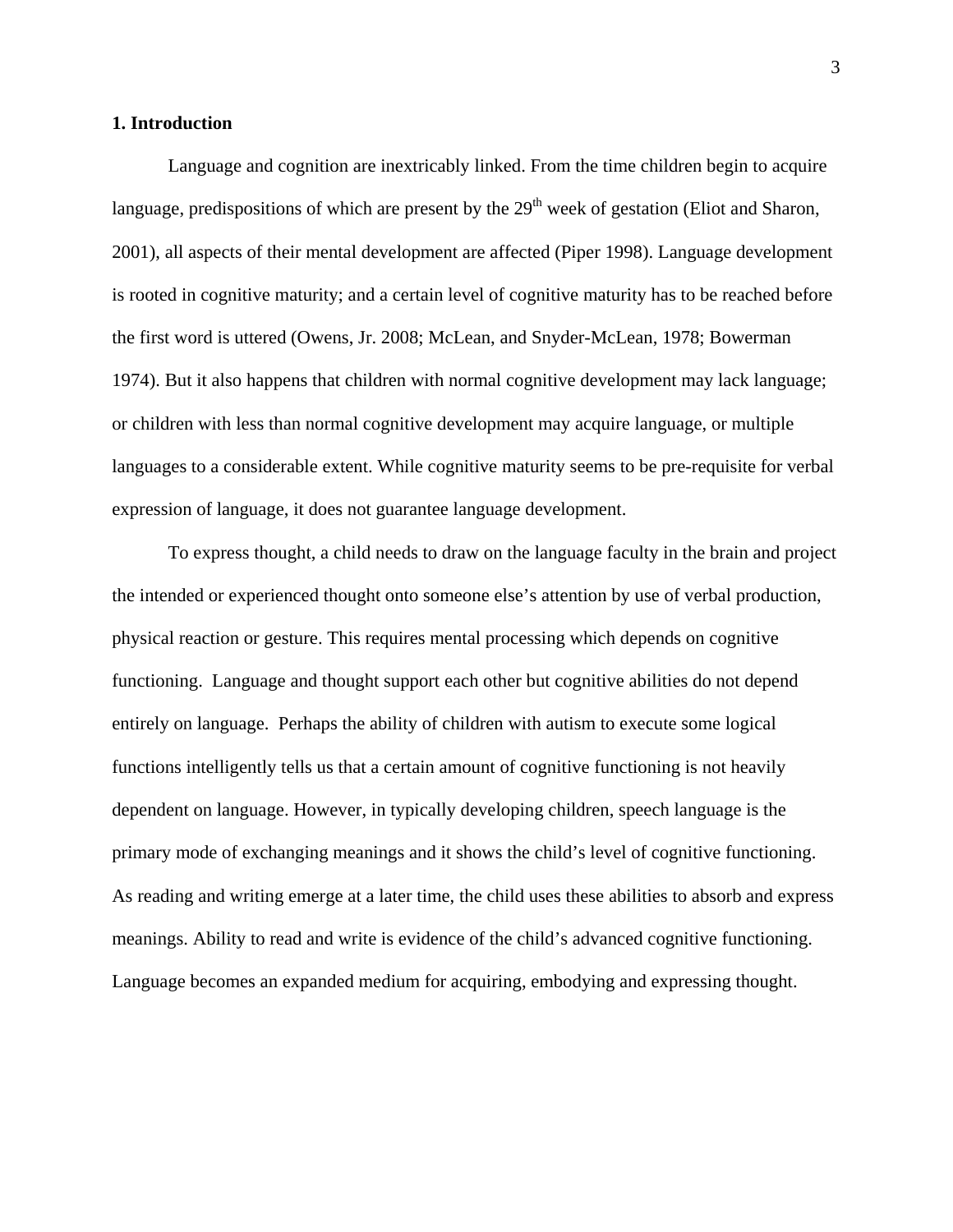## 1. Introduction

Language and cognition are inextricably linked. From the time children begin to acquire language, predispositions of which are present by the 29th week of gestation (Eliot and Sharon, 2001), all aspects of their mental development are affected (Piper 1998). Language development is rooted in cognitive maturity; and a certain level of cognitive maturity has to be reached before the first word is uttered (Owens, Jr. 2008; McLean, and Snyder-McLean, 1978; Bowerman 1974). But it also happens that children with normal cognitive development may lack language; or children with less than normal cognitive development may acquire language, or multiple languages to a considerable extent. While cognitive maturity seems to be pre-requisite for verbal expression of language, it does not guarantee language development.

To express thought, a child needs to draw on the language faculty in the brain and project the intended or experienced thought onto someone else's attention by use of verbal production, physical reaction or gesture. This requires mental processing which depends on cognitive functioning. Language and thought support each other but cognitive abilities do not depend entirely on language. Perhaps the ability of children with autism to execute some logical functions intelligently tells us that a certain amount of cognitive functioning is not heavily dependent on language. However, in typically developing children, speech language is the primary mode of exchanging meanings and it shows the child's level of cognitive functioning. As reading and writing emerge at a later time, the child uses these abilities to absorb and express meanings. Ability to read and write is evidence of the child's advanced cognitive functioning. Language becomes an expanded medium for acquiring, embodying and expressing thought.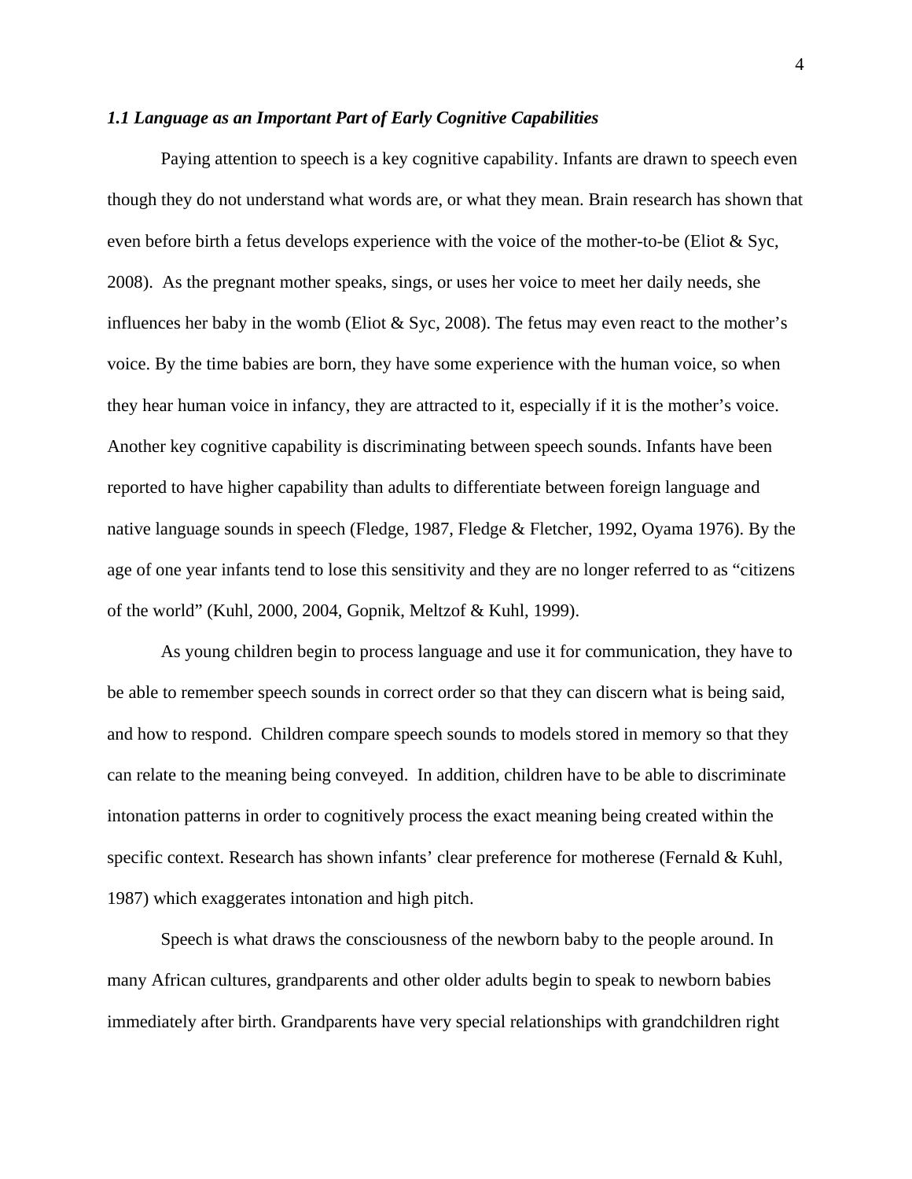### *1.1 Language as an Important Part of Early Cognitive Capabilities*

Paying attention to speech is a key cognitive capability. Infants are drawn to speech even though they do not understand what words are, or what they mean. Brain research has shown that even before birth a fetus develops experience with the voice of the mother-to-be (Eliot & Syc, 2008). As the pregnant mother speaks, sings, or uses her voice to meet her daily needs, she influences her baby in the womb (Eliot & Syc, 2008). The fetus may even react to the mother's voice. By the time babies are born, they have some experience with the human voice, so when they hear human voice in infancy, they are attracted to it, especially if it is the mother's voice. Another key cognitive capability is discriminating between speech sounds. Infants have been reported to have higher capability than adults to differentiate between foreign language and native language sounds in speech (Fledge, 1987, Fledge & Fletcher, 1992, Oyama 1976). By the age of one year infants tend to lose this sensitivity and they are no longer referred to as "citizens of the world" (Kuhl, 2000, 2004, Gopnik, Meltzof & Kuhl, 1999).

As young children begin to process language and use it for communication, they have to be able to remember speech sounds in correct order so that they can discern what is being said, and how to respond. Children compare speech sounds to models stored in memory so that they can relate to the meaning being conveyed. In addition, children have to be able to discriminate intonation patterns in order to cognitively process the exact meaning being created within the specific context. Research has shown infants' clear preference for motherese (Fernald & Kuhl, 1987) which exaggerates intonation and high pitch.

Speech is what draws the consciousness of the newborn baby to the people around. In many African cultures, grandparents and other older adults begin to speak to newborn babies immediately after birth. Grandparents have very special relationships with grandchildren right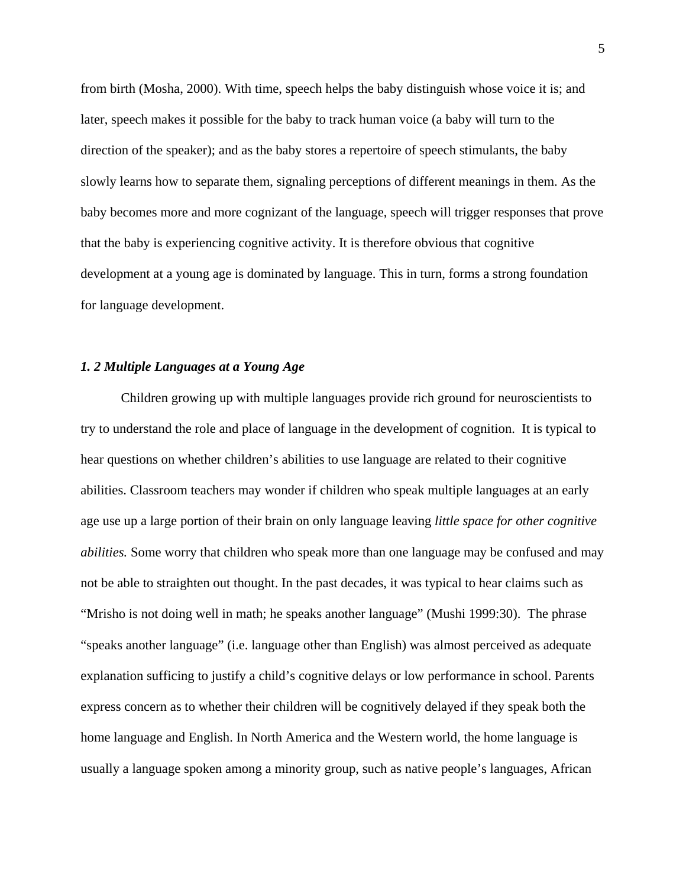from birth (Mosha, 2000). With time, speech helps the baby distinguish whose voice it is; and later, speech makes it possible for the baby to track human voice (a baby will turn to the direction of the speaker); and as the baby stores a repertoire of speech stimulants, the baby slowly learns how to separate them, signaling perceptions of different meanings in them. As the baby becomes more and more cognizant of the language, speech will trigger responses that prove that the baby is experiencing cognitive activity. It is therefore obvious that cognitive development at a young age is dominated by language. This in turn, forms a strong foundation for language development.

### *1. 2 Multiple Languages at a Young Age*

Children growing up with multiple languages provide rich ground for neuroscientists to try to understand the role and place of language in the development of cognition. It is typical to hear questions on whether children's abilities to use language are related to their cognitive abilities. Classroom teachers may wonder if children who speak multiple languages at an early age use up a large portion of their brain on only language leaving *little space for other cognitive abilities.* Some worry that children who speak more than one language may be confused and may not be able to straighten out thought. In the past decades, it was typical to hear claims such as "Mrisho is not doing well in math; he speaks another language" (Mushi 1999:30). The phrase "speaks another language" (i.e. language other than English) was almost perceived as adequate explanation sufficing to justify a child's cognitive delays or low performance in school. Parents express concern as to whether their children will be cognitively delayed if they speak both the home language and English. In North America and the Western world, the home language is usually a language spoken among a minority group, such as native people's languages, African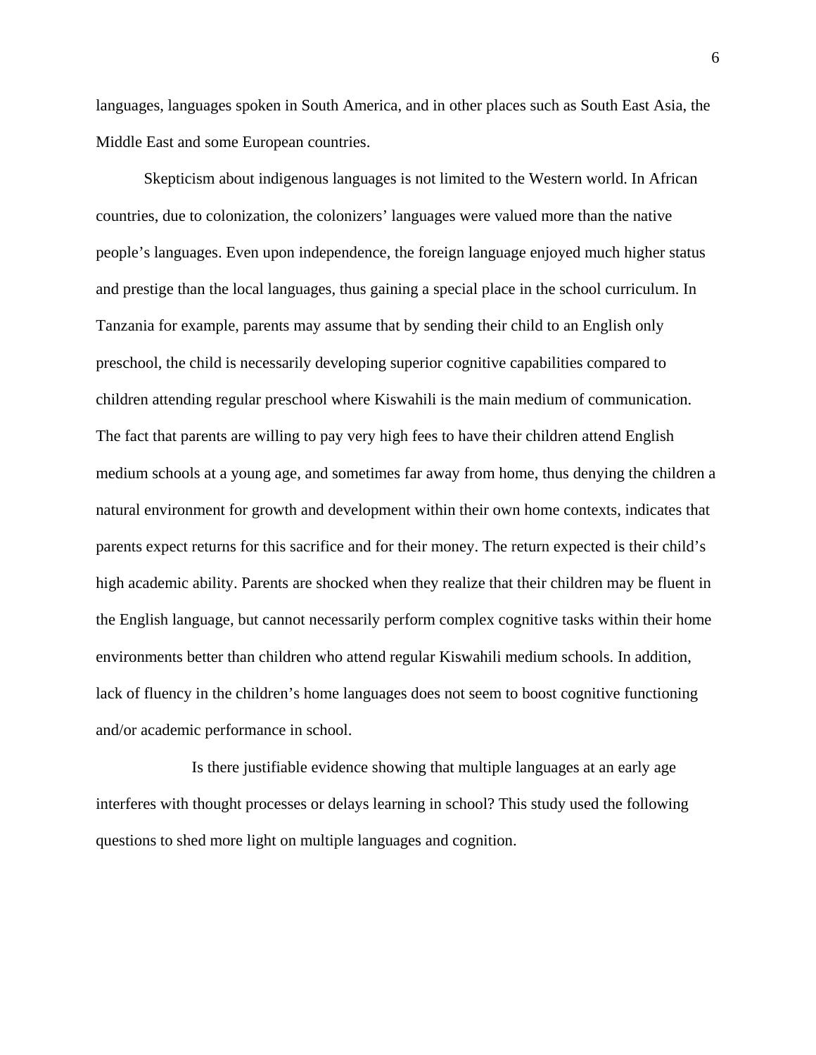languages, languages spoken in South America, and in other places such as South East Asia, the Middle East and some European countries.

Skepticism about indigenous languages is not limited to the Western world. In African countries, due to colonization, the colonizers' languages were valued more than the native people's languages. Even upon independence, the foreign language enjoyed much higher status and prestige than the local languages, thus gaining a special place in the school curriculum. In Tanzania for example, parents may assume that by sending their child to an English only preschool, the child is necessarily developing superior cognitive capabilities compared to children attending regular preschool where Kiswahili is the main medium of communication. The fact that parents are willing to pay very high fees to have their children attend English medium schools at a young age, and sometimes far away from home, thus denying the children a natural environment for growth and development within their own home contexts, indicates that parents expect returns for this sacrifice and for their money. The return expected is their child's high academic ability. Parents are shocked when they realize that their children may be fluent in the English language, but cannot necessarily perform complex cognitive tasks within their home environments better than children who attend regular Kiswahili medium schools. In addition, lack of fluency in the children's home languages does not seem to boost cognitive functioning and/or academic performance in school.

Is there justifiable evidence showing that multiple languages at an early age interferes with thought processes or delays learning in school? This study used the following questions to shed more light on multiple languages and cognition.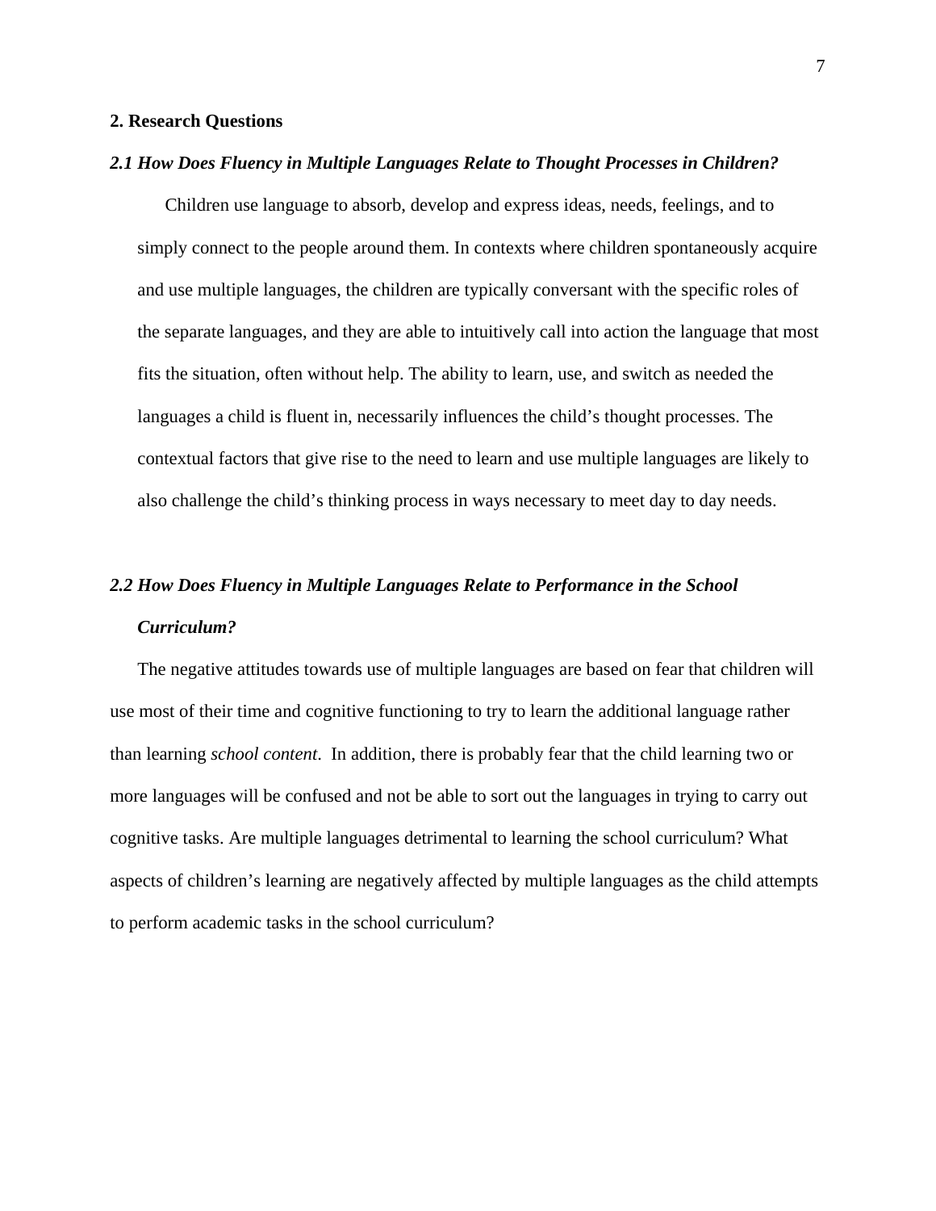## 2. Research Questions

### *2.1 How Does Fluency in Multiple Languages Relate to Thought Processes in Children?*

Children use language to absorb, develop and express ideas, needs, feelings, and to simply connect to the people around them. In contexts where children spontaneously acquire and use multiple languages, the children are typically conversant with the specific roles of the separate languages, and they are able to intuitively call into action the language that most fits the situation, often without help. The ability to learn, use, and switch as needed the languages a child is fluent in, necessarily influences the child's thought processes. The contextual factors that give rise to the need to learn and use multiple languages are likely to also challenge the child's thinking process in ways necessary to meet day to day needs.

### *2.2 How Does Fluency in Multiple Languages Relate to Performance in the School Curriculum?*

The negative attitudes towards use of multiple languages are based on fear that children will use most of their time and cognitive functioning to try to learn the additional language rather than learning *school content*. In addition, there is probably fear that the child learning two or more languages will be confused and not be able to sort out the languages in trying to carry out cognitive tasks. Are multiple languages detrimental to learning the school curriculum? What aspects of children's learning are negatively affected by multiple languages as the child attempts to perform academic tasks in the school curriculum?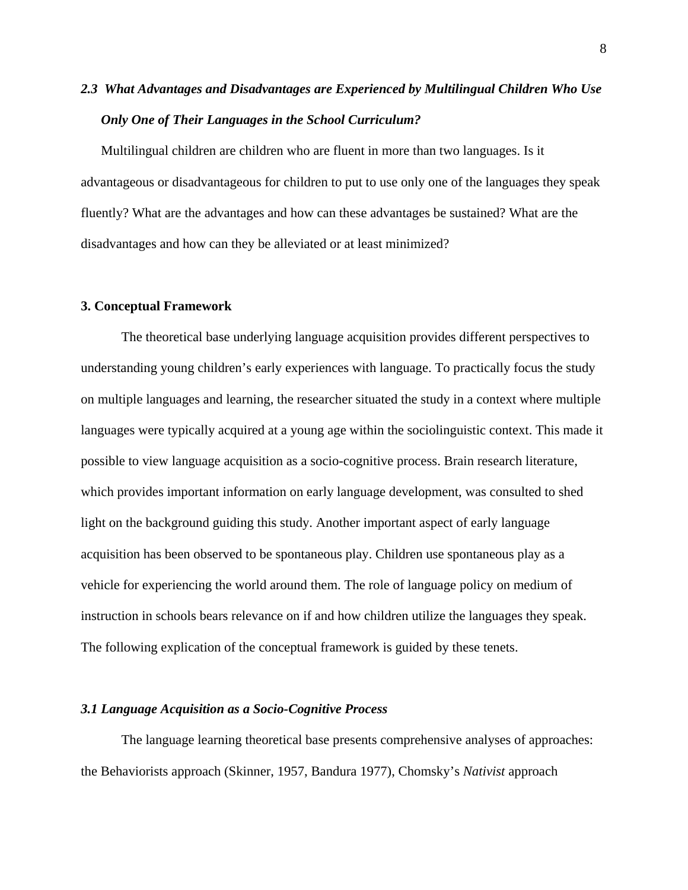### *2.3 What Advantages and Disadvantages are Experienced by Multilingual Children Who Use Only One of Their Languages in the School Curriculum?*

Multilingual children are children who are fluent in more than two languages. Is it advantageous or disadvantageous for children to put to use only one of the languages they speak fluently? What are the advantages and how can these advantages be sustained? What are the disadvantages and how can they be alleviated or at least minimized?

## 3. Conceptual Framework

The theoretical base underlying language acquisition provides different perspectives to understanding young children's early experiences with language. To practically focus the study on multiple languages and learning, the researcher situated the study in a context where multiple languages were typically acquired at a young age within the sociolinguistic context. This made it possible to view language acquisition as a socio-cognitive process. Brain research literature, which provides important information on early language development, was consulted to shed light on the background guiding this study. Another important aspect of early language acquisition has been observed to be spontaneous play. Children use spontaneous play as a vehicle for experiencing the world around them. The role of language policy on medium of instruction in schools bears relevance on if and how children utilize the languages they speak. The following explication of the conceptual framework is guided by these tenets.

### *3.1 Language Acquisition as a Socio-Cognitive Process*

The language learning theoretical base presents comprehensive analyses of approaches: the Behaviorists approach (Skinner, 1957, Bandura 1977), Chomsky's *Nativist* approach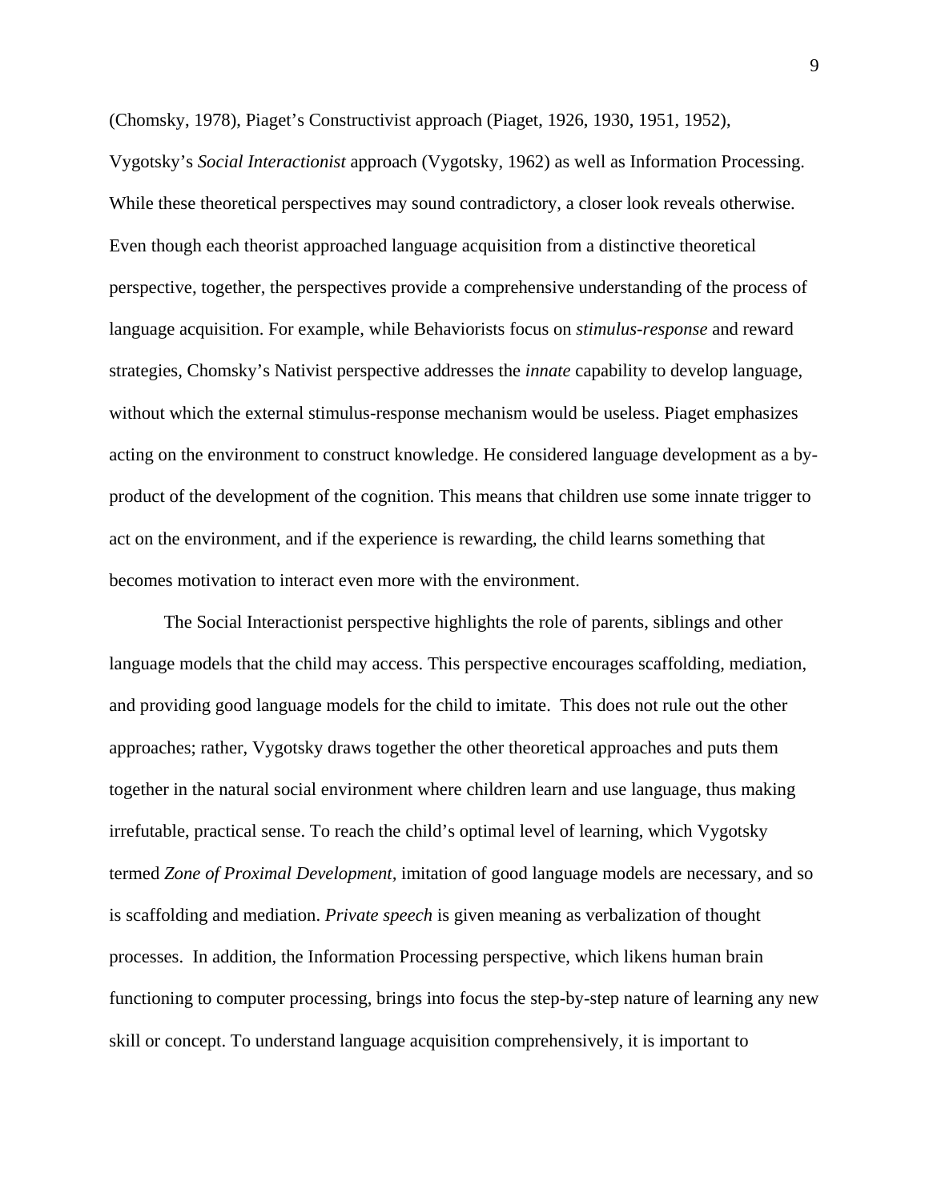(Chomsky, 1978), Piaget's Constructivist approach (Piaget, 1926, 1930, 1951, 1952), Vygotsky's *Social Interactionist* approach (Vygotsky, 1962) as well as Information Processing. While these theoretical perspectives may sound contradictory, a closer look reveals otherwise. Even though each theorist approached language acquisition from a distinctive theoretical perspective, together, the perspectives provide a comprehensive understanding of the process of language acquisition. For example, while Behaviorists focus on *stimulus-response* and reward strategies, Chomsky's Nativist perspective addresses the *innate* capability to develop language, without which the external stimulus-response mechanism would be useless. Piaget emphasizes acting on the environment to construct knowledge. He considered language development as a by-product of the development of the cognition. This means that children use some innate trigger to act on the environment, and if the experience is rewarding, the child learns something that becomes motivation to interact even more with the environment.

The Social Interactionist perspective highlights the role of parents, siblings and other language models that the child may access. This perspective encourages scaffolding, mediation, and providing good language models for the child to imitate. This does not rule out the other approaches; rather, Vygotsky draws together the other theoretical approaches and puts them together in the natural social environment where children learn and use language, thus making irrefutable, practical sense. To reach the child's optimal level of learning, which Vygotsky termed *Zone of Proximal Development,* imitation of good language models are necessary, and so is scaffolding and mediation. *Private speech* is given meaning as verbalization of thought processes. In addition, the Information Processing perspective, which likens human brain functioning to computer processing, brings into focus the step-by-step nature of learning any new skill or concept. To understand language acquisition comprehensively, it is important to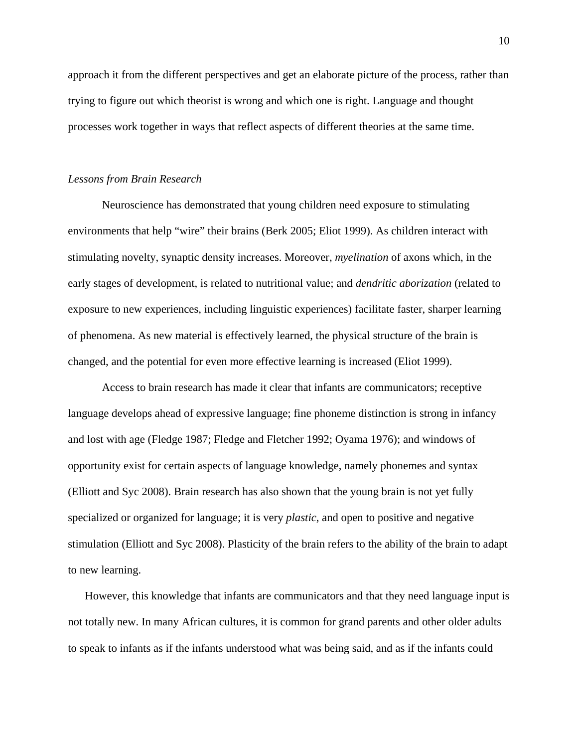approach it from the different perspectives and get an elaborate picture of the process, rather than trying to figure out which theorist is wrong and which one is right. Language and thought processes work together in ways that reflect aspects of different theories at the same time.

*Lessons from Brain Research*

Neuroscience has demonstrated that young children need exposure to stimulating environments that help "wire" their brains (Berk 2005; Eliot 1999). As children interact with stimulating novelty, synaptic density increases. Moreover, *myelination* of axons which, in the early stages of development, is related to nutritional value; and *dendritic aborization* (related to exposure to new experiences, including linguistic experiences) facilitate faster, sharper learning of phenomena. As new material is effectively learned, the physical structure of the brain is changed, and the potential for even more effective learning is increased (Eliot 1999).

Access to brain research has made it clear that infants are communicators; receptive language develops ahead of expressive language; fine phoneme distinction is strong in infancy and lost with age (Fledge 1987; Fledge and Fletcher 1992; Oyama 1976); and windows of opportunity exist for certain aspects of language knowledge, namely phonemes and syntax (Elliott and Syc 2008). Brain research has also shown that the young brain is not yet fully specialized or organized for language; it is very *plastic*, and open to positive and negative stimulation (Elliott and Syc 2008). Plasticity of the brain refers to the ability of the brain to adapt to new learning.

However, this knowledge that infants are communicators and that they need language input is not totally new. In many African cultures, it is common for grand parents and other older adults to speak to infants as if the infants understood what was being said, and as if the infants could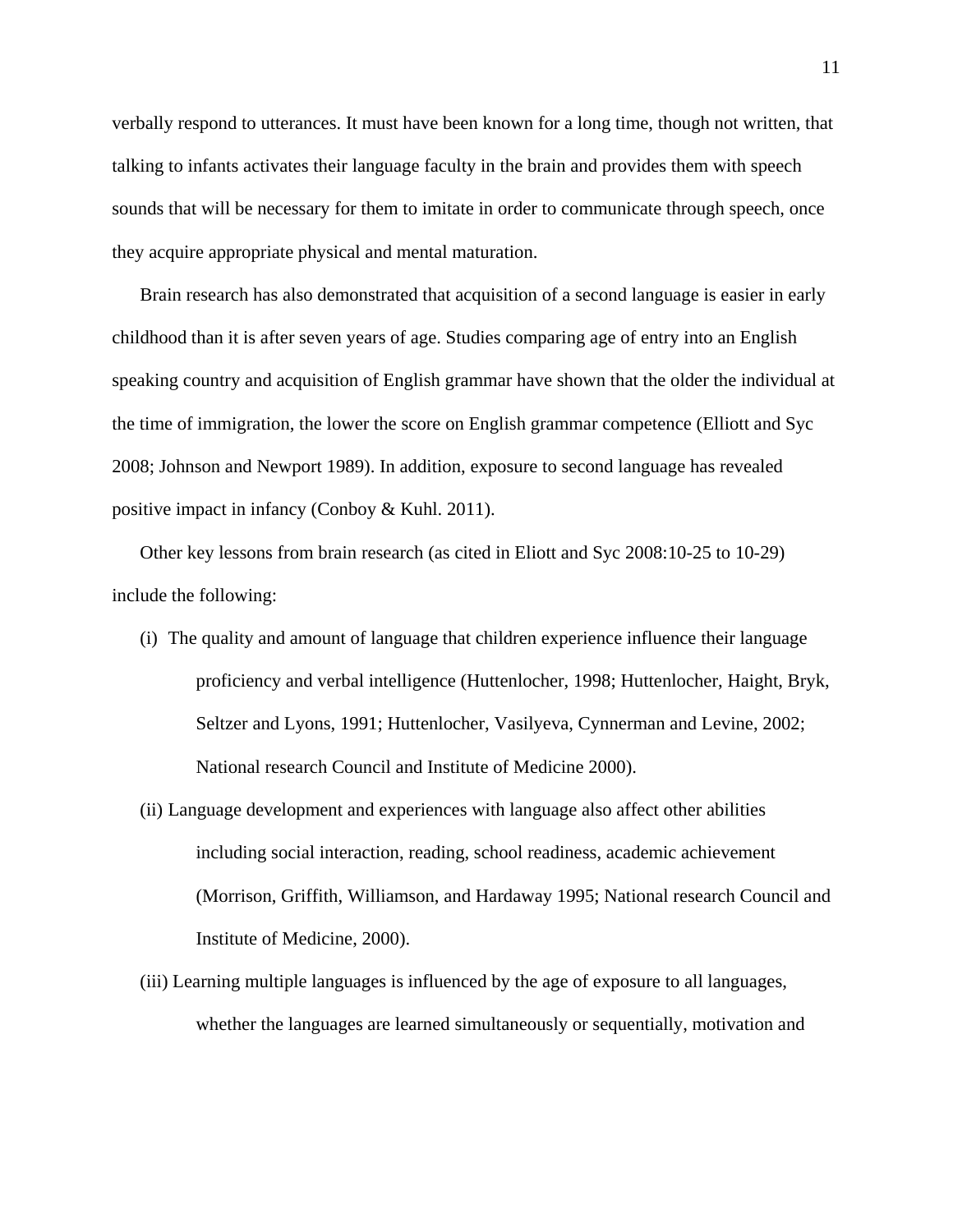verbally respond to utterances. It must have been known for a long time, though not written, that talking to infants activates their language faculty in the brain and provides them with speech sounds that will be necessary for them to imitate in order to communicate through speech, once they acquire appropriate physical and mental maturation.

Brain research has also demonstrated that acquisition of a second language is easier in early childhood than it is after seven years of age. Studies comparing age of entry into an English speaking country and acquisition of English grammar have shown that the older the individual at the time of immigration, the lower the score on English grammar competence (Elliott and Syc 2008; Johnson and Newport 1989). In addition, exposure to second language has revealed positive impact in infancy (Conboy & Kuhl. 2011).

Other key lessons from brain research (as cited in Eliott and Syc 2008:10-25 to 10-29) include the following:

(i) The quality and amount of language that children experience influence their language proficiency and verbal intelligence (Huttenlocher, 1998; Huttenlocher, Haight, Bryk, Seltzer and Lyons, 1991; Huttenlocher, Vasilyeva, Cynnerman and Levine, 2002; National research Council and Institute of Medicine 2000).

(ii) Language development and experiences with language also affect other abilities including social interaction, reading, school readiness, academic achievement (Morrison, Griffith, Williamson, and Hardaway 1995; National research Council and Institute of Medicine, 2000).

(iii) Learning multiple languages is influenced by the age of exposure to all languages, whether the languages are learned simultaneously or sequentially, motivation and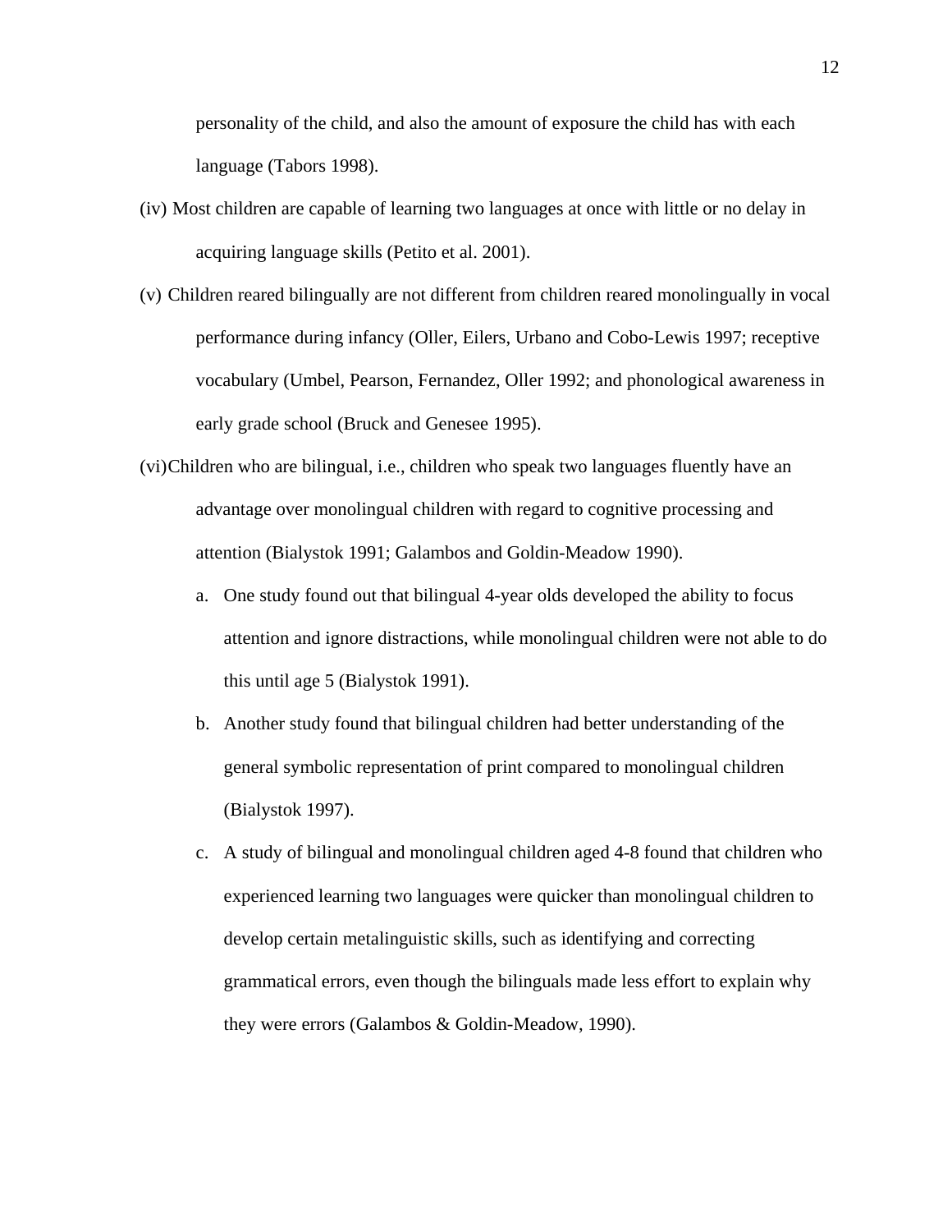personality of the child, and also the amount of exposure the child has with each language (Tabors 1998).

(iv) Most children are capable of learning two languages at once with little or no delay in acquiring language skills (Petito et al. 2001).

(v) Children reared bilingually are not different from children reared monolingually in vocal performance during infancy (Oller, Eilers, Urbano and Cobo-Lewis 1997; receptive vocabulary (Umbel, Pearson, Fernandez, Oller 1992; and phonological awareness in early grade school (Bruck and Genesee 1995).

(vi) Children who are bilingual, i.e., children who speak two languages fluently have an advantage over monolingual children with regard to cognitive processing and attention (Bialystok 1991; Galambos and Goldin-Meadow 1990).

a. One study found out that bilingual 4-year olds developed the ability to focus attention and ignore distractions, while monolingual children were not able to do this until age 5 (Bialystok 1991).

b. Another study found that bilingual children had better understanding of the general symbolic representation of print compared to monolingual children (Bialystok 1997).

c. A study of bilingual and monolingual children aged 4-8 found that children who experienced learning two languages were quicker than monolingual children to develop certain metalinguistic skills, such as identifying and correcting grammatical errors, even though the bilinguals made less effort to explain why they were errors (Galambos & Goldin-Meadow, 1990).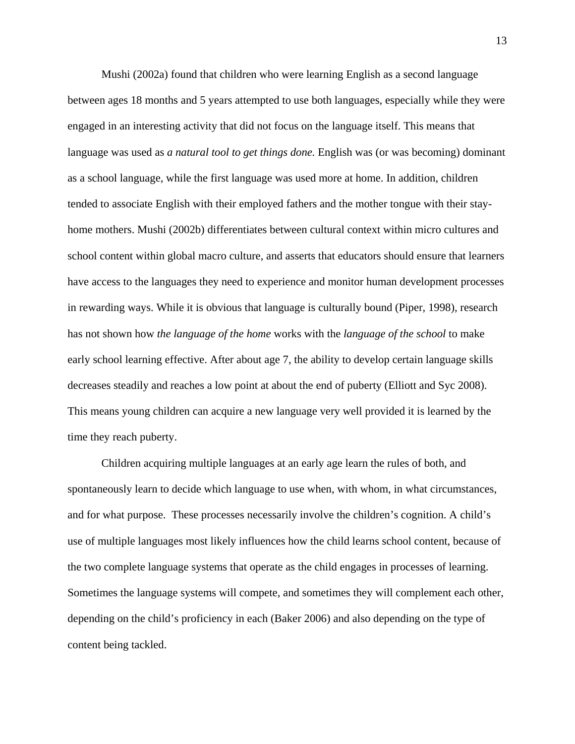Mushi (2002a) found that children who were learning English as a second language between ages 18 months and 5 years attempted to use both languages, especially while they were engaged in an interesting activity that did not focus on the language itself. This means that language was used as *a natural tool to get things done*. English was (or was becoming) dominant as a school language, while the first language was used more at home. In addition, children tended to associate English with their employed fathers and the mother tongue with their stay-home mothers. Mushi (2002b) differentiates between cultural context within micro cultures and school content within global macro culture, and asserts that educators should ensure that learners have access to the languages they need to experience and monitor human development processes in rewarding ways. While it is obvious that language is culturally bound (Piper, 1998), research has not shown how *the language of the home* works with the *language of the school* to make early school learning effective. After about age 7, the ability to develop certain language skills decreases steadily and reaches a low point at about the end of puberty (Elliott and Syc 2008). This means young children can acquire a new language very well provided it is learned by the time they reach puberty.

Children acquiring multiple languages at an early age learn the rules of both, and spontaneously learn to decide which language to use when, with whom, in what circumstances, and for what purpose. These processes necessarily involve the children's cognition. A child's use of multiple languages most likely influences how the child learns school content, because of the two complete language systems that operate as the child engages in processes of learning. Sometimes the language systems will compete, and sometimes they will complement each other, depending on the child's proficiency in each (Baker 2006) and also depending on the type of content being tackled.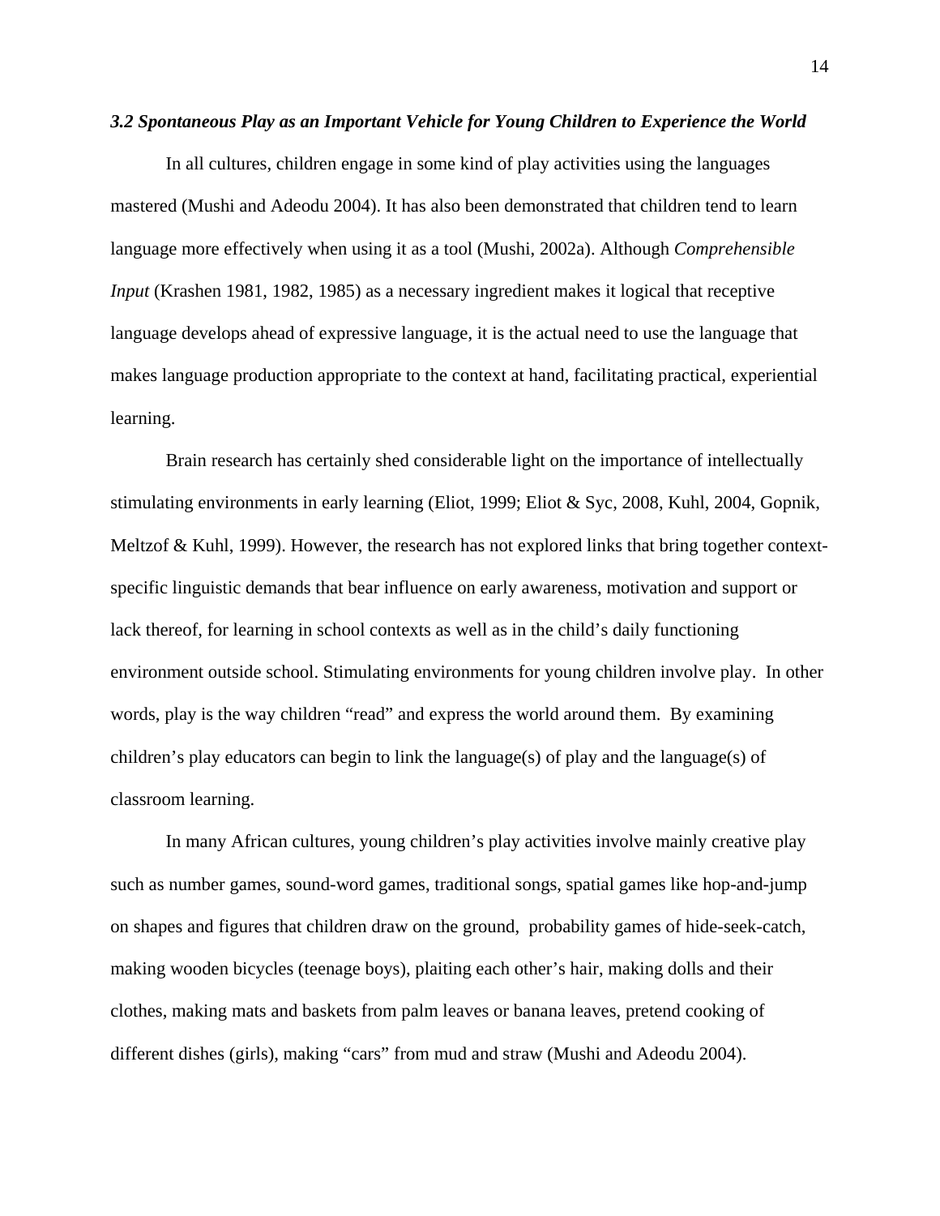### *3.2 Spontaneous Play as an Important Vehicle for Young Children to Experience the World*

In all cultures, children engage in some kind of play activities using the languages mastered (Mushi and Adeodu 2004). It has also been demonstrated that children tend to learn language more effectively when using it as a tool (Mushi, 2002a). Although *Comprehensible Input* (Krashen 1981, 1982, 1985) as a necessary ingredient makes it logical that receptive language develops ahead of expressive language, it is the actual need to use the language that makes language production appropriate to the context at hand, facilitating practical, experiential learning.

Brain research has certainly shed considerable light on the importance of intellectually stimulating environments in early learning (Eliot, 1999; Eliot & Syc, 2008, Kuhl, 2004, Gopnik, Meltzof & Kuhl, 1999). However, the research has not explored links that bring together context-specific linguistic demands that bear influence on early awareness, motivation and support or lack thereof, for learning in school contexts as well as in the child's daily functioning environment outside school. Stimulating environments for young children involve play. In other words, play is the way children "read" and express the world around them. By examining children's play educators can begin to link the language(s) of play and the language(s) of classroom learning.

In many African cultures, young children's play activities involve mainly creative play such as number games, sound-word games, traditional songs, spatial games like hop-and-jump on shapes and figures that children draw on the ground, probability games of hide-seek-catch, making wooden bicycles (teenage boys), plaiting each other's hair, making dolls and their clothes, making mats and baskets from palm leaves or banana leaves, pretend cooking of different dishes (girls), making "cars" from mud and straw (Mushi and Adeodu 2004).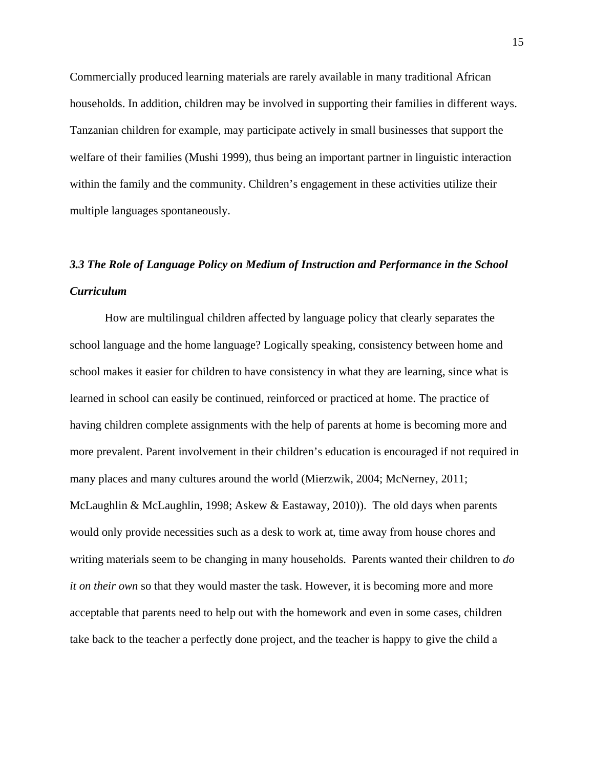Commercially produced learning materials are rarely available in many traditional African households. In addition, children may be involved in supporting their families in different ways. Tanzanian children for example, may participate actively in small businesses that support the welfare of their families (Mushi 1999), thus being an important partner in linguistic interaction within the family and the community. Children's engagement in these activities utilize their multiple languages spontaneously.

### *3.3 The Role of Language Policy on Medium of Instruction and Performance in the School Curriculum*

How are multilingual children affected by language policy that clearly separates the school language and the home language? Logically speaking, consistency between home and school makes it easier for children to have consistency in what they are learning, since what is learned in school can easily be continued, reinforced or practiced at home. The practice of having children complete assignments with the help of parents at home is becoming more and more prevalent. Parent involvement in their children's education is encouraged if not required in many places and many cultures around the world (Mierzwik, 2004; McNerney, 2011; McLaughlin & McLaughlin, 1998; Askew & Eastaway, 2010)). The old days when parents would only provide necessities such as a desk to work at, time away from house chores and writing materials seem to be changing in many households. Parents wanted their children to *do it on their own* so that they would master the task. However, it is becoming more and more acceptable that parents need to help out with the homework and even in some cases, children take back to the teacher a perfectly done project, and the teacher is happy to give the child a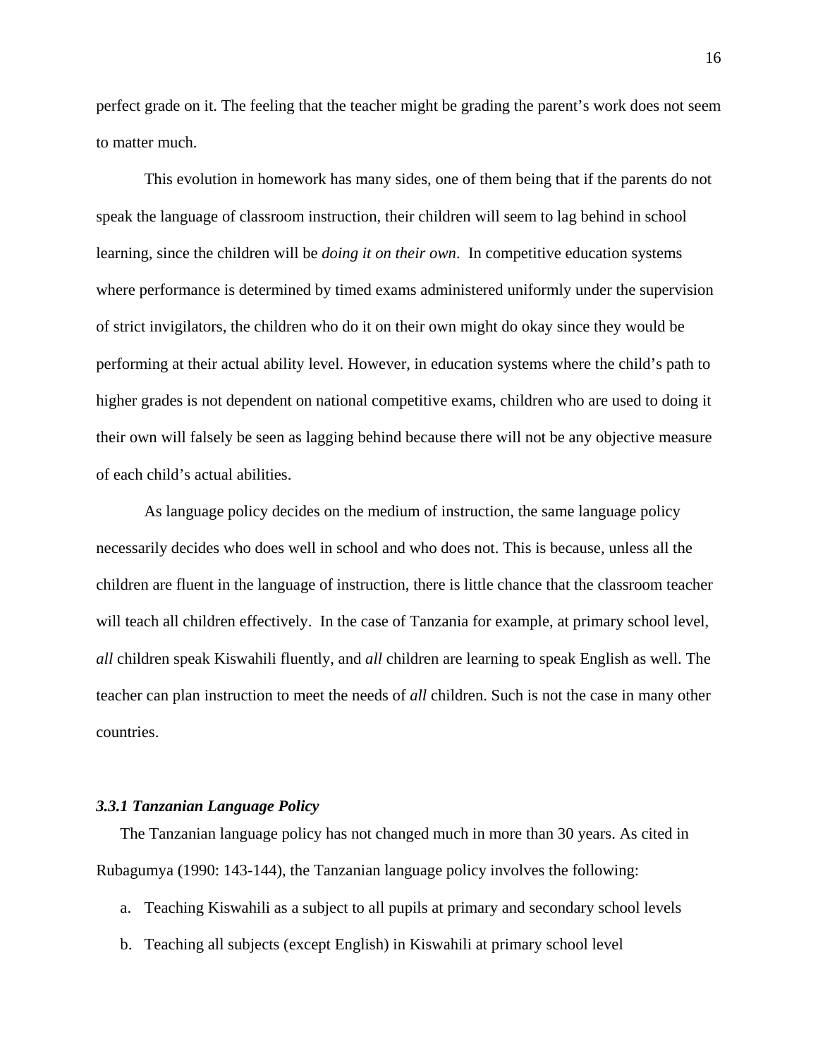perfect grade on it. The feeling that the teacher might be grading the parent's work does not seem to matter much.

This evolution in homework has many sides, one of them being that if the parents do not speak the language of classroom instruction, their children will seem to lag behind in school learning, since the children will be *doing it on their own*. In competitive education systems where performance is determined by timed exams administered uniformly under the supervision of strict invigilators, the children who do it on their own might do okay since they would be performing at their actual ability level. However, in education systems where the child's path to higher grades is not dependent on national competitive exams, children who are used to doing it their own will falsely be seen as lagging behind because there will not be any objective measure of each child's actual abilities.

As language policy decides on the medium of instruction, the same language policy necessarily decides who does well in school and who does not. This is because, unless all the children are fluent in the language of instruction, there is little chance that the classroom teacher will teach all children effectively. In the case of Tanzania for example, at primary school level, *all* children speak Kiswahili fluently, and *all* children are learning to speak English as well. The teacher can plan instruction to meet the needs of *all* children. Such is not the case in many other countries.

### *3.3.1 Tanzanian Language Policy*

The Tanzanian language policy has not changed much in more than 30 years. As cited in Rubagumya (1990: 143-144), the Tanzanian language policy involves the following:

a. Teaching Kiswahili as a subject to all pupils at primary and secondary school levels
b. Teaching all subjects (except English) in Kiswahili at primary school level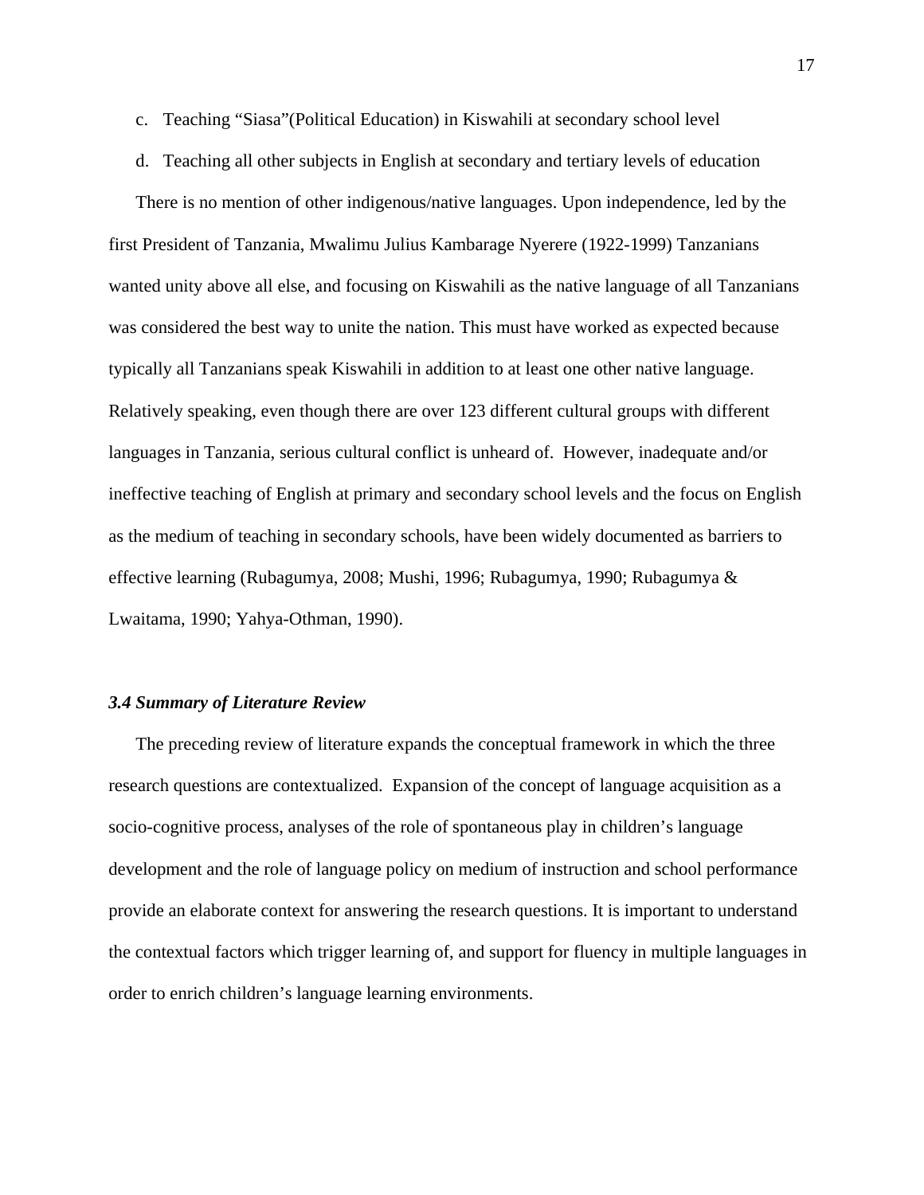c. Teaching "Siasa"(Political Education) in Kiswahili at secondary school level

d. Teaching all other subjects in English at secondary and tertiary levels of education

There is no mention of other indigenous/native languages. Upon independence, led by the first President of Tanzania, Mwalimu Julius Kambarage Nyerere (1922-1999) Tanzanians wanted unity above all else, and focusing on Kiswahili as the native language of all Tanzanians was considered the best way to unite the nation. This must have worked as expected because typically all Tanzanians speak Kiswahili in addition to at least one other native language. Relatively speaking, even though there are over 123 different cultural groups with different languages in Tanzania, serious cultural conflict is unheard of. However, inadequate and/or ineffective teaching of English at primary and secondary school levels and the focus on English as the medium of teaching in secondary schools, have been widely documented as barriers to effective learning (Rubagumya, 2008; Mushi, 1996; Rubagumya, 1990; Rubagumya & Lwaitama, 1990; Yahya-Othman, 1990).

### *3.4 Summary of Literature Review*

The preceding review of literature expands the conceptual framework in which the three research questions are contextualized. Expansion of the concept of language acquisition as a socio-cognitive process, analyses of the role of spontaneous play in children's language development and the role of language policy on medium of instruction and school performance provide an elaborate context for answering the research questions. It is important to understand the contextual factors which trigger learning of, and support for fluency in multiple languages in order to enrich children's language learning environments.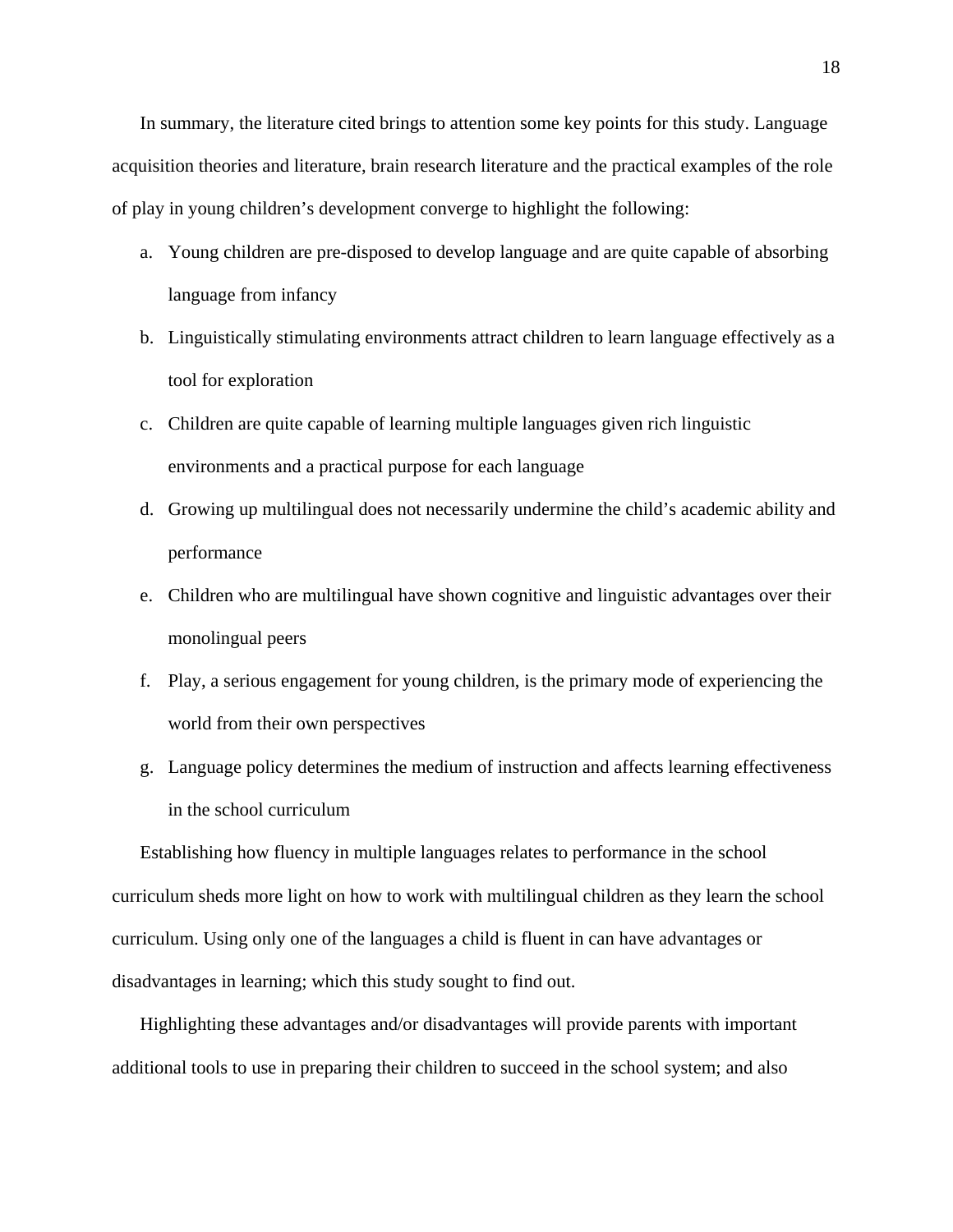In summary, the literature cited brings to attention some key points for this study. Language acquisition theories and literature, brain research literature and the practical examples of the role of play in young children's development converge to highlight the following:

a. Young children are pre-disposed to develop language and are quite capable of absorbing language from infancy
b. Linguistically stimulating environments attract children to learn language effectively as a tool for exploration
c. Children are quite capable of learning multiple languages given rich linguistic environments and a practical purpose for each language
d. Growing up multilingual does not necessarily undermine the child's academic ability and performance
e. Children who are multilingual have shown cognitive and linguistic advantages over their monolingual peers
f. Play, a serious engagement for young children, is the primary mode of experiencing the world from their own perspectives
g. Language policy determines the medium of instruction and affects learning effectiveness in the school curriculum

Establishing how fluency in multiple languages relates to performance in the school curriculum sheds more light on how to work with multilingual children as they learn the school curriculum. Using only one of the languages a child is fluent in can have advantages or disadvantages in learning; which this study sought to find out.

Highlighting these advantages and/or disadvantages will provide parents with important additional tools to use in preparing their children to succeed in the school system; and also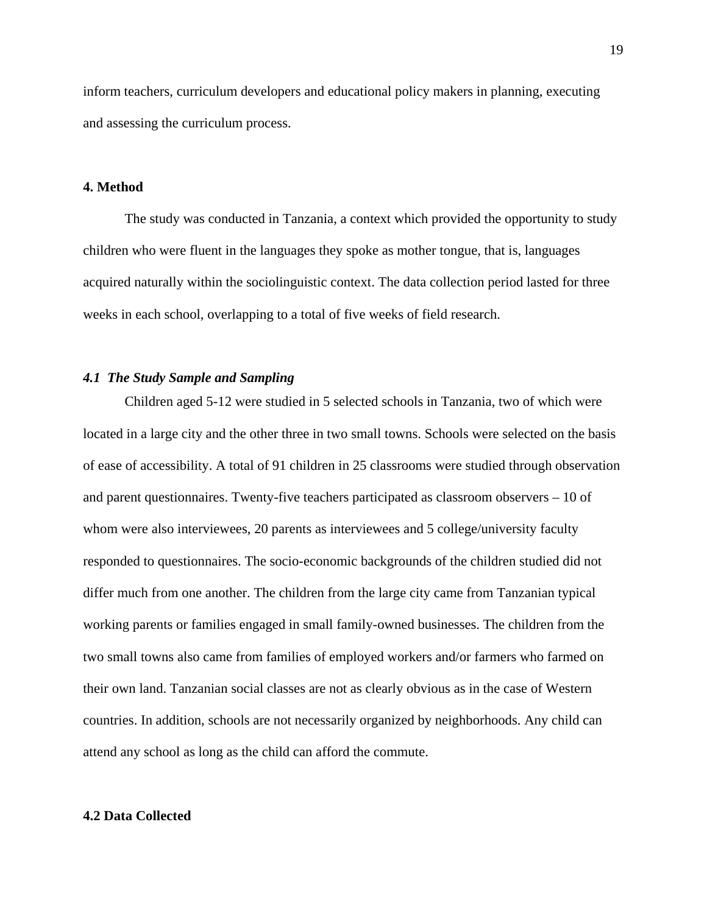inform teachers, curriculum developers and educational policy makers in planning, executing and assessing the curriculum process.

## 4. Method

The study was conducted in Tanzania, a context which provided the opportunity to study children who were fluent in the languages they spoke as mother tongue, that is, languages acquired naturally within the sociolinguistic context. The data collection period lasted for three weeks in each school, overlapping to a total of five weeks of field research.

### *4.1 The Study Sample and Sampling*

Children aged 5-12 were studied in 5 selected schools in Tanzania, two of which were located in a large city and the other three in two small towns. Schools were selected on the basis of ease of accessibility. A total of 91 children in 25 classrooms were studied through observation and parent questionnaires. Twenty-five teachers participated as classroom observers – 10 of whom were also interviewees, 20 parents as interviewees and 5 college/university faculty responded to questionnaires. The socio-economic backgrounds of the children studied did not differ much from one another. The children from the large city came from Tanzanian typical working parents or families engaged in small family-owned businesses. The children from the two small towns also came from families of employed workers and/or farmers who farmed on their own land. Tanzanian social classes are not as clearly obvious as in the case of Western countries. In addition, schools are not necessarily organized by neighborhoods. Any child can attend any school as long as the child can afford the commute.

### 4.2 Data Collected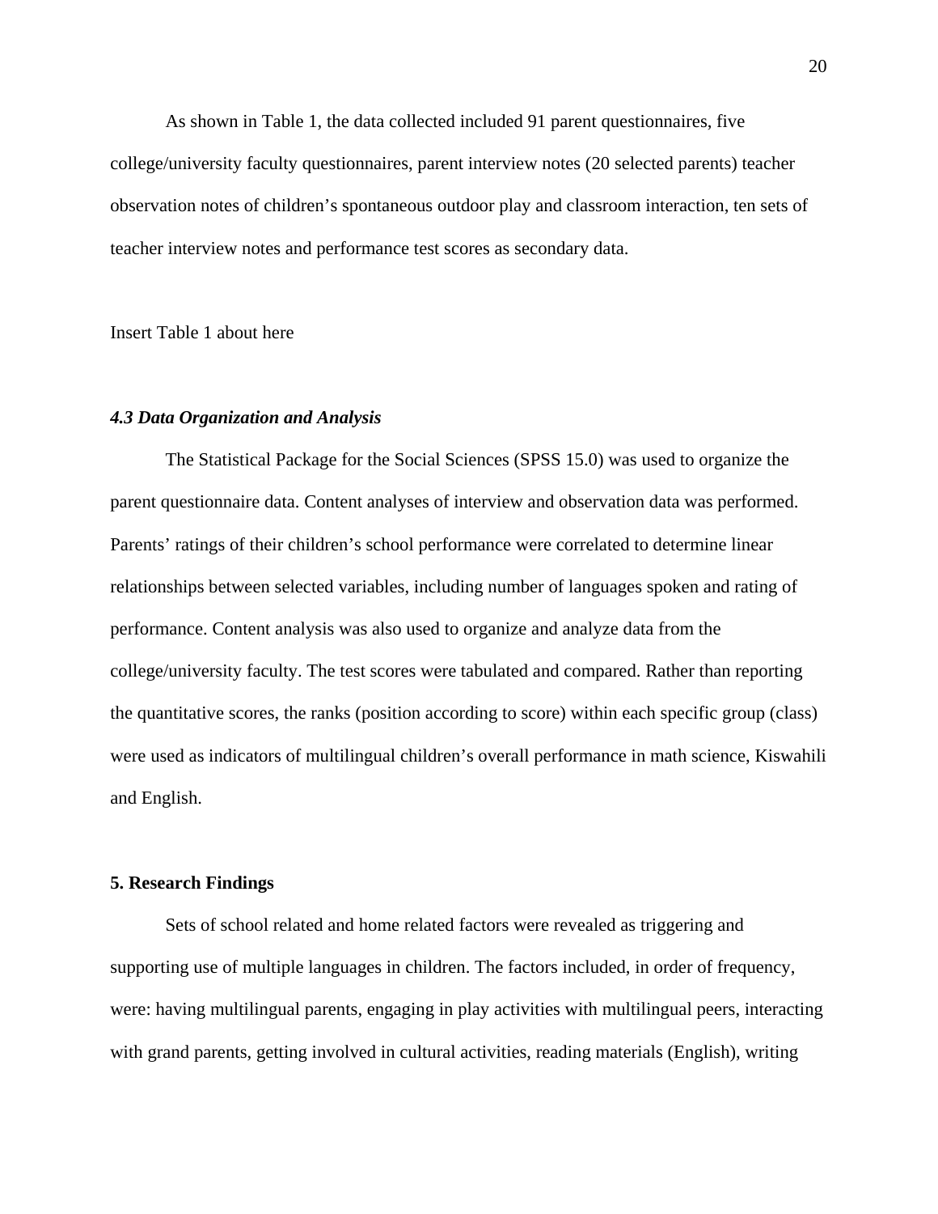As shown in Table 1, the data collected included 91 parent questionnaires, five college/university faculty questionnaires, parent interview notes (20 selected parents) teacher observation notes of children's spontaneous outdoor play and classroom interaction, ten sets of teacher interview notes and performance test scores as secondary data.

Insert Table 1 about here

### *4.3 Data Organization and Analysis*

The Statistical Package for the Social Sciences (SPSS 15.0) was used to organize the parent questionnaire data. Content analyses of interview and observation data was performed. Parents' ratings of their children's school performance were correlated to determine linear relationships between selected variables, including number of languages spoken and rating of performance. Content analysis was also used to organize and analyze data from the college/university faculty. The test scores were tabulated and compared. Rather than reporting the quantitative scores, the ranks (position according to score) within each specific group (class) were used as indicators of multilingual children's overall performance in math science, Kiswahili and English.

## 5. Research Findings

Sets of school related and home related factors were revealed as triggering and supporting use of multiple languages in children. The factors included, in order of frequency, were: having multilingual parents, engaging in play activities with multilingual peers, interacting with grand parents, getting involved in cultural activities, reading materials (English), writing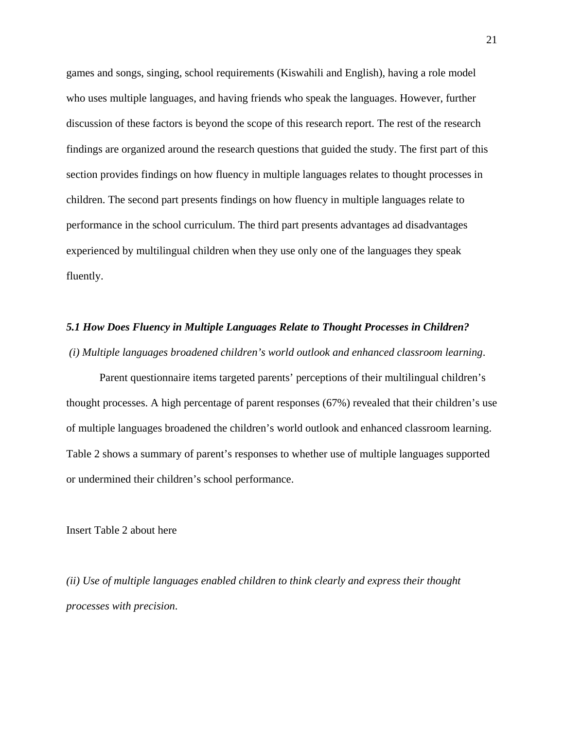games and songs, singing, school requirements (Kiswahili and English), having a role model who uses multiple languages, and having friends who speak the languages. However, further discussion of these factors is beyond the scope of this research report. The rest of the research findings are organized around the research questions that guided the study. The first part of this section provides findings on how fluency in multiple languages relates to thought processes in children. The second part presents findings on how fluency in multiple languages relate to performance in the school curriculum. The third part presents advantages ad disadvantages experienced by multilingual children when they use only one of the languages they speak fluently.

### *5.1 How Does Fluency in Multiple Languages Relate to Thought Processes in Children?*

*(i) Multiple languages broadened children's world outlook and enhanced classroom learning*.

Parent questionnaire items targeted parents' perceptions of their multilingual children's thought processes. A high percentage of parent responses (67%) revealed that their children's use of multiple languages broadened the children's world outlook and enhanced classroom learning. Table 2 shows a summary of parent's responses to whether use of multiple languages supported or undermined their children's school performance.

Insert Table 2 about here

*(ii) Use of multiple languages enabled children to think clearly and express their thought processes with precision*.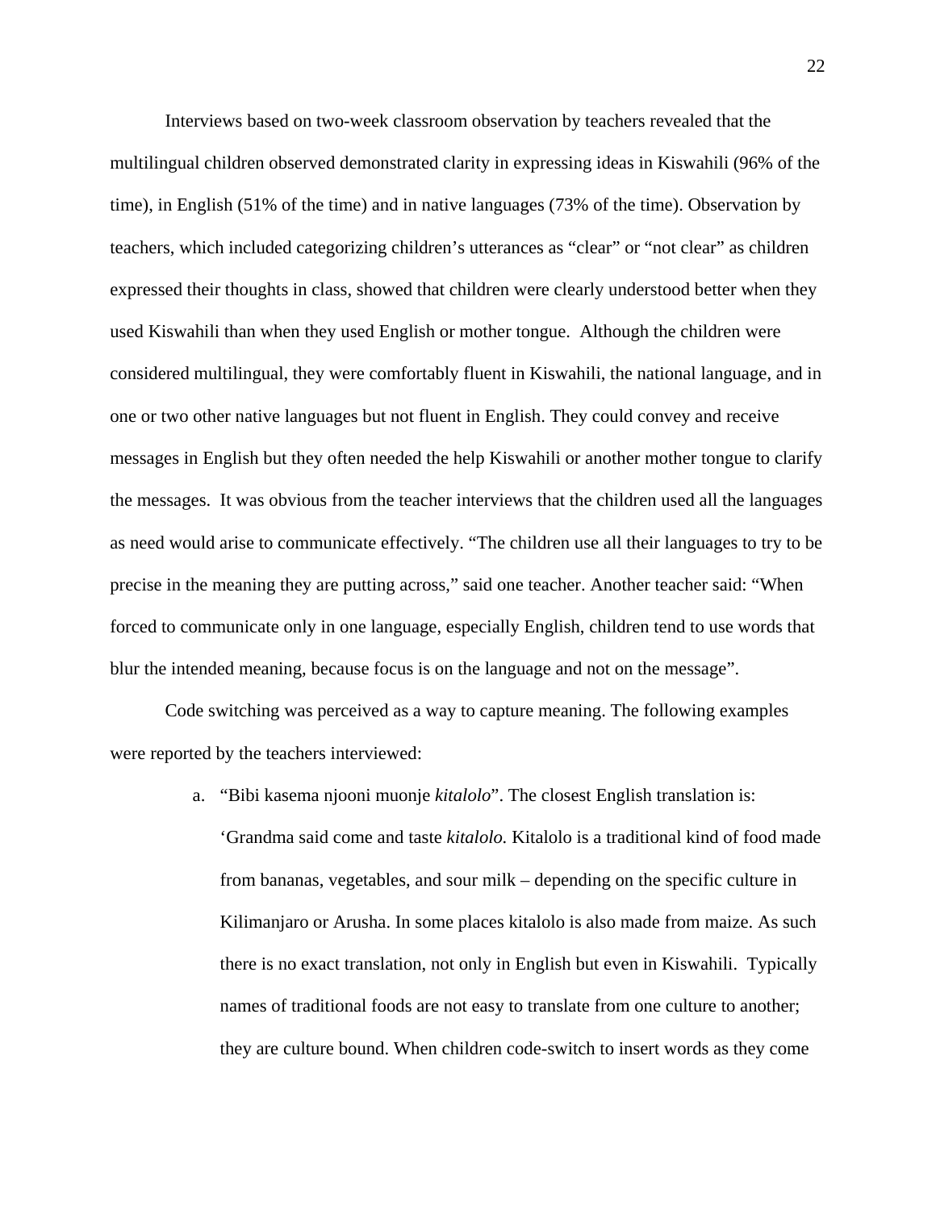Interviews based on two-week classroom observation by teachers revealed that the multilingual children observed demonstrated clarity in expressing ideas in Kiswahili (96% of the time), in English (51% of the time) and in native languages (73% of the time). Observation by teachers, which included categorizing children's utterances as "clear" or "not clear" as children expressed their thoughts in class, showed that children were clearly understood better when they used Kiswahili than when they used English or mother tongue. Although the children were considered multilingual, they were comfortably fluent in Kiswahili, the national language, and in one or two other native languages but not fluent in English. They could convey and receive messages in English but they often needed the help Kiswahili or another mother tongue to clarify the messages. It was obvious from the teacher interviews that the children used all the languages as need would arise to communicate effectively. "The children use all their languages to try to be precise in the meaning they are putting across," said one teacher. Another teacher said: "When forced to communicate only in one language, especially English, children tend to use words that blur the intended meaning, because focus is on the language and not on the message".

Code switching was perceived as a way to capture meaning. The following examples were reported by the teachers interviewed:

a. "Bibi kasema njooni muonje *kitalolo*". The closest English translation is: 'Grandma said come and taste *kitalolo.* Kitalolo is a traditional kind of food made from bananas, vegetables, and sour milk – depending on the specific culture in Kilimanjaro or Arusha. In some places kitalolo is also made from maize. As such there is no exact translation, not only in English but even in Kiswahili. Typically names of traditional foods are not easy to translate from one culture to another; they are culture bound. When children code-switch to insert words as they come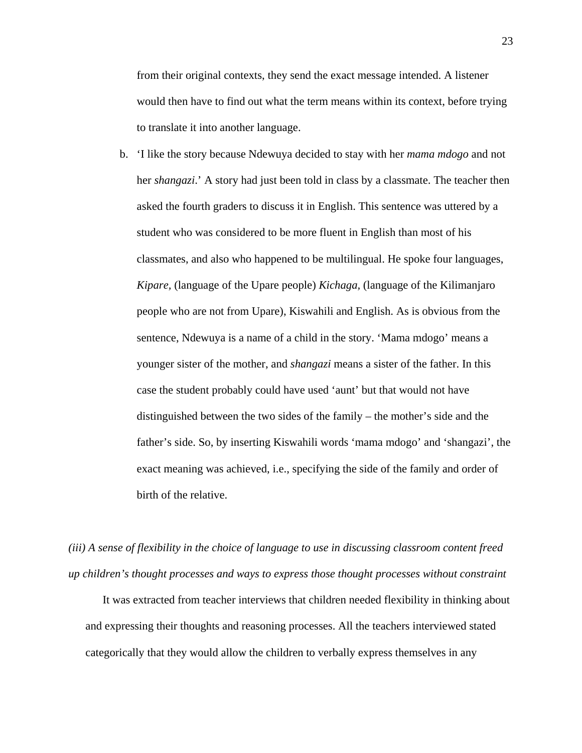from their original contexts, they send the exact message intended. A listener would then have to find out what the term means within its context, before trying to translate it into another language.

b. 'I like the story because Ndewuya decided to stay with her *mama mdogo* and not her *shangazi*.' A story had just been told in class by a classmate. The teacher then asked the fourth graders to discuss it in English. This sentence was uttered by a student who was considered to be more fluent in English than most of his classmates, and also who happened to be multilingual. He spoke four languages, *Kipare,* (language of the Upare people) *Kichaga,* (language of the Kilimanjaro people who are not from Upare), Kiswahili and English. As is obvious from the sentence, Ndewuya is a name of a child in the story. 'Mama mdogo' means a younger sister of the mother, and *shangazi* means a sister of the father. In this case the student probably could have used 'aunt' but that would not have distinguished between the two sides of the family – the mother's side and the father's side. So, by inserting Kiswahili words 'mama mdogo' and 'shangazi', the exact meaning was achieved, i.e., specifying the side of the family and order of birth of the relative.

*(iii) A sense of flexibility in the choice of language to use in discussing classroom content freed up children's thought processes and ways to express those thought processes without constraint*

It was extracted from teacher interviews that children needed flexibility in thinking about and expressing their thoughts and reasoning processes. All the teachers interviewed stated categorically that they would allow the children to verbally express themselves in any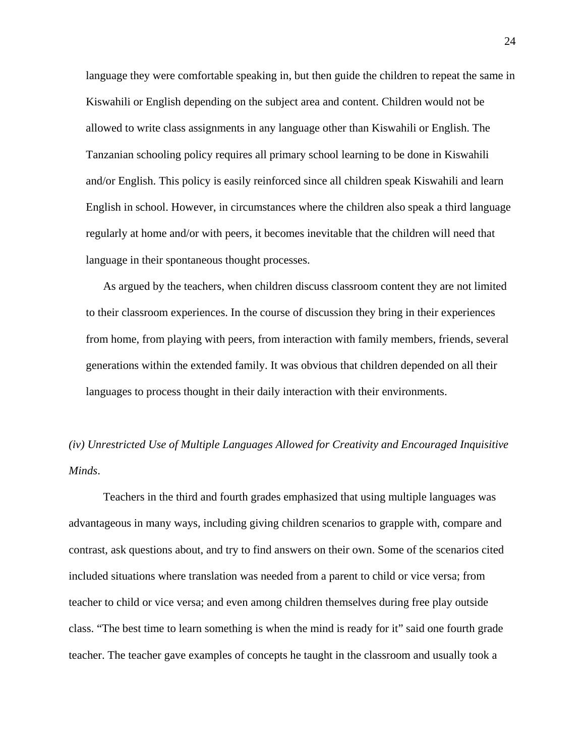language they were comfortable speaking in, but then guide the children to repeat the same in Kiswahili or English depending on the subject area and content. Children would not be allowed to write class assignments in any language other than Kiswahili or English. The Tanzanian schooling policy requires all primary school learning to be done in Kiswahili and/or English. This policy is easily reinforced since all children speak Kiswahili and learn English in school. However, in circumstances where the children also speak a third language regularly at home and/or with peers, it becomes inevitable that the children will need that language in their spontaneous thought processes.

As argued by the teachers, when children discuss classroom content they are not limited to their classroom experiences. In the course of discussion they bring in their experiences from home, from playing with peers, from interaction with family members, friends, several generations within the extended family. It was obvious that children depended on all their languages to process thought in their daily interaction with their environments.

*(iv) Unrestricted Use of Multiple Languages Allowed for Creativity and Encouraged Inquisitive Minds*.

Teachers in the third and fourth grades emphasized that using multiple languages was advantageous in many ways, including giving children scenarios to grapple with, compare and contrast, ask questions about, and try to find answers on their own. Some of the scenarios cited included situations where translation was needed from a parent to child or vice versa; from teacher to child or vice versa; and even among children themselves during free play outside class. "The best time to learn something is when the mind is ready for it" said one fourth grade teacher. The teacher gave examples of concepts he taught in the classroom and usually took a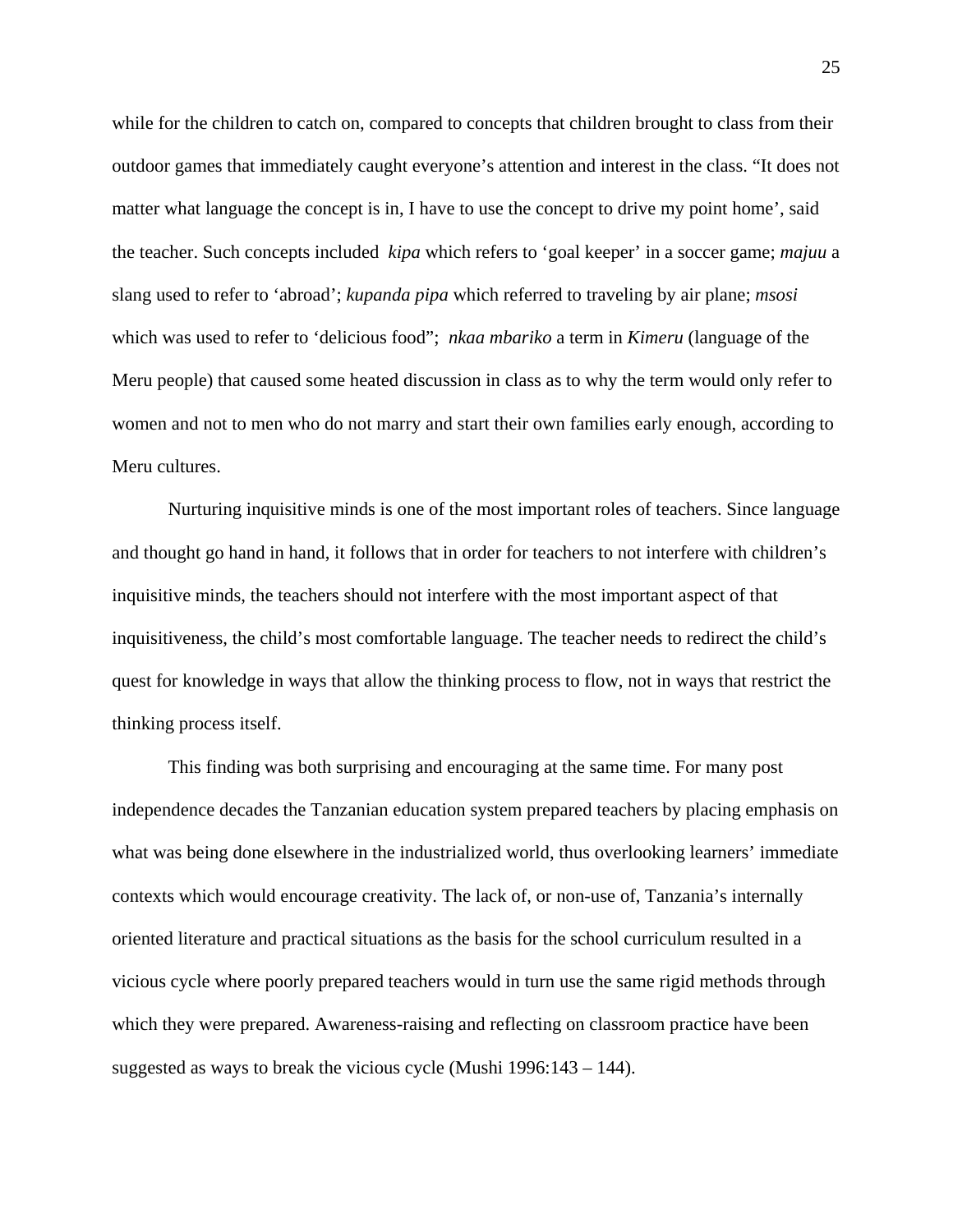while for the children to catch on, compared to concepts that children brought to class from their outdoor games that immediately caught everyone's attention and interest in the class. "It does not matter what language the concept is in, I have to use the concept to drive my point home', said the teacher. Such concepts included *kipa* which refers to 'goal keeper' in a soccer game; *majuu* a slang used to refer to 'abroad'; *kupanda pipa* which referred to traveling by air plane; *msosi* which was used to refer to 'delicious food"; *nkaa mbariko* a term in *Kimeru* (language of the Meru people) that caused some heated discussion in class as to why the term would only refer to women and not to men who do not marry and start their own families early enough, according to Meru cultures.

Nurturing inquisitive minds is one of the most important roles of teachers. Since language and thought go hand in hand, it follows that in order for teachers to not interfere with children's inquisitive minds, the teachers should not interfere with the most important aspect of that inquisitiveness, the child's most comfortable language. The teacher needs to redirect the child's quest for knowledge in ways that allow the thinking process to flow, not in ways that restrict the thinking process itself.

This finding was both surprising and encouraging at the same time. For many post independence decades the Tanzanian education system prepared teachers by placing emphasis on what was being done elsewhere in the industrialized world, thus overlooking learners' immediate contexts which would encourage creativity. The lack of, or non-use of, Tanzania's internally oriented literature and practical situations as the basis for the school curriculum resulted in a vicious cycle where poorly prepared teachers would in turn use the same rigid methods through which they were prepared. Awareness-raising and reflecting on classroom practice have been suggested as ways to break the vicious cycle (Mushi 1996:143 – 144).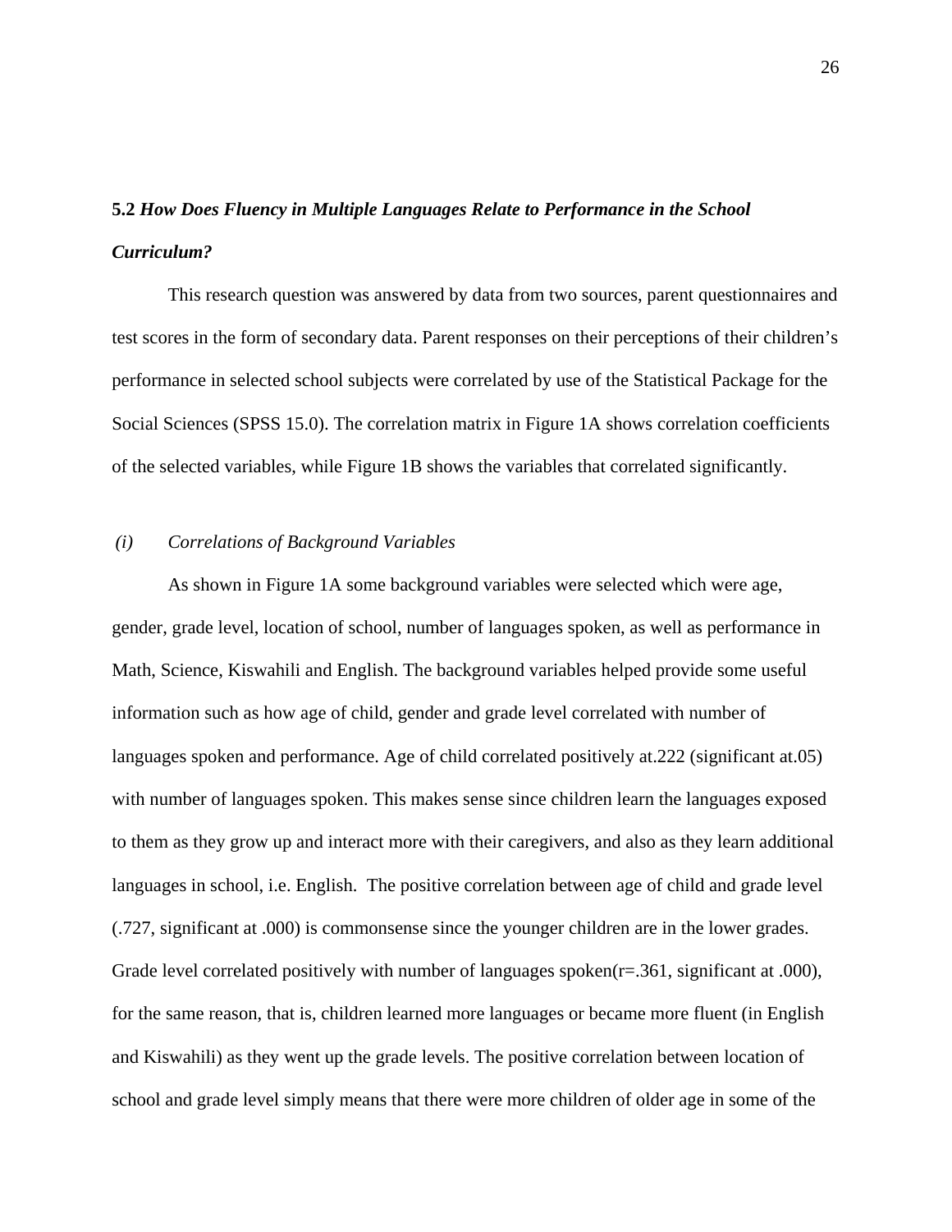### 5.2 *How Does Fluency in Multiple Languages Relate to Performance in the School Curriculum?*

This research question was answered by data from two sources, parent questionnaires and test scores in the form of secondary data. Parent responses on their perceptions of their children's performance in selected school subjects were correlated by use of the Statistical Package for the Social Sciences (SPSS 15.0). The correlation matrix in Figure 1A shows correlation coefficients of the selected variables, while Figure 1B shows the variables that correlated significantly.

*(i) Correlations of Background Variables*

As shown in Figure 1A some background variables were selected which were age, gender, grade level, location of school, number of languages spoken, as well as performance in Math, Science, Kiswahili and English. The background variables helped provide some useful information such as how age of child, gender and grade level correlated with number of languages spoken and performance. Age of child correlated positively at.222 (significant at.05) with number of languages spoken. This makes sense since children learn the languages exposed to them as they grow up and interact more with their caregivers, and also as they learn additional languages in school, i.e. English. The positive correlation between age of child and grade level (.727, significant at .000) is commonsense since the younger children are in the lower grades. Grade level correlated positively with number of languages spoken(r=.361, significant at .000), for the same reason, that is, children learned more languages or became more fluent (in English and Kiswahili) as they went up the grade levels. The positive correlation between location of school and grade level simply means that there were more children of older age in some of the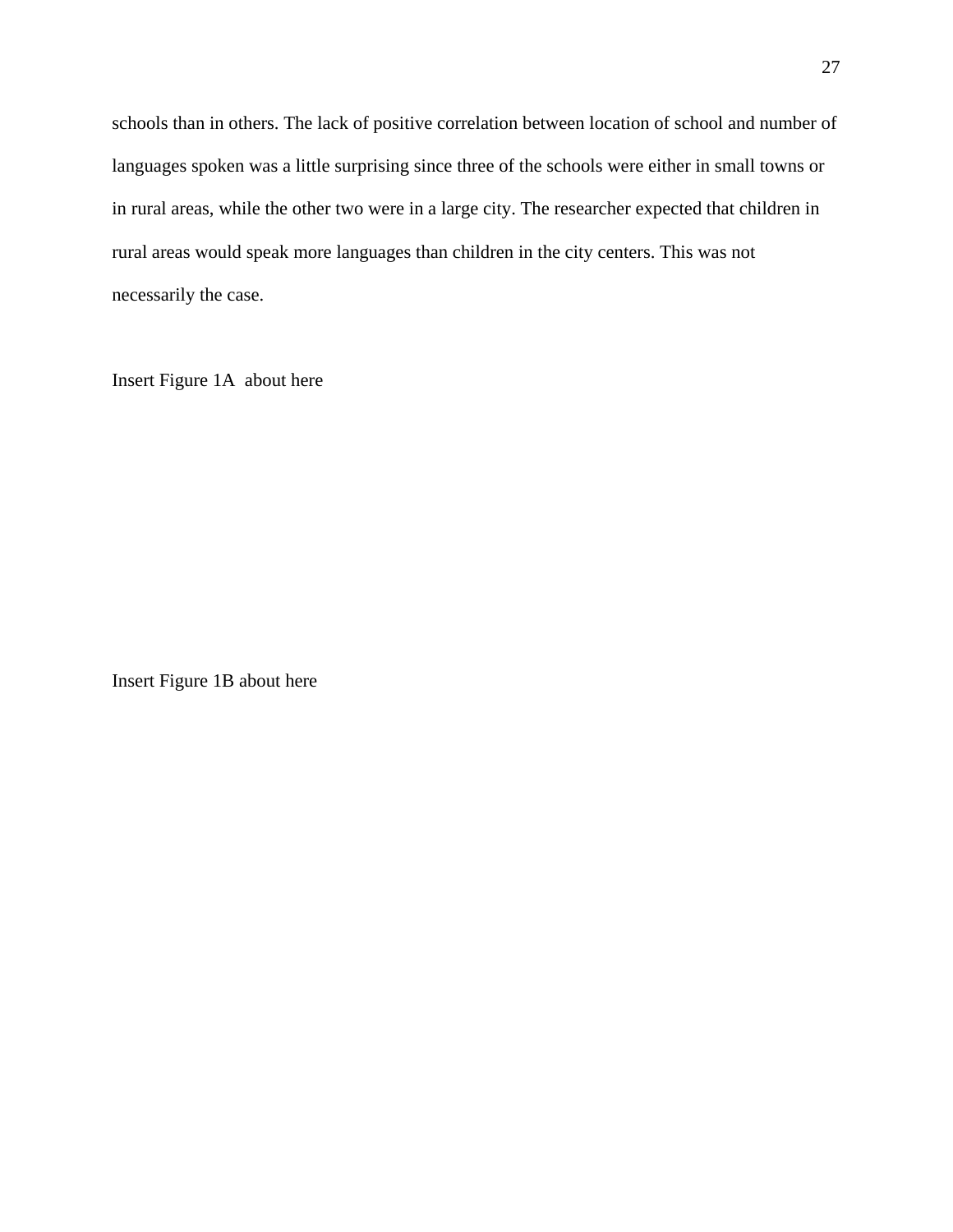schools than in others. The lack of positive correlation between location of school and number of languages spoken was a little surprising since three of the schools were either in small towns or in rural areas, while the other two were in a large city. The researcher expected that children in rural areas would speak more languages than children in the city centers. This was not necessarily the case.

Insert Figure 1A  about here

Insert Figure 1B about here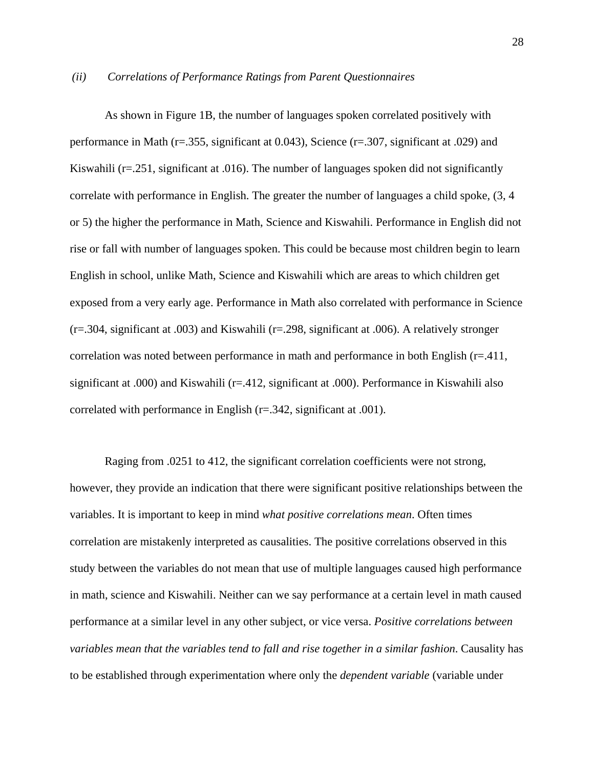*(ii)       Correlations of Performance Ratings from Parent Questionnaires*

As shown in Figure 1B, the number of languages spoken correlated positively with performance in Math (r=.355, significant at 0.043), Science (r=.307, significant at .029) and Kiswahili (r=.251, significant at .016). The number of languages spoken did not significantly correlate with performance in English. The greater the number of languages a child spoke, (3, 4 or 5) the higher the performance in Math, Science and Kiswahili. Performance in English did not rise or fall with number of languages spoken. This could be because most children begin to learn English in school, unlike Math, Science and Kiswahili which are areas to which children get exposed from a very early age. Performance in Math also correlated with performance in Science (r=.304, significant at .003) and Kiswahili (r=.298, significant at .006). A relatively stronger correlation was noted between performance in math and performance in both English (r=.411, significant at .000) and Kiswahili (r=.412, significant at .000). Performance in Kiswahili also correlated with performance in English (r=.342, significant at .001).

Raging from .0251 to 412, the significant correlation coefficients were not strong, however, they provide an indication that there were significant positive relationships between the variables. It is important to keep in mind *what positive correlations mean*. Often times correlation are mistakenly interpreted as causalities. The positive correlations observed in this study between the variables do not mean that use of multiple languages caused high performance in math, science and Kiswahili. Neither can we say performance at a certain level in math caused performance at a similar level in any other subject, or vice versa. *Positive correlations between variables mean that the variables tend to fall and rise together in a similar fashion*. Causality has to be established through experimentation where only the *dependent variable* (variable under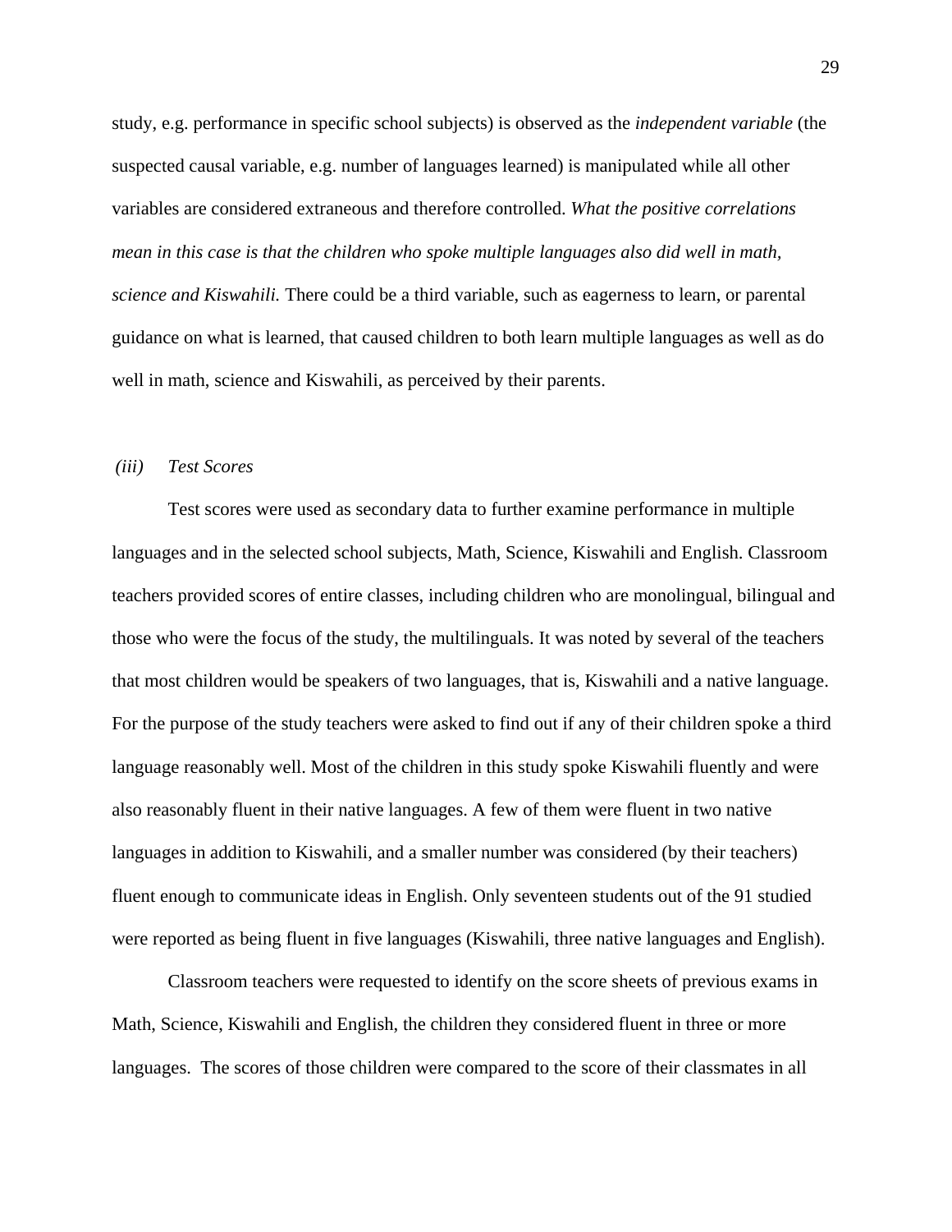study, e.g. performance in specific school subjects) is observed as the *independent variable* (the suspected causal variable, e.g. number of languages learned) is manipulated while all other variables are considered extraneous and therefore controlled. *What the positive correlations mean in this case is that the children who spoke multiple languages also did well in math, science and Kiswahili.* There could be a third variable, such as eagerness to learn, or parental guidance on what is learned, that caused children to both learn multiple languages as well as do well in math, science and Kiswahili, as perceived by their parents.

*(iii) Test Scores*

Test scores were used as secondary data to further examine performance in multiple languages and in the selected school subjects, Math, Science, Kiswahili and English. Classroom teachers provided scores of entire classes, including children who are monolingual, bilingual and those who were the focus of the study, the multilinguals. It was noted by several of the teachers that most children would be speakers of two languages, that is, Kiswahili and a native language. For the purpose of the study teachers were asked to find out if any of their children spoke a third language reasonably well. Most of the children in this study spoke Kiswahili fluently and were also reasonably fluent in their native languages. A few of them were fluent in two native languages in addition to Kiswahili, and a smaller number was considered (by their teachers) fluent enough to communicate ideas in English. Only seventeen students out of the 91 studied were reported as being fluent in five languages (Kiswahili, three native languages and English).

Classroom teachers were requested to identify on the score sheets of previous exams in Math, Science, Kiswahili and English, the children they considered fluent in three or more languages. The scores of those children were compared to the score of their classmates in all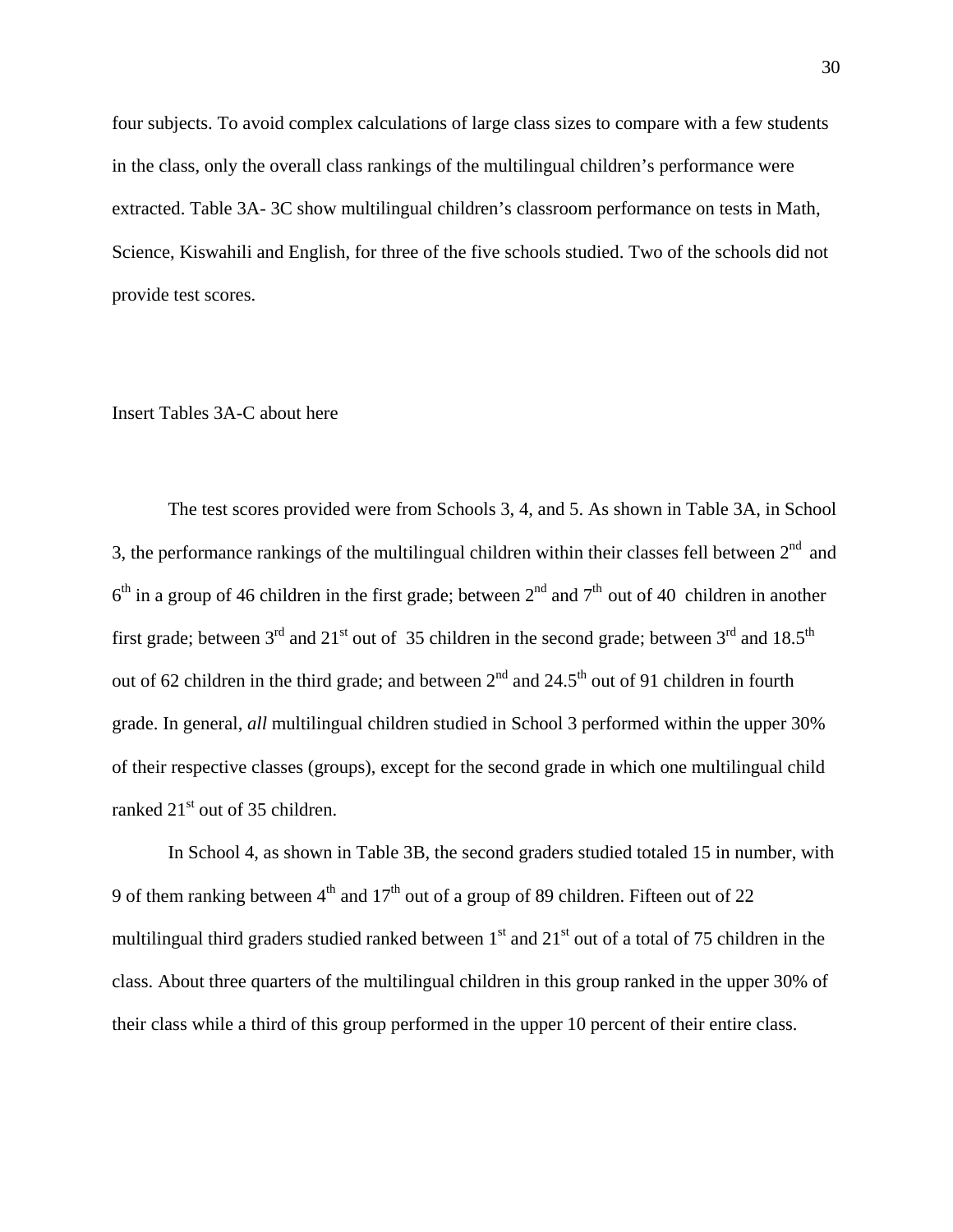four subjects. To avoid complex calculations of large class sizes to compare with a few students in the class, only the overall class rankings of the multilingual children's performance were extracted. Table 3A- 3C show multilingual children's classroom performance on tests in Math, Science, Kiswahili and English, for three of the five schools studied. Two of the schools did not provide test scores.

Insert Tables 3A-C about here

The test scores provided were from Schools 3, 4, and 5. As shown in Table 3A, in School 3, the performance rankings of the multilingual children within their classes fell between 2nd and 6th in a group of 46 children in the first grade; between 2nd and 7th out of 40 children in another first grade; between 3rd and 21st out of 35 children in the second grade; between 3rd and 18.5th out of 62 children in the third grade; and between 2nd and 24.5th out of 91 children in fourth grade. In general, *all* multilingual children studied in School 3 performed within the upper 30% of their respective classes (groups), except for the second grade in which one multilingual child ranked 21st out of 35 children.

In School 4, as shown in Table 3B, the second graders studied totaled 15 in number, with 9 of them ranking between 4th and 17th out of a group of 89 children. Fifteen out of 22 multilingual third graders studied ranked between 1st and 21st out of a total of 75 children in the class. About three quarters of the multilingual children in this group ranked in the upper 30% of their class while a third of this group performed in the upper 10 percent of their entire class.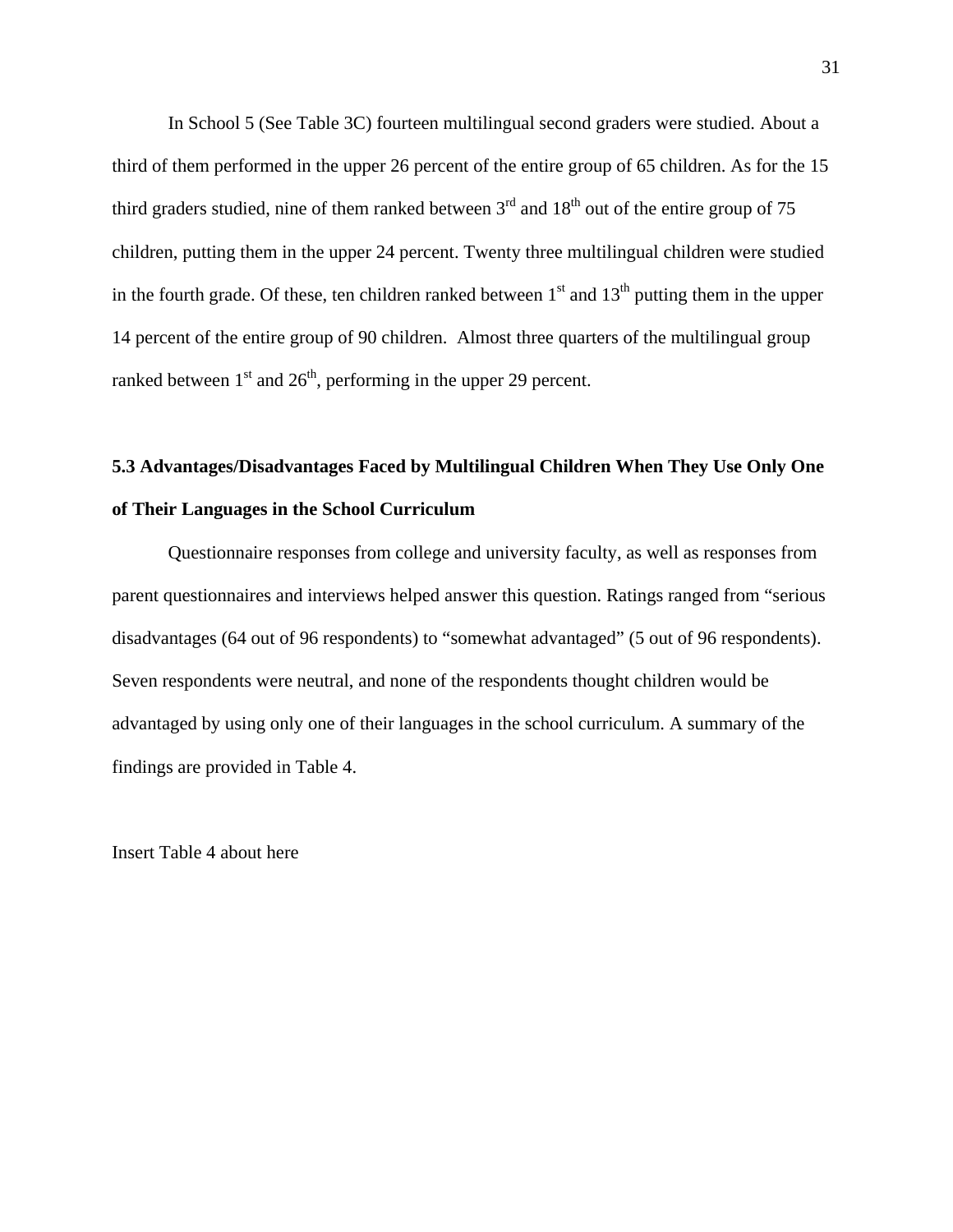In School 5 (See Table 3C) fourteen multilingual second graders were studied. About a third of them performed in the upper 26 percent of the entire group of 65 children. As for the 15 third graders studied, nine of them ranked between 3rd and 18th out of the entire group of 75 children, putting them in the upper 24 percent. Twenty three multilingual children were studied in the fourth grade. Of these, ten children ranked between 1st and 13th putting them in the upper 14 percent of the entire group of 90 children.  Almost three quarters of the multilingual group ranked between 1st and 26th, performing in the upper 29 percent.

### 5.3 Advantages/Disadvantages Faced by Multilingual Children When They Use Only One of Their Languages in the School Curriculum

Questionnaire responses from college and university faculty, as well as responses from parent questionnaires and interviews helped answer this question. Ratings ranged from “serious disadvantages (64 out of 96 respondents) to “somewhat advantaged” (5 out of 96 respondents). Seven respondents were neutral, and none of the respondents thought children would be advantaged by using only one of their languages in the school curriculum. A summary of the findings are provided in Table 4.

Insert Table 4 about here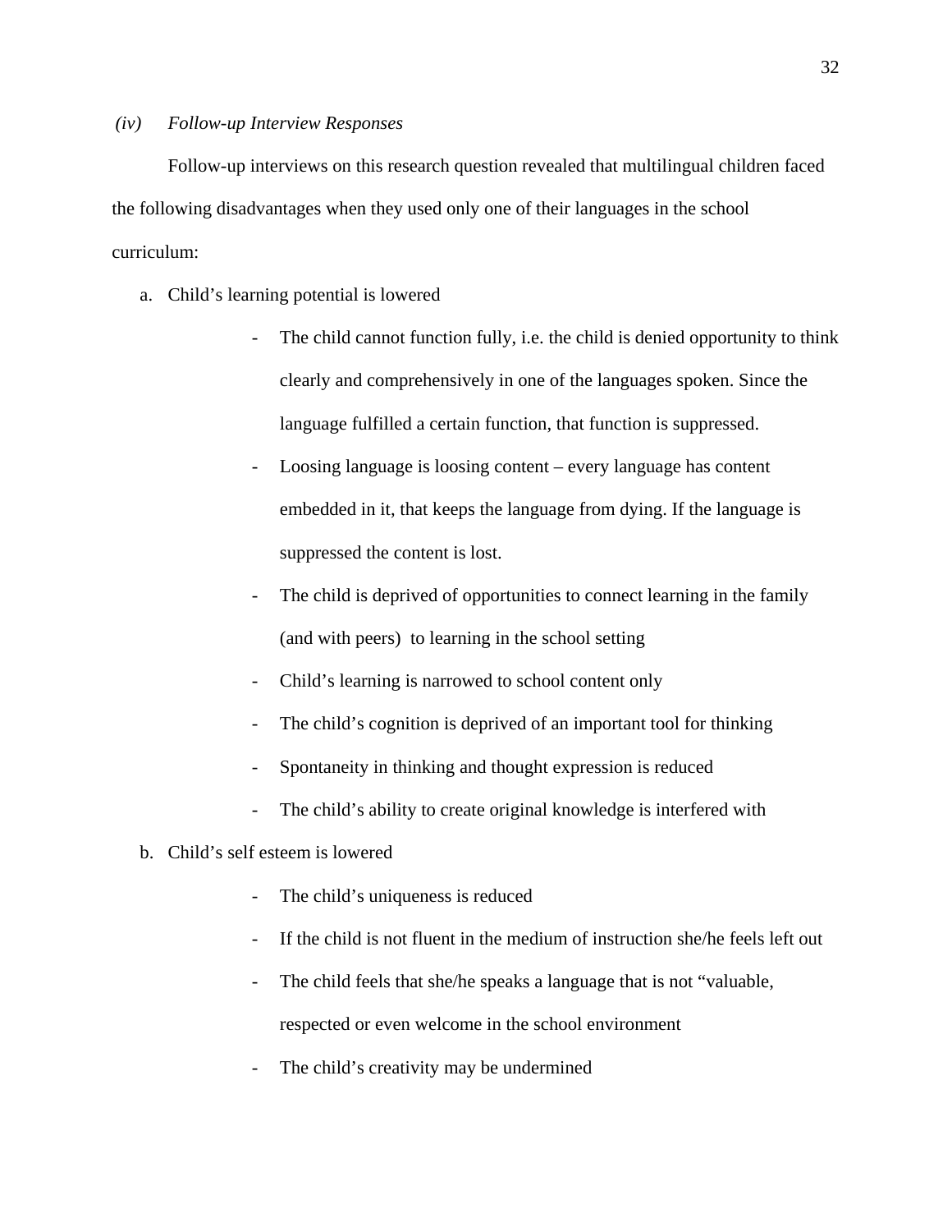*(iv) Follow-up Interview Responses*

Follow-up interviews on this research question revealed that multilingual children faced the following disadvantages when they used only one of their languages in the school curriculum:

a. Child's learning potential is lowered
    - The child cannot function fully, i.e. the child is denied opportunity to think clearly and comprehensively in one of the languages spoken. Since the language fulfilled a certain function, that function is suppressed.
    - Loosing language is loosing content – every language has content embedded in it, that keeps the language from dying. If the language is suppressed the content is lost.
    - The child is deprived of opportunities to connect learning in the family (and with peers) to learning in the school setting
    - Child's learning is narrowed to school content only
    - The child's cognition is deprived of an important tool for thinking
    - Spontaneity in thinking and thought expression is reduced
    - The child's ability to create original knowledge is interfered with
b. Child's self esteem is lowered
    - The child's uniqueness is reduced
    - If the child is not fluent in the medium of instruction she/he feels left out
    - The child feels that she/he speaks a language that is not "valuable, respected or even welcome in the school environment
    - The child's creativity may be undermined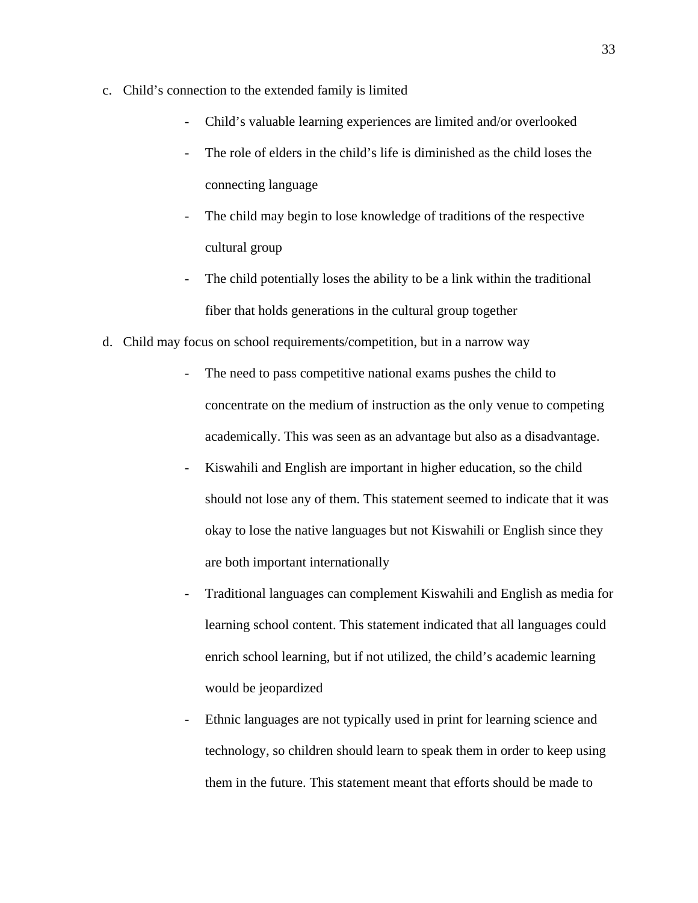c. Child's connection to the extended family is limited

   - Child's valuable learning experiences are limited and/or overlooked
   - The role of elders in the child's life is diminished as the child loses the connecting language
   - The child may begin to lose knowledge of traditions of the respective cultural group
   - The child potentially loses the ability to be a link within the traditional fiber that holds generations in the cultural group together

d. Child may focus on school requirements/competition, but in a narrow way

   - The need to pass competitive national exams pushes the child to concentrate on the medium of instruction as the only venue to competing academically. This was seen as an advantage but also as a disadvantage.
   - Kiswahili and English are important in higher education, so the child should not lose any of them. This statement seemed to indicate that it was okay to lose the native languages but not Kiswahili or English since they are both important internationally
   - Traditional languages can complement Kiswahili and English as media for learning school content. This statement indicated that all languages could enrich school learning, but if not utilized, the child's academic learning would be jeopardized
   - Ethnic languages are not typically used in print for learning science and technology, so children should learn to speak them in order to keep using them in the future. This statement meant that efforts should be made to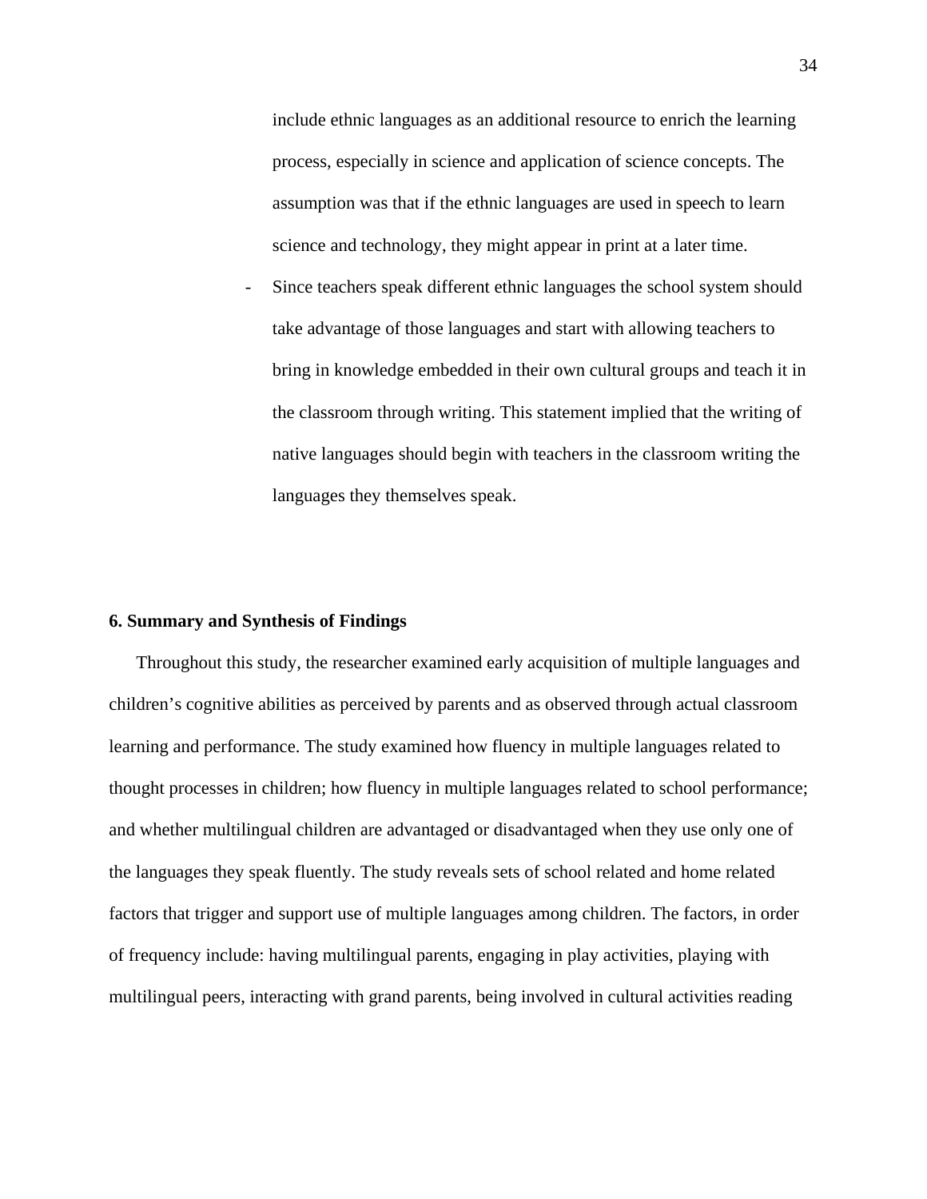include ethnic languages as an additional resource to enrich the learning process, especially in science and application of science concepts. The assumption was that if the ethnic languages are used in speech to learn science and technology, they might appear in print at a later time.

- Since teachers speak different ethnic languages the school system should take advantage of those languages and start with allowing teachers to bring in knowledge embedded in their own cultural groups and teach it in the classroom through writing. This statement implied that the writing of native languages should begin with teachers in the classroom writing the languages they themselves speak.

**6. Summary and Synthesis of Findings**

Throughout this study, the researcher examined early acquisition of multiple languages and children's cognitive abilities as perceived by parents and as observed through actual classroom learning and performance. The study examined how fluency in multiple languages related to thought processes in children; how fluency in multiple languages related to school performance; and whether multilingual children are advantaged or disadvantaged when they use only one of the languages they speak fluently. The study reveals sets of school related and home related factors that trigger and support use of multiple languages among children. The factors, in order of frequency include: having multilingual parents, engaging in play activities, playing with multilingual peers, interacting with grand parents, being involved in cultural activities reading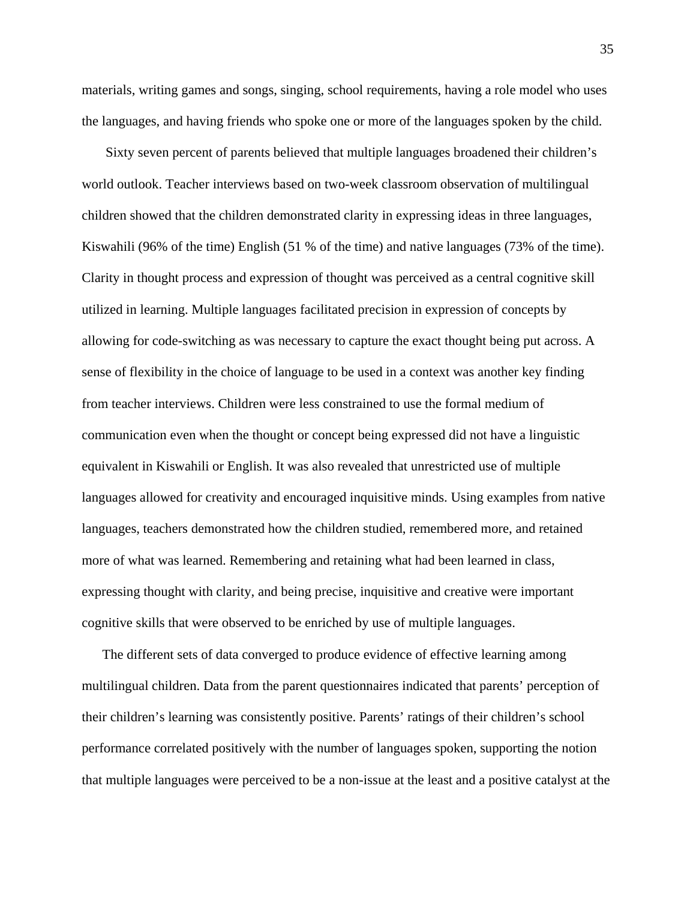materials, writing games and songs, singing, school requirements, having a role model who uses the languages, and having friends who spoke one or more of the languages spoken by the child.

Sixty seven percent of parents believed that multiple languages broadened their children's world outlook. Teacher interviews based on two-week classroom observation of multilingual children showed that the children demonstrated clarity in expressing ideas in three languages, Kiswahili (96% of the time) English (51 % of the time) and native languages (73% of the time). Clarity in thought process and expression of thought was perceived as a central cognitive skill utilized in learning. Multiple languages facilitated precision in expression of concepts by allowing for code-switching as was necessary to capture the exact thought being put across. A sense of flexibility in the choice of language to be used in a context was another key finding from teacher interviews. Children were less constrained to use the formal medium of communication even when the thought or concept being expressed did not have a linguistic equivalent in Kiswahili or English. It was also revealed that unrestricted use of multiple languages allowed for creativity and encouraged inquisitive minds. Using examples from native languages, teachers demonstrated how the children studied, remembered more, and retained more of what was learned. Remembering and retaining what had been learned in class, expressing thought with clarity, and being precise, inquisitive and creative were important cognitive skills that were observed to be enriched by use of multiple languages.

The different sets of data converged to produce evidence of effective learning among multilingual children. Data from the parent questionnaires indicated that parents' perception of their children's learning was consistently positive. Parents' ratings of their children's school performance correlated positively with the number of languages spoken, supporting the notion that multiple languages were perceived to be a non-issue at the least and a positive catalyst at the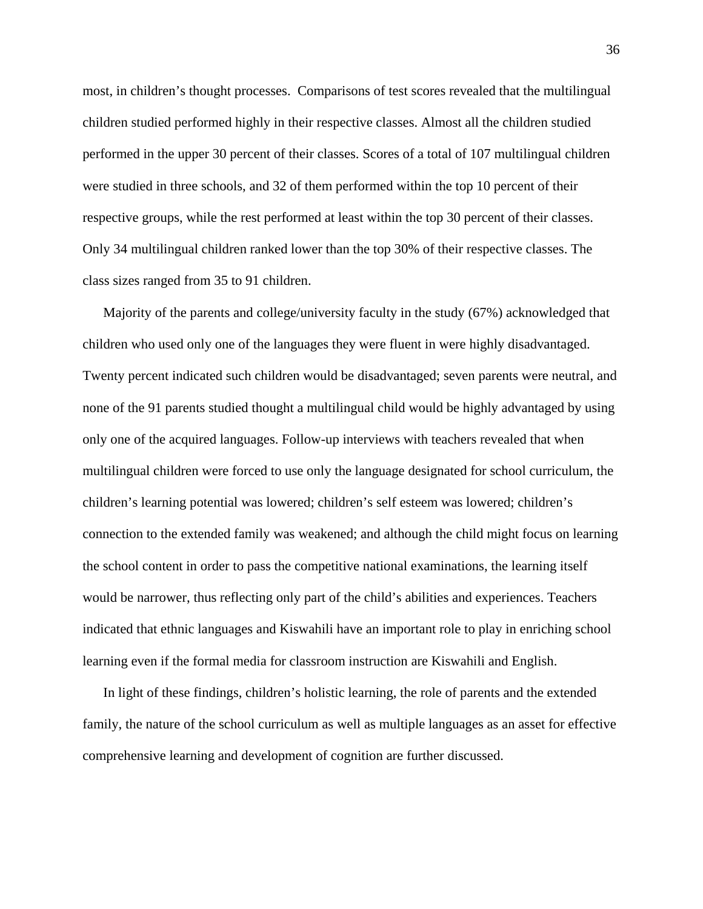most, in children's thought processes. Comparisons of test scores revealed that the multilingual children studied performed highly in their respective classes. Almost all the children studied performed in the upper 30 percent of their classes. Scores of a total of 107 multilingual children were studied in three schools, and 32 of them performed within the top 10 percent of their respective groups, while the rest performed at least within the top 30 percent of their classes. Only 34 multilingual children ranked lower than the top 30% of their respective classes. The class sizes ranged from 35 to 91 children.

Majority of the parents and college/university faculty in the study (67%) acknowledged that children who used only one of the languages they were fluent in were highly disadvantaged. Twenty percent indicated such children would be disadvantaged; seven parents were neutral, and none of the 91 parents studied thought a multilingual child would be highly advantaged by using only one of the acquired languages. Follow-up interviews with teachers revealed that when multilingual children were forced to use only the language designated for school curriculum, the children's learning potential was lowered; children's self esteem was lowered; children's connection to the extended family was weakened; and although the child might focus on learning the school content in order to pass the competitive national examinations, the learning itself would be narrower, thus reflecting only part of the child's abilities and experiences. Teachers indicated that ethnic languages and Kiswahili have an important role to play in enriching school learning even if the formal media for classroom instruction are Kiswahili and English.

In light of these findings, children's holistic learning, the role of parents and the extended family, the nature of the school curriculum as well as multiple languages as an asset for effective comprehensive learning and development of cognition are further discussed.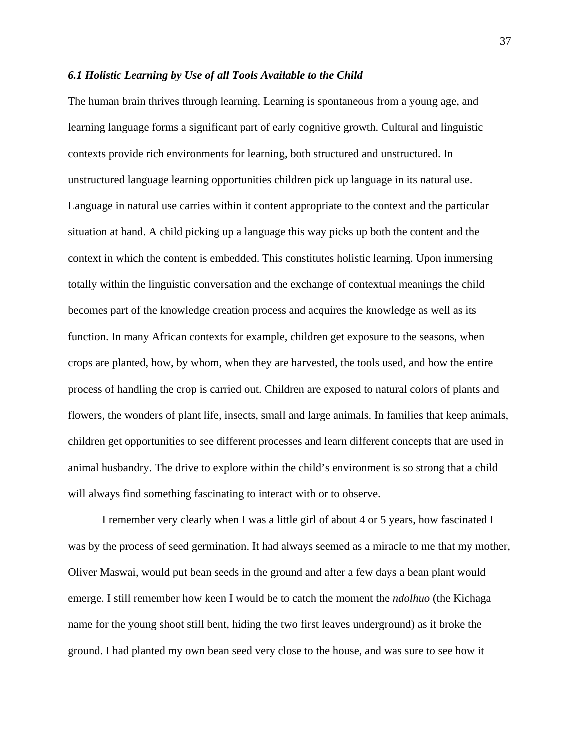### *6.1 Holistic Learning by Use of all Tools Available to the Child*

The human brain thrives through learning. Learning is spontaneous from a young age, and learning language forms a significant part of early cognitive growth. Cultural and linguistic contexts provide rich environments for learning, both structured and unstructured. In unstructured language learning opportunities children pick up language in its natural use. Language in natural use carries within it content appropriate to the context and the particular situation at hand. A child picking up a language this way picks up both the content and the context in which the content is embedded. This constitutes holistic learning. Upon immersing totally within the linguistic conversation and the exchange of contextual meanings the child becomes part of the knowledge creation process and acquires the knowledge as well as its function. In many African contexts for example, children get exposure to the seasons, when crops are planted, how, by whom, when they are harvested, the tools used, and how the entire process of handling the crop is carried out. Children are exposed to natural colors of plants and flowers, the wonders of plant life, insects, small and large animals. In families that keep animals, children get opportunities to see different processes and learn different concepts that are used in animal husbandry. The drive to explore within the child's environment is so strong that a child will always find something fascinating to interact with or to observe.

I remember very clearly when I was a little girl of about 4 or 5 years, how fascinated I was by the process of seed germination. It had always seemed as a miracle to me that my mother, Oliver Maswai, would put bean seeds in the ground and after a few days a bean plant would emerge. I still remember how keen I would be to catch the moment the *ndolhuo* (the Kichaga name for the young shoot still bent, hiding the two first leaves underground) as it broke the ground. I had planted my own bean seed very close to the house, and was sure to see how it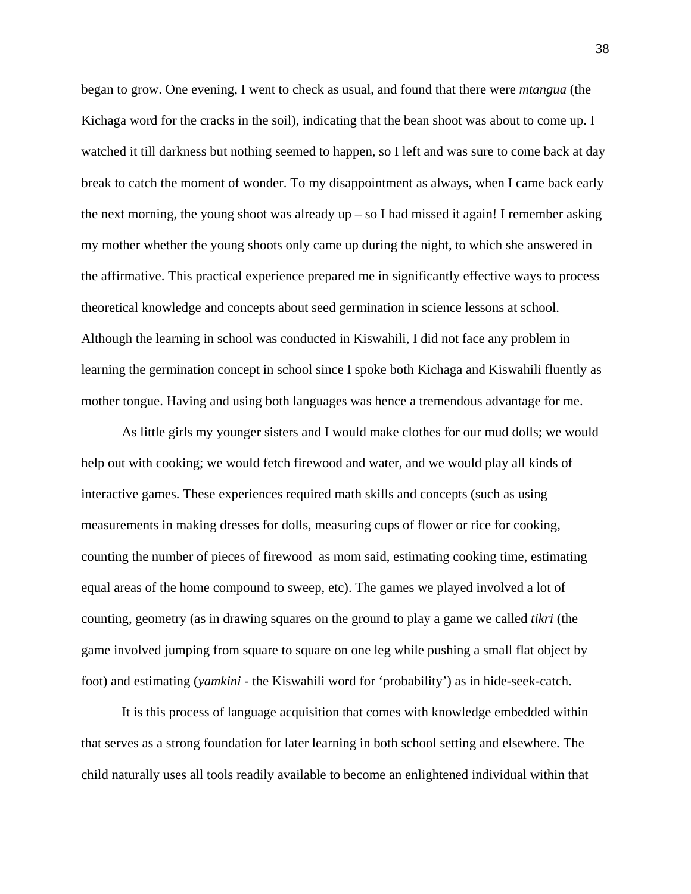began to grow. One evening, I went to check as usual, and found that there were *mtangua* (the Kichaga word for the cracks in the soil), indicating that the bean shoot was about to come up. I watched it till darkness but nothing seemed to happen, so I left and was sure to come back at day break to catch the moment of wonder. To my disappointment as always, when I came back early the next morning, the young shoot was already up – so I had missed it again! I remember asking my mother whether the young shoots only came up during the night, to which she answered in the affirmative. This practical experience prepared me in significantly effective ways to process theoretical knowledge and concepts about seed germination in science lessons at school. Although the learning in school was conducted in Kiswahili, I did not face any problem in learning the germination concept in school since I spoke both Kichaga and Kiswahili fluently as mother tongue. Having and using both languages was hence a tremendous advantage for me.

As little girls my younger sisters and I would make clothes for our mud dolls; we would help out with cooking; we would fetch firewood and water, and we would play all kinds of interactive games. These experiences required math skills and concepts (such as using measurements in making dresses for dolls, measuring cups of flower or rice for cooking, counting the number of pieces of firewood as mom said, estimating cooking time, estimating equal areas of the home compound to sweep, etc). The games we played involved a lot of counting, geometry (as in drawing squares on the ground to play a game we called *tikri* (the game involved jumping from square to square on one leg while pushing a small flat object by foot) and estimating (*yamkini* - the Kiswahili word for 'probability') as in hide-seek-catch.

It is this process of language acquisition that comes with knowledge embedded within that serves as a strong foundation for later learning in both school setting and elsewhere. The child naturally uses all tools readily available to become an enlightened individual within that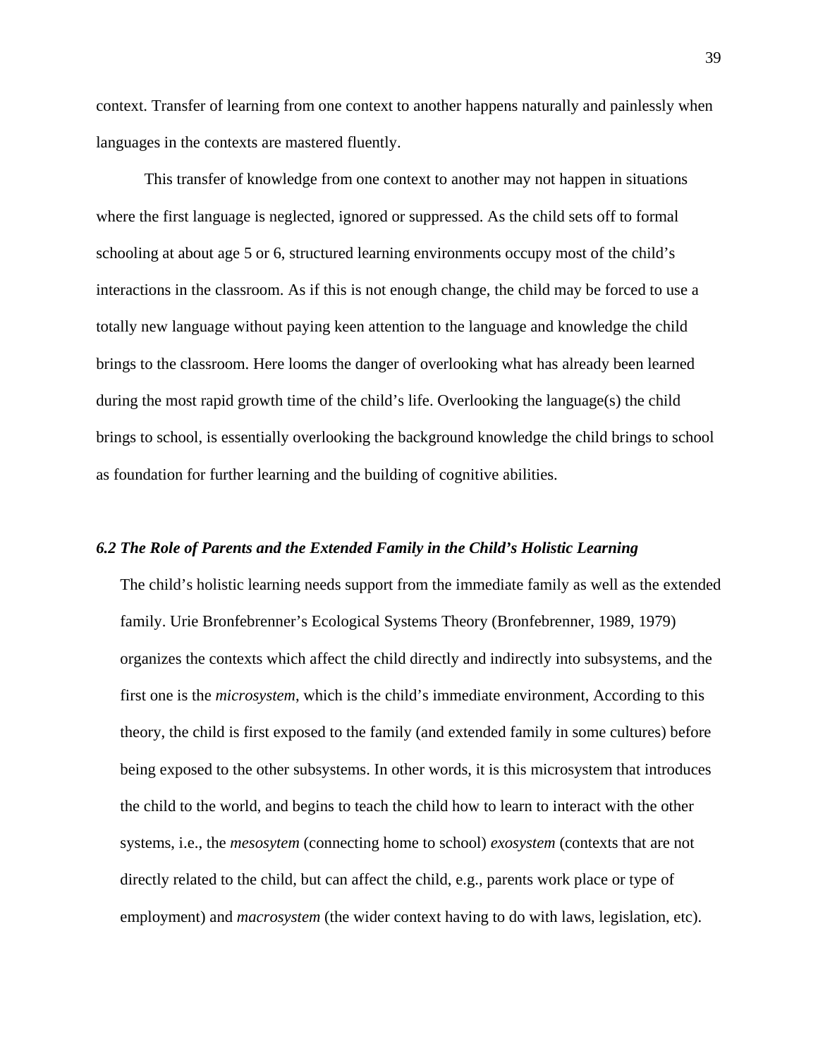context. Transfer of learning from one context to another happens naturally and painlessly when languages in the contexts are mastered fluently.

This transfer of knowledge from one context to another may not happen in situations where the first language is neglected, ignored or suppressed. As the child sets off to formal schooling at about age 5 or 6, structured learning environments occupy most of the child's interactions in the classroom. As if this is not enough change, the child may be forced to use a totally new language without paying keen attention to the language and knowledge the child brings to the classroom. Here looms the danger of overlooking what has already been learned during the most rapid growth time of the child's life. Overlooking the language(s) the child brings to school, is essentially overlooking the background knowledge the child brings to school as foundation for further learning and the building of cognitive abilities.

### *6.2 The Role of Parents and the Extended Family in the Child's Holistic Learning*

The child's holistic learning needs support from the immediate family as well as the extended family. Urie Bronfebrenner's Ecological Systems Theory (Bronfebrenner, 1989, 1979) organizes the contexts which affect the child directly and indirectly into subsystems, and the first one is the *microsystem*, which is the child's immediate environment, According to this theory, the child is first exposed to the family (and extended family in some cultures) before being exposed to the other subsystems. In other words, it is this microsystem that introduces the child to the world, and begins to teach the child how to learn to interact with the other systems, i.e., the *mesosytem* (connecting home to school) *exosystem* (contexts that are not directly related to the child, but can affect the child, e.g., parents work place or type of employment) and *macrosystem* (the wider context having to do with laws, legislation, etc).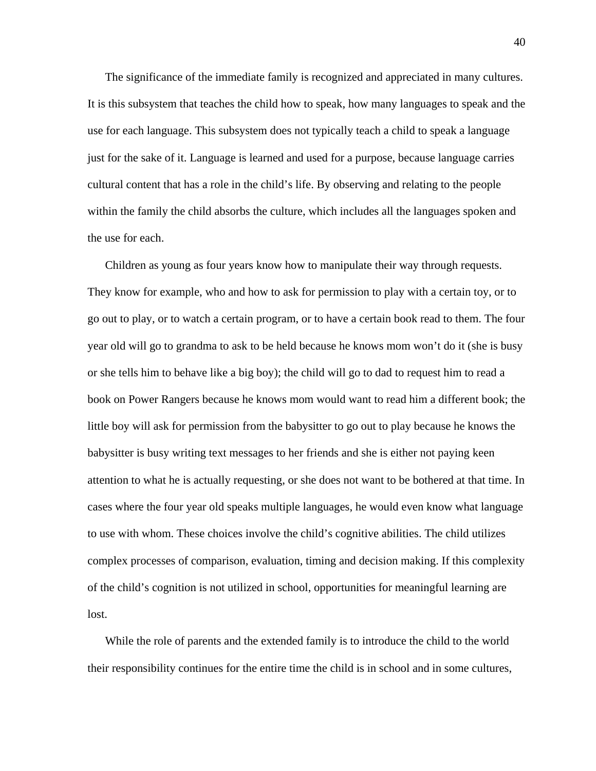The significance of the immediate family is recognized and appreciated in many cultures. It is this subsystem that teaches the child how to speak, how many languages to speak and the use for each language. This subsystem does not typically teach a child to speak a language just for the sake of it. Language is learned and used for a purpose, because language carries cultural content that has a role in the child's life. By observing and relating to the people within the family the child absorbs the culture, which includes all the languages spoken and the use for each.

Children as young as four years know how to manipulate their way through requests. They know for example, who and how to ask for permission to play with a certain toy, or to go out to play, or to watch a certain program, or to have a certain book read to them. The four year old will go to grandma to ask to be held because he knows mom won't do it (she is busy or she tells him to behave like a big boy); the child will go to dad to request him to read a book on Power Rangers because he knows mom would want to read him a different book; the little boy will ask for permission from the babysitter to go out to play because he knows the babysitter is busy writing text messages to her friends and she is either not paying keen attention to what he is actually requesting, or she does not want to be bothered at that time. In cases where the four year old speaks multiple languages, he would even know what language to use with whom. These choices involve the child's cognitive abilities. The child utilizes complex processes of comparison, evaluation, timing and decision making. If this complexity of the child's cognition is not utilized in school, opportunities for meaningful learning are lost.

While the role of parents and the extended family is to introduce the child to the world their responsibility continues for the entire time the child is in school and in some cultures,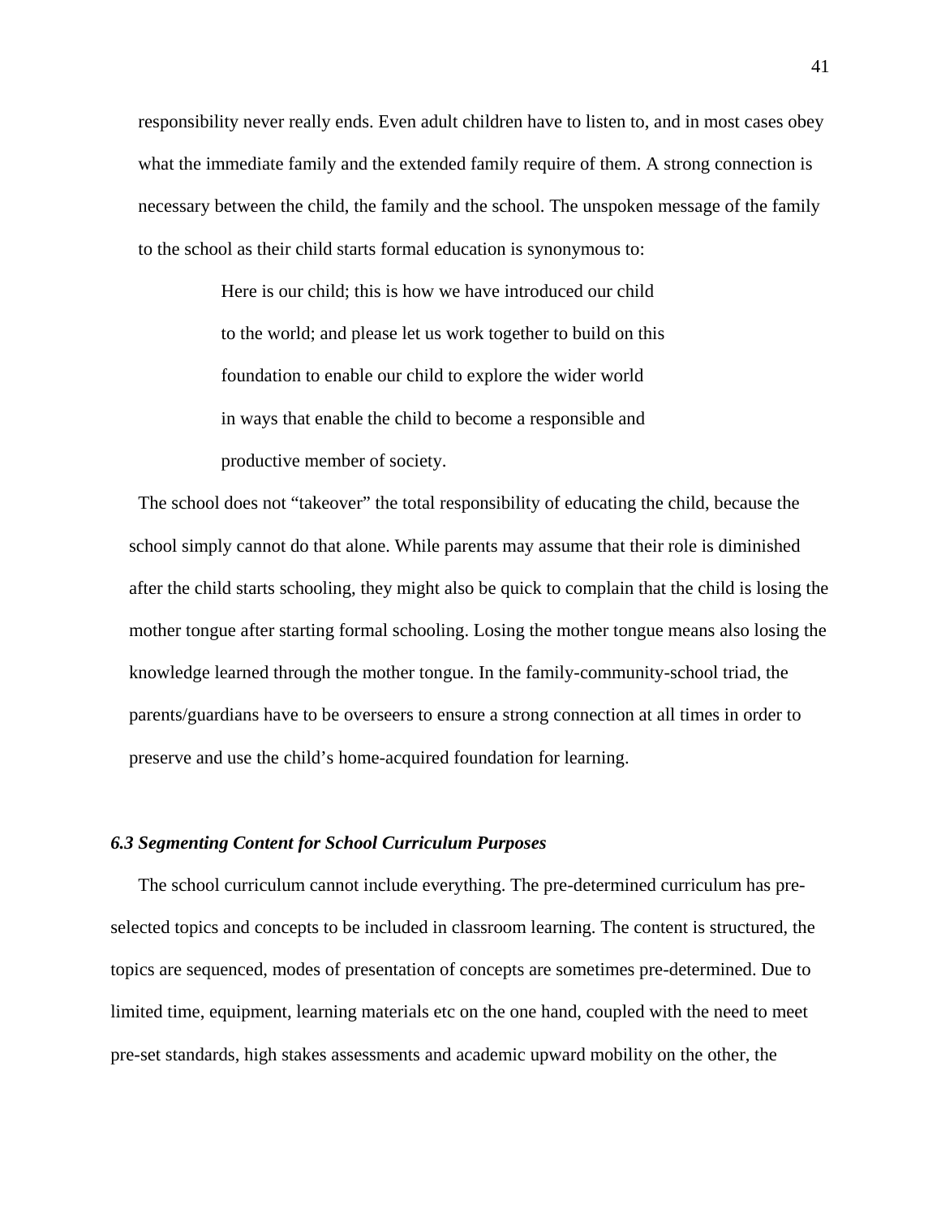responsibility never really ends. Even adult children have to listen to, and in most cases obey what the immediate family and the extended family require of them. A strong connection is necessary between the child, the family and the school. The unspoken message of the family to the school as their child starts formal education is synonymous to:

> Here is our child; this is how we have introduced our child to the world; and please let us work together to build on this foundation to enable our child to explore the wider world in ways that enable the child to become a responsible and productive member of society.

The school does not "takeover" the total responsibility of educating the child, because the school simply cannot do that alone. While parents may assume that their role is diminished after the child starts schooling, they might also be quick to complain that the child is losing the mother tongue after starting formal schooling. Losing the mother tongue means also losing the knowledge learned through the mother tongue. In the family-community-school triad, the parents/guardians have to be overseers to ensure a strong connection at all times in order to preserve and use the child's home-acquired foundation for learning.

### *6.3 Segmenting Content for School Curriculum Purposes*

The school curriculum cannot include everything. The pre-determined curriculum has pre-selected topics and concepts to be included in classroom learning. The content is structured, the topics are sequenced, modes of presentation of concepts are sometimes pre-determined. Due to limited time, equipment, learning materials etc on the one hand, coupled with the need to meet pre-set standards, high stakes assessments and academic upward mobility on the other, the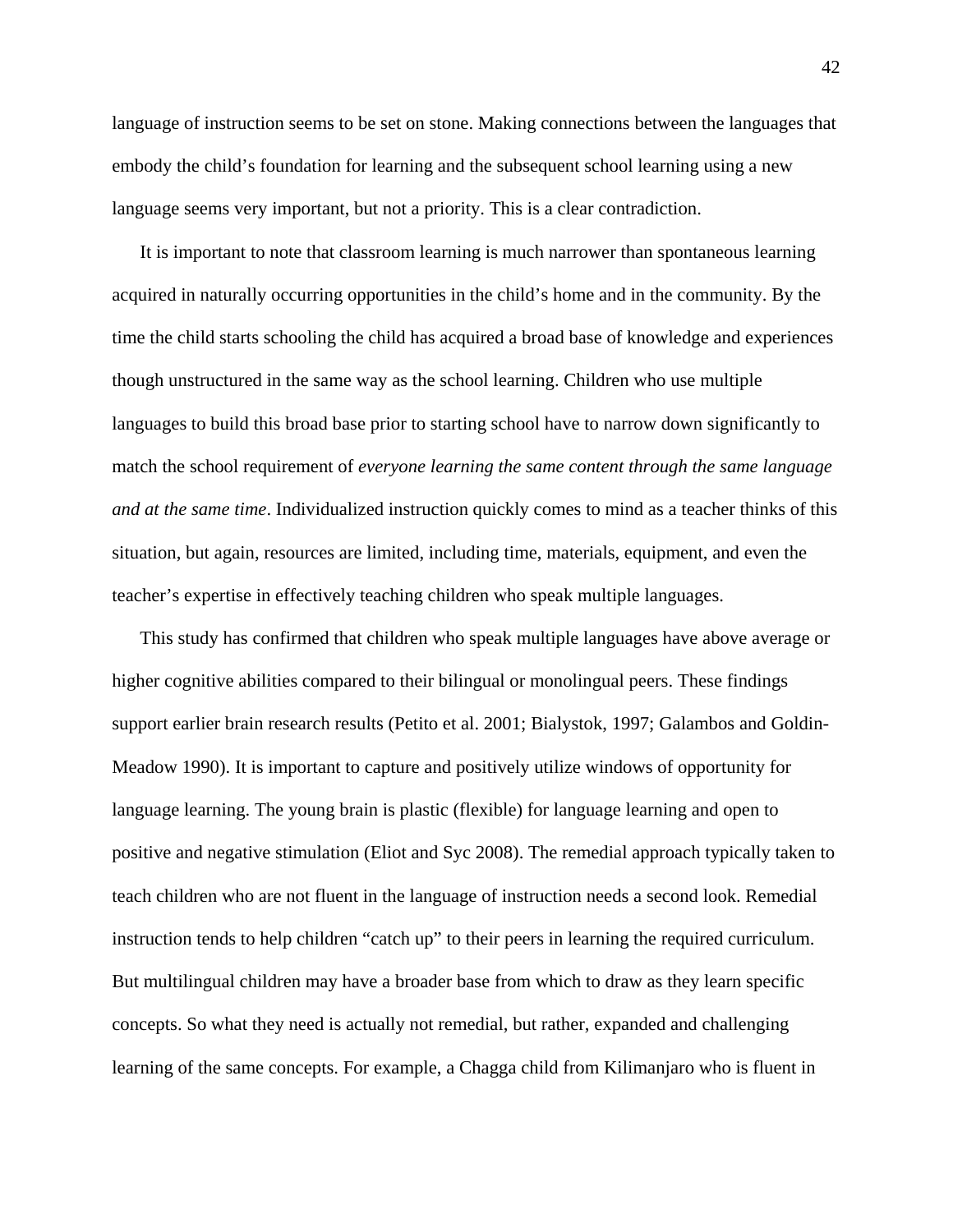language of instruction seems to be set on stone. Making connections between the languages that embody the child's foundation for learning and the subsequent school learning using a new language seems very important, but not a priority. This is a clear contradiction.

It is important to note that classroom learning is much narrower than spontaneous learning acquired in naturally occurring opportunities in the child's home and in the community. By the time the child starts schooling the child has acquired a broad base of knowledge and experiences though unstructured in the same way as the school learning. Children who use multiple languages to build this broad base prior to starting school have to narrow down significantly to match the school requirement of *everyone learning the same content through the same language and at the same time*. Individualized instruction quickly comes to mind as a teacher thinks of this situation, but again, resources are limited, including time, materials, equipment, and even the teacher's expertise in effectively teaching children who speak multiple languages.

This study has confirmed that children who speak multiple languages have above average or higher cognitive abilities compared to their bilingual or monolingual peers. These findings support earlier brain research results (Petito et al. 2001; Bialystok, 1997; Galambos and Goldin-Meadow 1990). It is important to capture and positively utilize windows of opportunity for language learning. The young brain is plastic (flexible) for language learning and open to positive and negative stimulation (Eliot and Syc 2008). The remedial approach typically taken to teach children who are not fluent in the language of instruction needs a second look. Remedial instruction tends to help children "catch up" to their peers in learning the required curriculum. But multilingual children may have a broader base from which to draw as they learn specific concepts. So what they need is actually not remedial, but rather, expanded and challenging learning of the same concepts. For example, a Chagga child from Kilimanjaro who is fluent in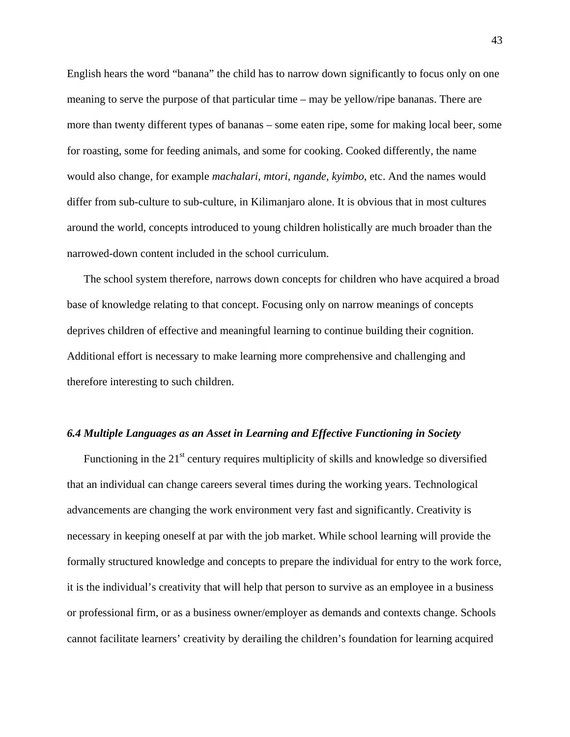English hears the word “banana” the child has to narrow down significantly to focus only on one meaning to serve the purpose of that particular time – may be yellow/ripe bananas. There are more than twenty different types of bananas – some eaten ripe, some for making local beer, some for roasting, some for feeding animals, and some for cooking. Cooked differently, the name would also change, for example *machalari, mtori, ngande, kyimbo*, etc. And the names would differ from sub-culture to sub-culture, in Kilimanjaro alone. It is obvious that in most cultures around the world, concepts introduced to young children holistically are much broader than the narrowed-down content included in the school curriculum.

The school system therefore, narrows down concepts for children who have acquired a broad base of knowledge relating to that concept. Focusing only on narrow meanings of concepts deprives children of effective and meaningful learning to continue building their cognition. Additional effort is necessary to make learning more comprehensive and challenging and therefore interesting to such children.

### *6.4 Multiple Languages as an Asset in Learning and Effective Functioning in Society*

Functioning in the 21st century requires multiplicity of skills and knowledge so diversified that an individual can change careers several times during the working years. Technological advancements are changing the work environment very fast and significantly. Creativity is necessary in keeping oneself at par with the job market. While school learning will provide the formally structured knowledge and concepts to prepare the individual for entry to the work force, it is the individual’s creativity that will help that person to survive as an employee in a business or professional firm, or as a business owner/employer as demands and contexts change. Schools cannot facilitate learners’ creativity by derailing the children’s foundation for learning acquired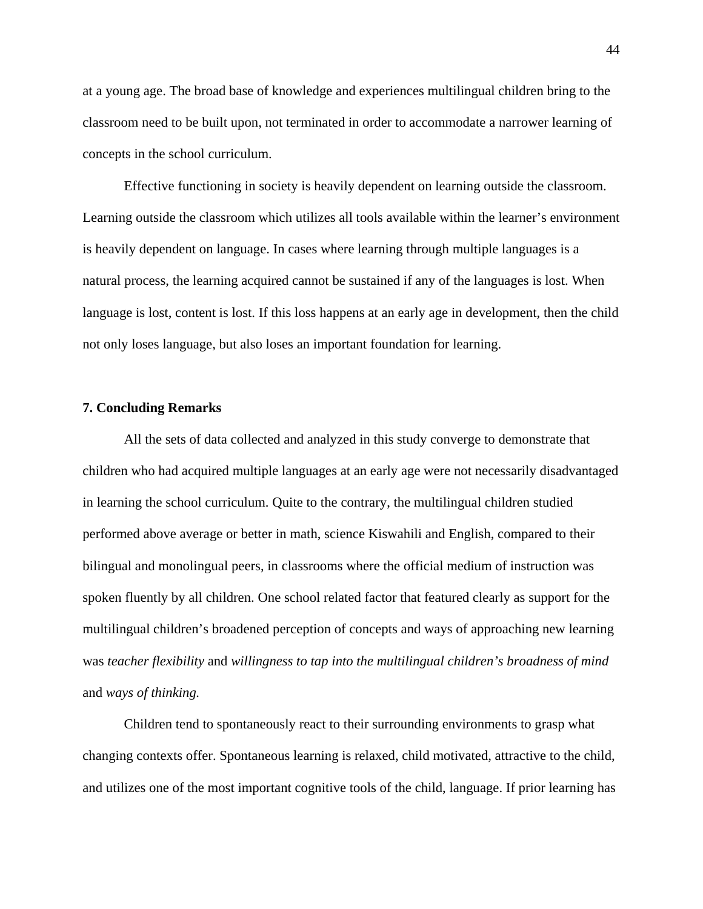at a young age. The broad base of knowledge and experiences multilingual children bring to the classroom need to be built upon, not terminated in order to accommodate a narrower learning of concepts in the school curriculum.

Effective functioning in society is heavily dependent on learning outside the classroom. Learning outside the classroom which utilizes all tools available within the learner's environment is heavily dependent on language. In cases where learning through multiple languages is a natural process, the learning acquired cannot be sustained if any of the languages is lost. When language is lost, content is lost. If this loss happens at an early age in development, then the child not only loses language, but also loses an important foundation for learning.

## 7. Concluding Remarks

All the sets of data collected and analyzed in this study converge to demonstrate that children who had acquired multiple languages at an early age were not necessarily disadvantaged in learning the school curriculum. Quite to the contrary, the multilingual children studied performed above average or better in math, science Kiswahili and English, compared to their bilingual and monolingual peers, in classrooms where the official medium of instruction was spoken fluently by all children. One school related factor that featured clearly as support for the multilingual children's broadened perception of concepts and ways of approaching new learning was *teacher flexibility* and *willingness to tap into the multilingual children's broadness of mind* and *ways of thinking.*

Children tend to spontaneously react to their surrounding environments to grasp what changing contexts offer. Spontaneous learning is relaxed, child motivated, attractive to the child, and utilizes one of the most important cognitive tools of the child, language. If prior learning has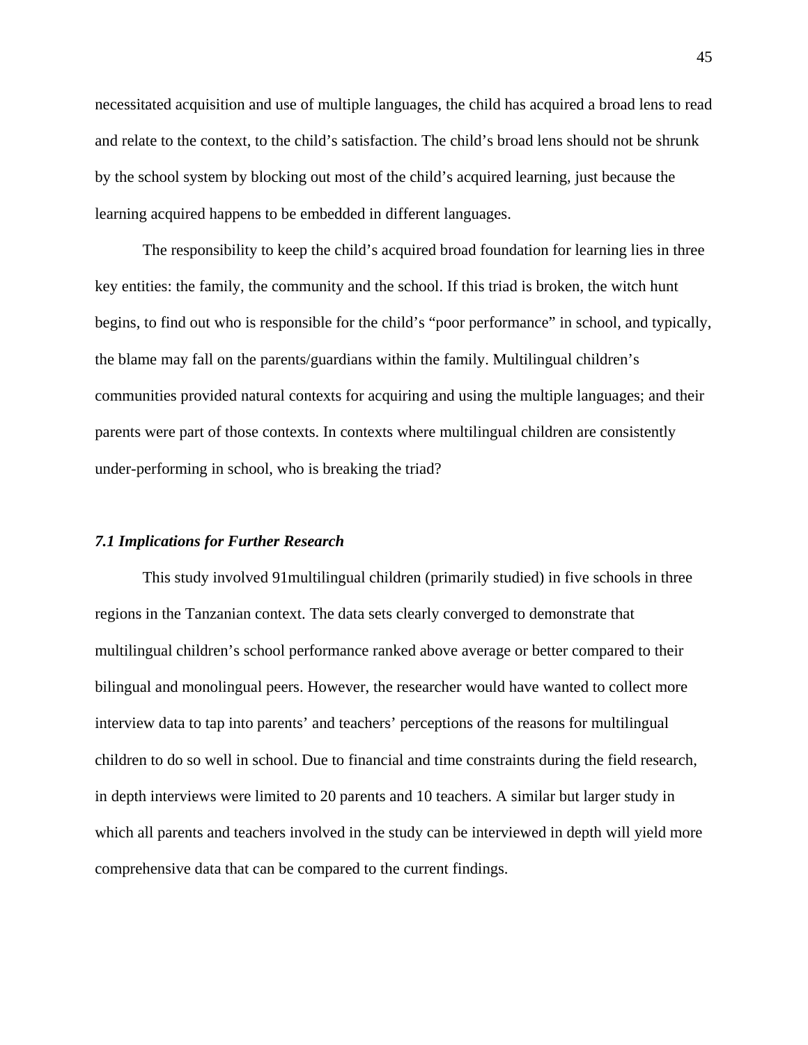necessitated acquisition and use of multiple languages, the child has acquired a broad lens to read and relate to the context, to the child's satisfaction. The child's broad lens should not be shrunk by the school system by blocking out most of the child's acquired learning, just because the learning acquired happens to be embedded in different languages.

The responsibility to keep the child's acquired broad foundation for learning lies in three key entities: the family, the community and the school. If this triad is broken, the witch hunt begins, to find out who is responsible for the child's "poor performance" in school, and typically, the blame may fall on the parents/guardians within the family. Multilingual children's communities provided natural contexts for acquiring and using the multiple languages; and their parents were part of those contexts. In contexts where multilingual children are consistently under-performing in school, who is breaking the triad?

### *7.1 Implications for Further Research*

This study involved 91multilingual children (primarily studied) in five schools in three regions in the Tanzanian context. The data sets clearly converged to demonstrate that multilingual children's school performance ranked above average or better compared to their bilingual and monolingual peers. However, the researcher would have wanted to collect more interview data to tap into parents' and teachers' perceptions of the reasons for multilingual children to do so well in school. Due to financial and time constraints during the field research, in depth interviews were limited to 20 parents and 10 teachers. A similar but larger study in which all parents and teachers involved in the study can be interviewed in depth will yield more comprehensive data that can be compared to the current findings.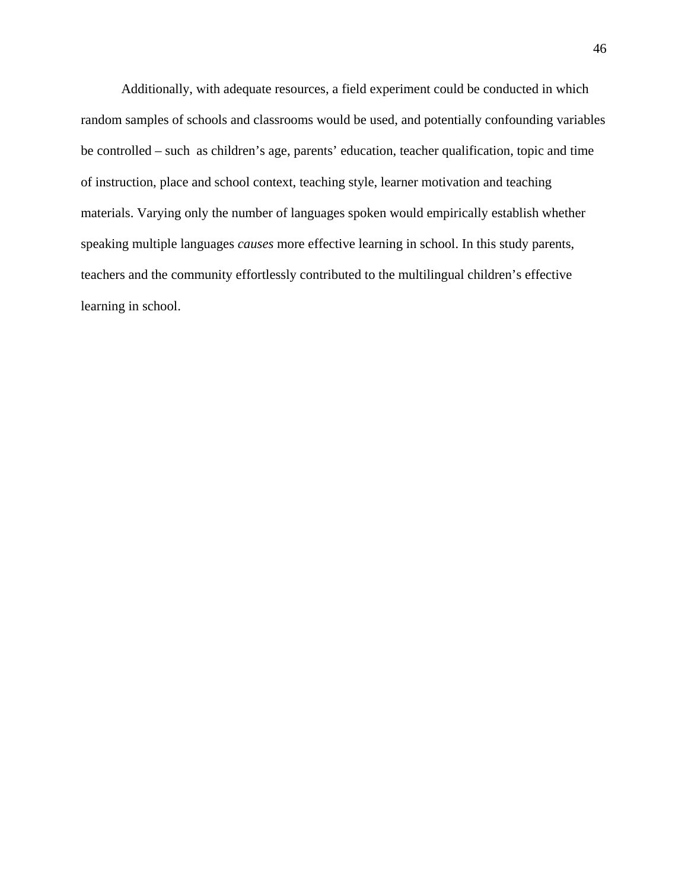Additionally, with adequate resources, a field experiment could be conducted in which random samples of schools and classrooms would be used, and potentially confounding variables be controlled – such as children's age, parents' education, teacher qualification, topic and time of instruction, place and school context, teaching style, learner motivation and teaching materials. Varying only the number of languages spoken would empirically establish whether speaking multiple languages *causes* more effective learning in school. In this study parents, teachers and the community effortlessly contributed to the multilingual children's effective learning in school.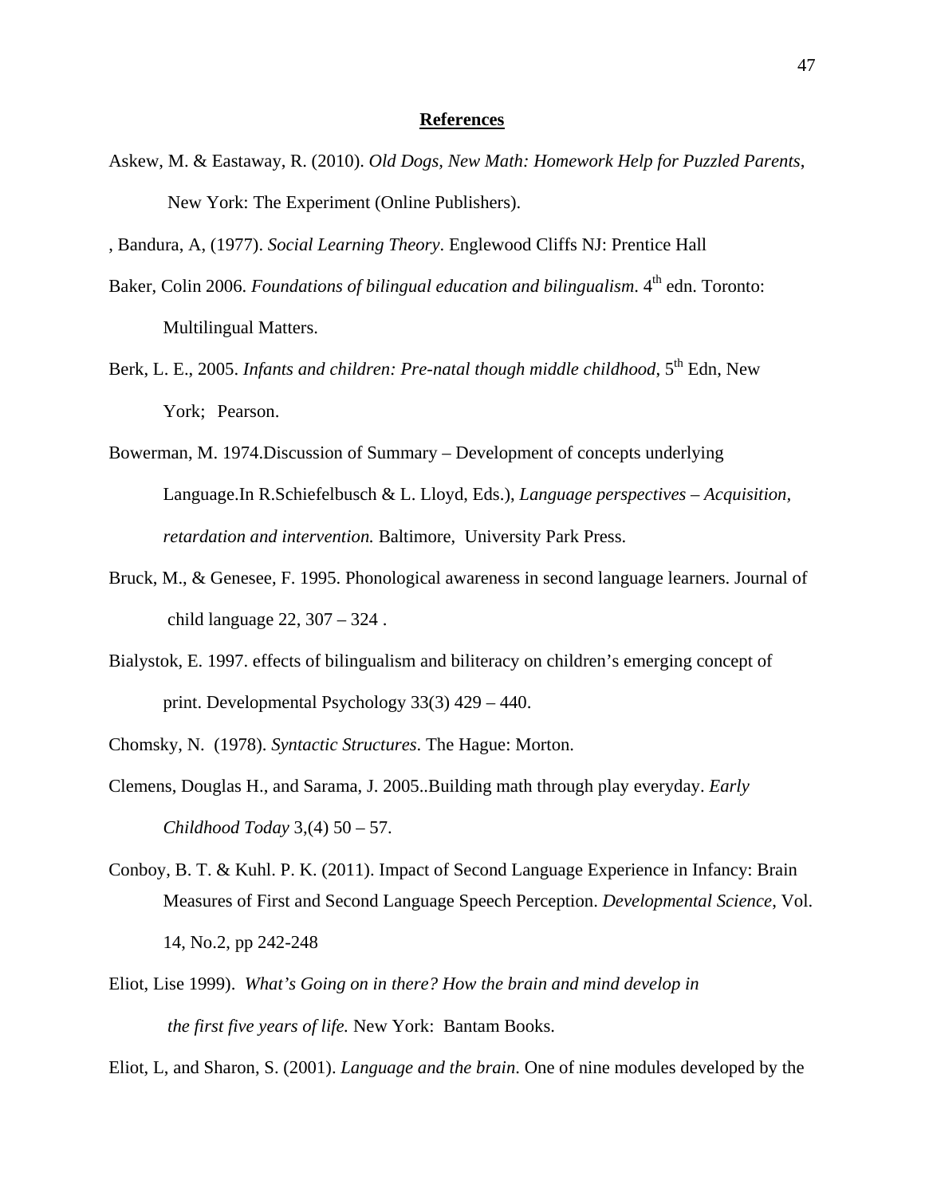## References

Askew, M. & Eastaway, R. (2010). *Old Dogs, New Math: Homework Help for Puzzled Parents*, New York: The Experiment (Online Publishers).

, Bandura, A, (1977). *Social Learning Theory*. Englewood Cliffs NJ: Prentice Hall

Baker, Colin 2006. *Foundations of bilingual education and bilingualism*. 4th edn. Toronto: Multilingual Matters.

Berk, L. E., 2005. *Infants and children: Pre-natal though middle childhood*, 5th Edn, New York; Pearson.

Bowerman, M. 1974.Discussion of Summary – Development of concepts underlying Language.In R.Schiefelbusch & L. Lloyd, Eds.), *Language perspectives – Acquisition, retardation and intervention.* Baltimore, University Park Press.

Bruck, M., & Genesee, F. 1995. Phonological awareness in second language learners. Journal of child language 22, 307 – 324 .

Bialystok, E. 1997. effects of bilingualism and biliteracy on children's emerging concept of print. Developmental Psychology 33(3) 429 – 440.

Chomsky, N. (1978). *Syntactic Structures*. The Hague: Morton.

Clemens, Douglas H., and Sarama, J. 2005..Building math through play everyday. *Early Childhood Today* 3,(4) 50 – 57.

Conboy, B. T. & Kuhl. P. K. (2011). Impact of Second Language Experience in Infancy: Brain Measures of First and Second Language Speech Perception. *Developmental Science*, Vol. 14, No.2, pp 242-248

Eliot, Lise 1999). *What's Going on in there? How the brain and mind develop in the first five years of life.* New York: Bantam Books.

Eliot, L, and Sharon, S. (2001). *Language and the brain*. One of nine modules developed by the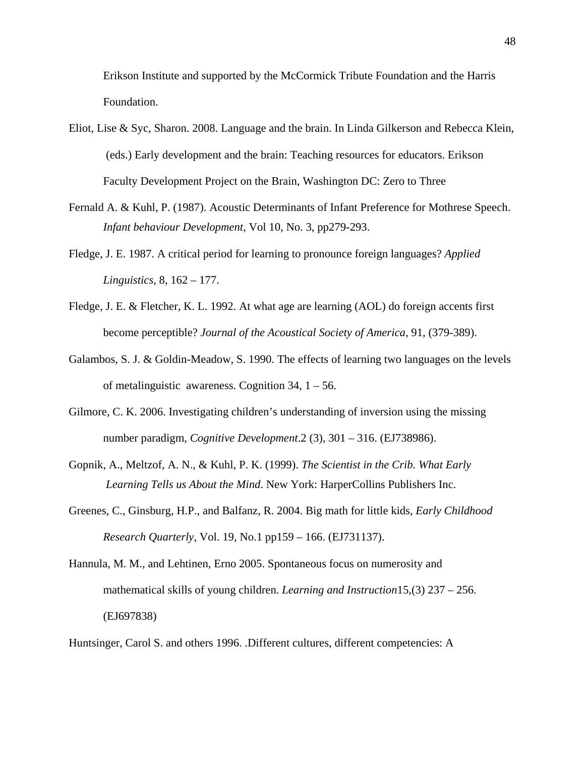Erikson Institute and supported by the McCormick Tribute Foundation and the Harris Foundation.

Eliot, Lise & Syc, Sharon. 2008. Language and the brain. In Linda Gilkerson and Rebecca Klein, (eds.) Early development and the brain: Teaching resources for educators. Erikson Faculty Development Project on the Brain, Washington DC: Zero to Three

Fernald A. & Kuhl, P. (1987). Acoustic Determinants of Infant Preference for Mothrese Speech. *Infant behaviour Development*, Vol 10, No. 3, pp279-293.

Fledge, J. E. 1987. A critical period for learning to pronounce foreign languages? *Applied Linguistics*, 8, 162 – 177.

Fledge, J. E. & Fletcher, K. L. 1992. At what age are learning (AOL) do foreign accents first become perceptible? *Journal of the Acoustical Society of America*, 91, (379-389).

Galambos, S. J. & Goldin-Meadow, S. 1990. The effects of learning two languages on the levels of metalinguistic awareness. Cognition 34, 1 – 56.

Gilmore, C. K. 2006. Investigating children's understanding of inversion using the missing number paradigm, *Cognitive Development*.2 (3), 301 – 316. (EJ738986).

Gopnik, A., Meltzof, A. N., & Kuhl, P. K. (1999). *The Scientist in the Crib. What Early Learning Tells us About the Mind*. New York: HarperCollins Publishers Inc.

Greenes, C., Ginsburg, H.P., and Balfanz, R. 2004. Big math for little kids, *Early Childhood Research Quarterly*, Vol. 19, No.1 pp159 – 166. (EJ731137).

Hannula, M. M., and Lehtinen, Erno 2005. Spontaneous focus on numerosity and mathematical skills of young children. *Learning and Instruction*15,(3) 237 – 256. (EJ697838)

Huntsinger, Carol S. and others 1996. .Different cultures, different competencies: A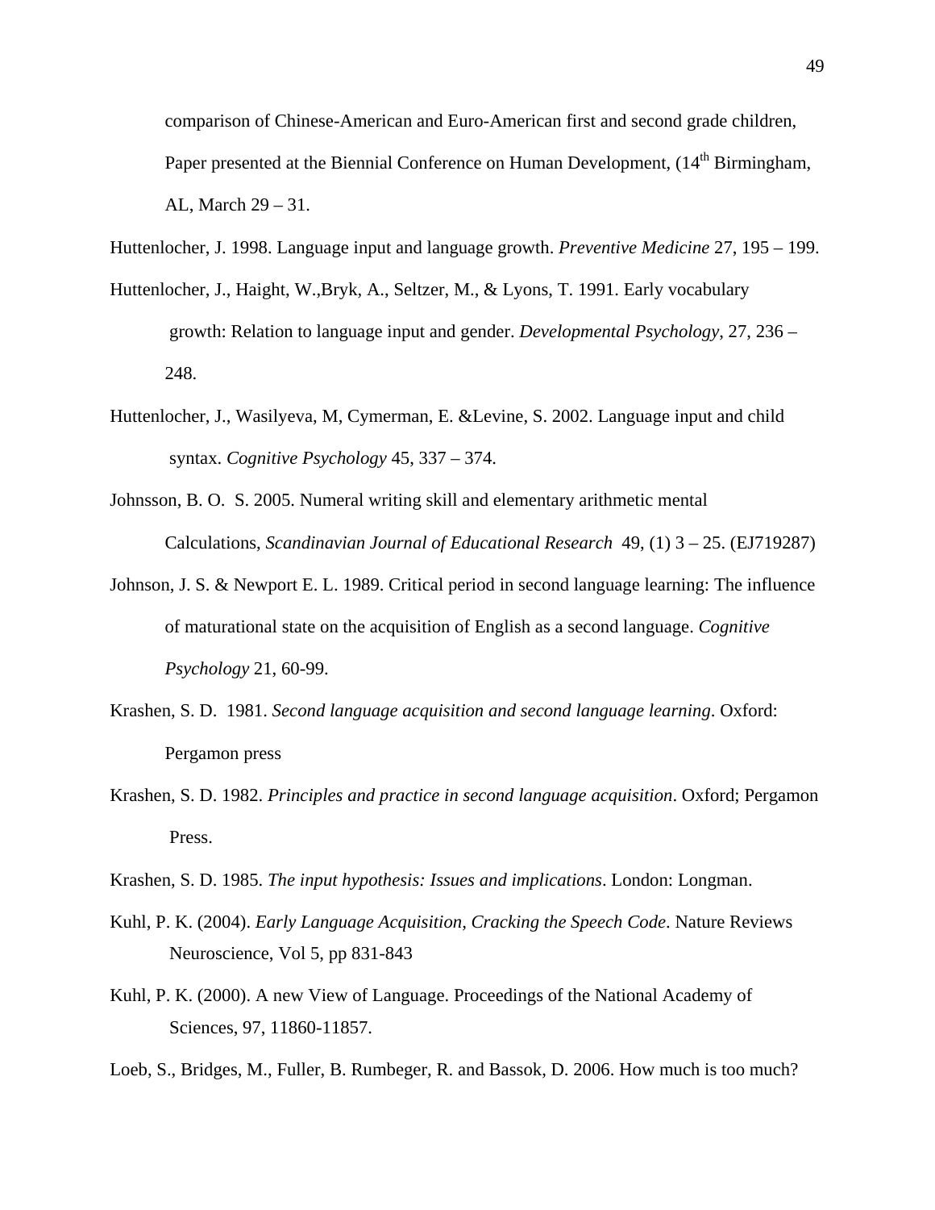comparison of Chinese-American and Euro-American first and second grade children, Paper presented at the Biennial Conference on Human Development, (14th Birmingham, AL, March 29 – 31.

Huttenlocher, J. 1998. Language input and language growth. *Preventive Medicine* 27, 195 – 199.

Huttenlocher, J., Haight, W.,Bryk, A., Seltzer, M., & Lyons, T. 1991. Early vocabulary growth: Relation to language input and gender. *Developmental Psychology*, 27, 236 – 248.

Huttenlocher, J., Wasilyeva, M, Cymerman, E. &Levine, S. 2002. Language input and child syntax. *Cognitive Psychology* 45, 337 – 374.

Johnsson, B. O. S. 2005. Numeral writing skill and elementary arithmetic mental Calculations, *Scandinavian Journal of Educational Research* 49, (1) 3 – 25. (EJ719287)

Johnson, J. S. & Newport E. L. 1989. Critical period in second language learning: The influence of maturational state on the acquisition of English as a second language. *Cognitive Psychology* 21, 60-99.

Krashen, S. D. 1981. *Second language acquisition and second language learning*. Oxford: Pergamon press

Krashen, S. D. 1982. *Principles and practice in second language acquisition*. Oxford; Pergamon Press.

Krashen, S. D. 1985. *The input hypothesis: Issues and implications*. London: Longman.

Kuhl, P. K. (2004). *Early Language Acquisition, Cracking the Speech Code*. Nature Reviews Neuroscience, Vol 5, pp 831-843

Kuhl, P. K. (2000). A new View of Language. Proceedings of the National Academy of Sciences, 97, 11860-11857.

Loeb, S., Bridges, M., Fuller, B. Rumbeger, R. and Bassok, D. 2006. How much is too much?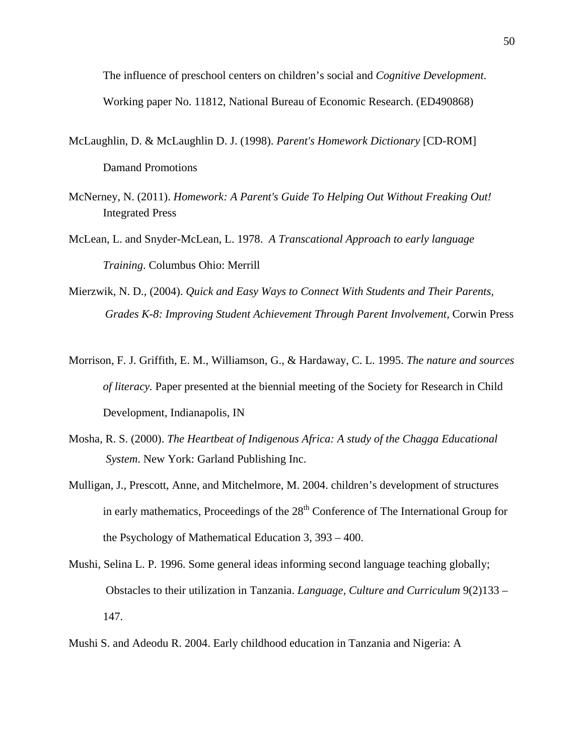The influence of preschool centers on children's social and *Cognitive Development*. Working paper No. 11812, National Bureau of Economic Research. (ED490868)

McLaughlin, D. & McLaughlin D. J. (1998). *Parent's Homework Dictionary* [CD-ROM] Damand Promotions

McNerney, N. (2011). *Homework: A Parent's Guide To Helping Out Without Freaking Out!* Integrated Press

McLean, L. and Snyder-McLean, L. 1978. *A Transcational Approach to early language Training*. Columbus Ohio: Merrill

Mierzwik, N. D., (2004). *Quick and Easy Ways to Connect With Students and Their Parents, Grades K-8: Improving Student Achievement Through Parent Involvement,* Corwin Press

Morrison, F. J. Griffith, E. M., Williamson, G., & Hardaway, C. L. 1995. *The nature and sources of literacy.* Paper presented at the biennial meeting of the Society for Research in Child Development, Indianapolis, IN

Mosha, R. S. (2000). *The Heartbeat of Indigenous Africa: A study of the Chagga Educational System*. New York: Garland Publishing Inc.

Mulligan, J., Prescott, Anne, and Mitchelmore, M. 2004. children's development of structures in early mathematics, Proceedings of the 28th Conference of The International Group for the Psychology of Mathematical Education 3, 393 – 400.

Mushi, Selina L. P. 1996. Some general ideas informing second language teaching globally; Obstacles to their utilization in Tanzania. *Language, Culture and Curriculum* 9(2)133 – 147.

Mushi S. and Adeodu R. 2004. Early childhood education in Tanzania and Nigeria: A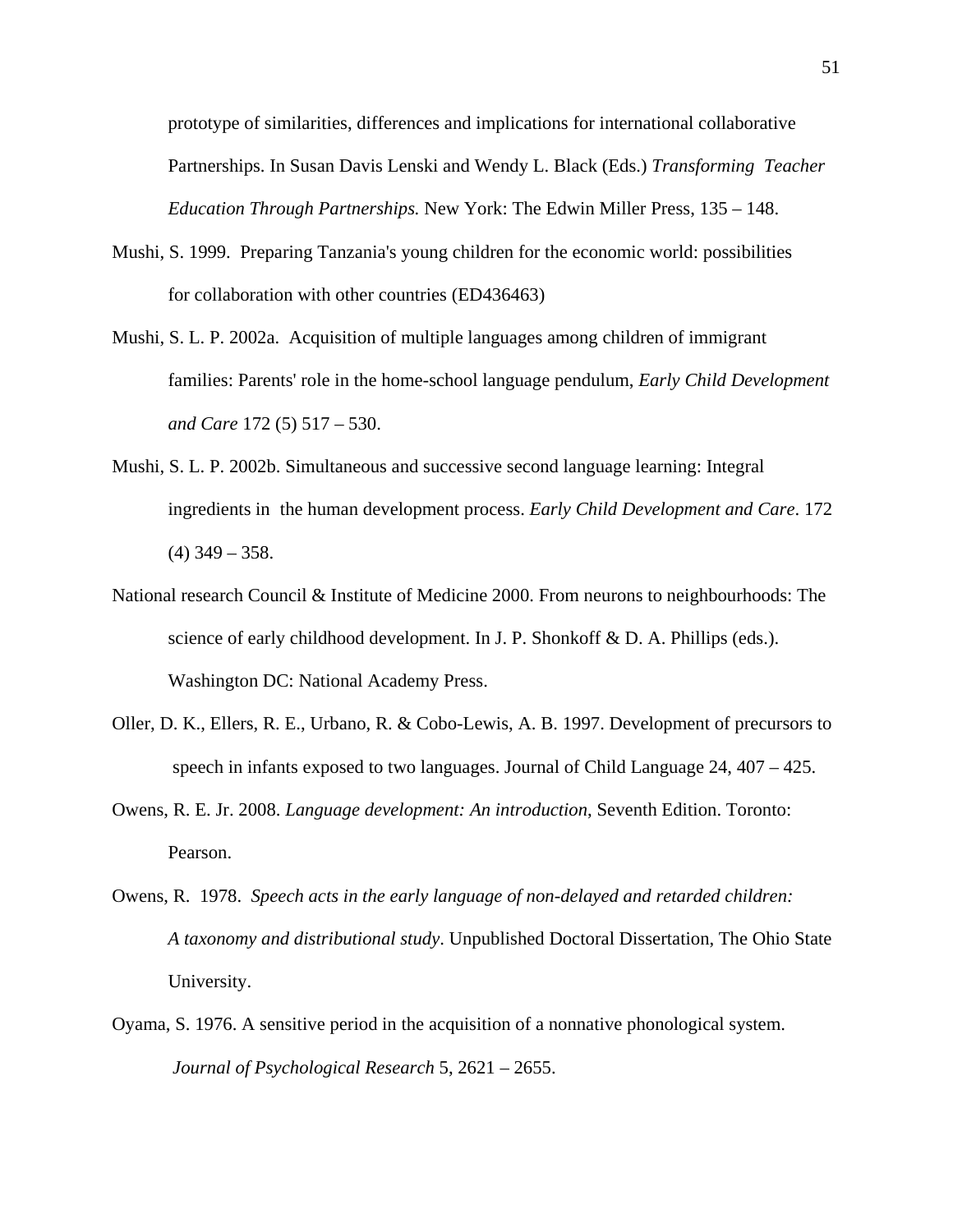prototype of similarities, differences and implications for international collaborative Partnerships. In Susan Davis Lenski and Wendy L. Black (Eds.) *Transforming Teacher Education Through Partnerships.* New York: The Edwin Miller Press, 135 – 148.

Mushi, S. 1999. Preparing Tanzania's young children for the economic world: possibilities for collaboration with other countries (ED436463)

Mushi, S. L. P. 2002a. Acquisition of multiple languages among children of immigrant families: Parents' role in the home-school language pendulum, *Early Child Development and Care* 172 (5) 517 – 530.

Mushi, S. L. P. 2002b. Simultaneous and successive second language learning: Integral ingredients in the human development process. *Early Child Development and Care*. 172 (4) 349 – 358.

National research Council & Institute of Medicine 2000. From neurons to neighbourhoods: The science of early childhood development. In J. P. Shonkoff & D. A. Phillips (eds.). Washington DC: National Academy Press.

Oller, D. K., Ellers, R. E., Urbano, R. & Cobo-Lewis, A. B. 1997. Development of precursors to speech in infants exposed to two languages. Journal of Child Language 24, 407 – 425.

Owens, R. E. Jr. 2008. *Language development: An introduction*, Seventh Edition. Toronto: Pearson.

Owens, R. 1978. *Speech acts in the early language of non-delayed and retarded children: A taxonomy and distributional study*. Unpublished Doctoral Dissertation, The Ohio State University.

Oyama, S. 1976. A sensitive period in the acquisition of a nonnative phonological system. *Journal of Psychological Research* 5, 2621 – 2655.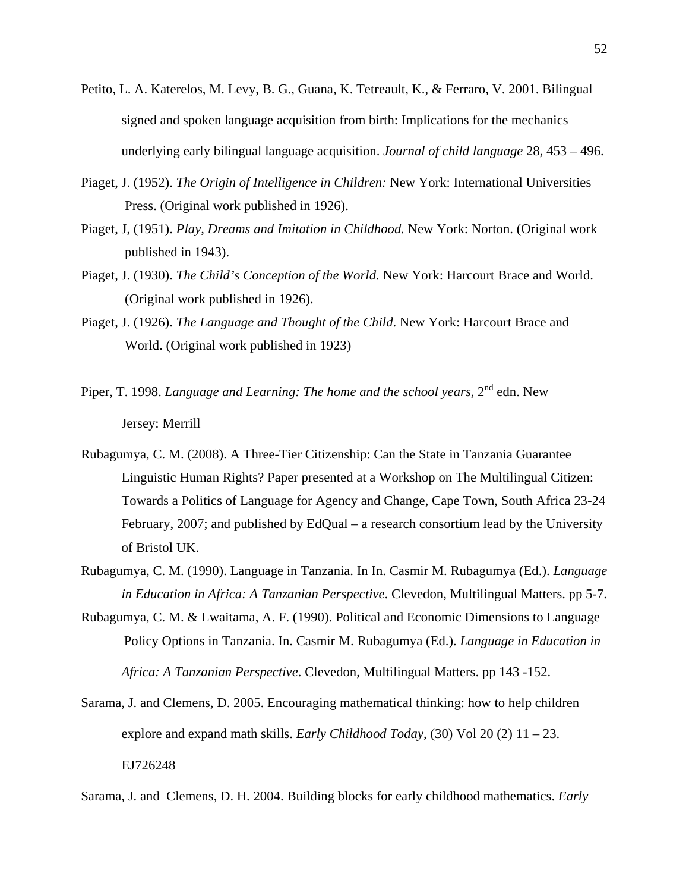Petito, L. A. Katerelos, M. Levy, B. G., Guana, K. Tetreault, K., & Ferraro, V. 2001. Bilingual signed and spoken language acquisition from birth: Implications for the mechanics underlying early bilingual language acquisition. *Journal of child language* 28, 453 – 496.

Piaget, J. (1952). *The Origin of Intelligence in Children:* New York: International Universities Press. (Original work published in 1926).

Piaget, J, (1951). *Play, Dreams and Imitation in Childhood.* New York: Norton. (Original work published in 1943).

Piaget, J. (1930). *The Child's Conception of the World.* New York: Harcourt Brace and World. (Original work published in 1926).

Piaget, J. (1926). *The Language and Thought of the Child*. New York: Harcourt Brace and World. (Original work published in 1923)

Piper, T. 1998. *Language and Learning: The home and the school years*, 2nd edn. New Jersey: Merrill

Rubagumya, C. M. (2008). A Three-Tier Citizenship: Can the State in Tanzania Guarantee Linguistic Human Rights? Paper presented at a Workshop on The Multilingual Citizen: Towards a Politics of Language for Agency and Change, Cape Town, South Africa 23-24 February, 2007; and published by EdQual – a research consortium lead by the University of Bristol UK.

Rubagumya, C. M. (1990). Language in Tanzania. In In. Casmir M. Rubagumya (Ed.). *Language in Education in Africa: A Tanzanian Perspective*. Clevedon, Multilingual Matters. pp 5-7.

Rubagumya, C. M. & Lwaitama, A. F. (1990). Political and Economic Dimensions to Language Policy Options in Tanzania. In. Casmir M. Rubagumya (Ed.). *Language in Education in Africa: A Tanzanian Perspective*. Clevedon, Multilingual Matters. pp 143 -152.

Sarama, J. and Clemens, D. 2005. Encouraging mathematical thinking: how to help children explore and expand math skills. *Early Childhood Today*, (30) Vol 20 (2) 11 – 23. EJ726248

Sarama, J. and Clemens, D. H. 2004. Building blocks for early childhood mathematics. *Early*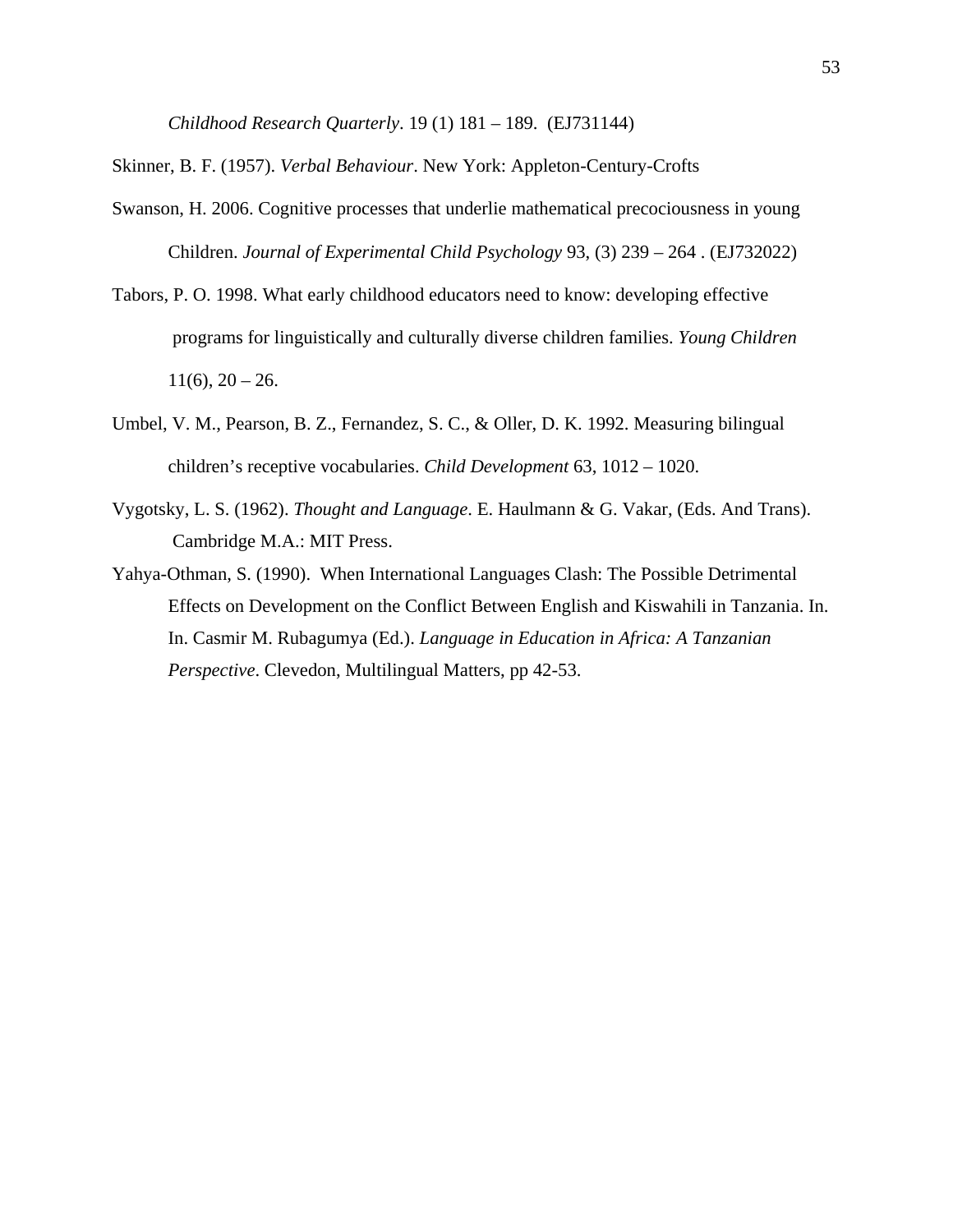*Childhood Research Quarterly*. 19 (1) 181 – 189. (EJ731144)

Skinner, B. F. (1957). *Verbal Behaviour*. New York: Appleton-Century-Crofts

Swanson, H. 2006. Cognitive processes that underlie mathematical precociousness in young Children. *Journal of Experimental Child Psychology* 93, (3) 239 – 264 . (EJ732022)

Tabors, P. O. 1998. What early childhood educators need to know: developing effective programs for linguistically and culturally diverse children families. *Young Children* 11(6), 20 – 26.

Umbel, V. M., Pearson, B. Z., Fernandez, S. C., & Oller, D. K. 1992. Measuring bilingual children's receptive vocabularies. *Child Development* 63, 1012 – 1020.

Vygotsky, L. S. (1962). *Thought and Language*. E. Haulmann & G. Vakar, (Eds. And Trans). Cambridge M.A.: MIT Press.

Yahya-Othman, S. (1990). When International Languages Clash: The Possible Detrimental Effects on Development on the Conflict Between English and Kiswahili in Tanzania. In. In. Casmir M. Rubagumya (Ed.). *Language in Education in Africa: A Tanzanian Perspective*. Clevedon, Multilingual Matters, pp 42-53.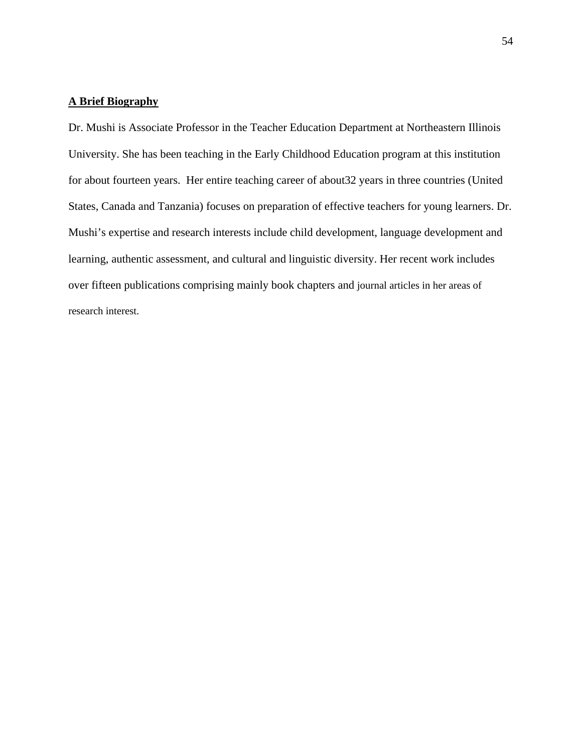**A Brief Biography**

Dr. Mushi is Associate Professor in the Teacher Education Department at Northeastern Illinois University. She has been teaching in the Early Childhood Education program at this institution for about fourteen years. Her entire teaching career of about32 years in three countries (United States, Canada and Tanzania) focuses on preparation of effective teachers for young learners. Dr. Mushi's expertise and research interests include child development, language development and learning, authentic assessment, and cultural and linguistic diversity. Her recent work includes over fifteen publications comprising mainly book chapters and journal articles in her areas of research interest.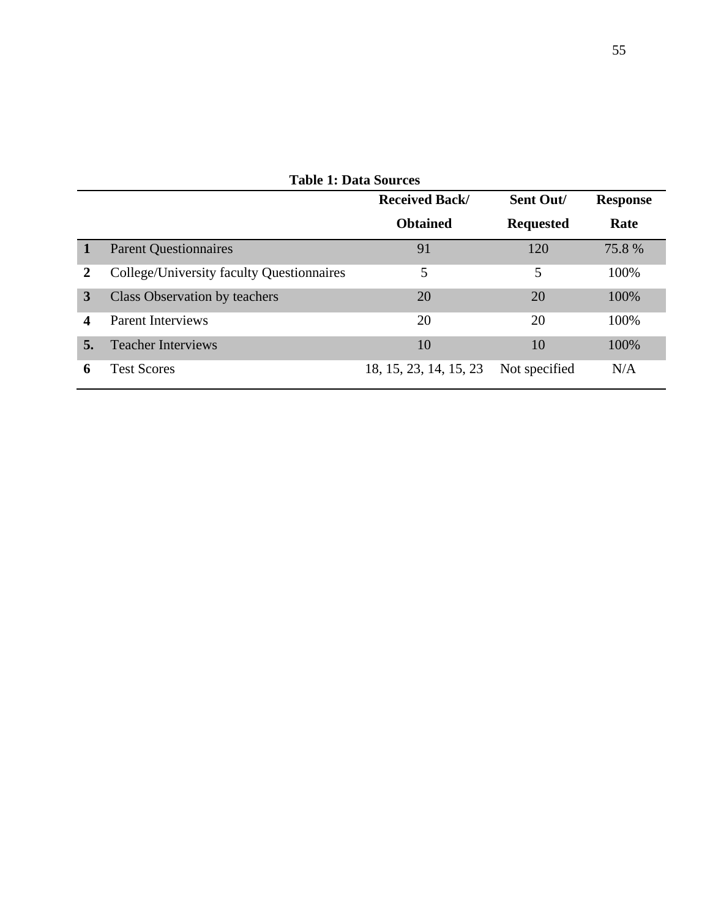**Table 1: Data Sources**

| | | Received Back/ Obtained | Sent Out/ Requested | Response Rate |
|---|---|---|---|---|
| **1** | Parent Questionnaires | 91 | 120 | 75.8 % |
| **2** | College/University faculty Questionnaires | 5 | 5 | 100% |
| **3** | Class Observation by teachers | 20 | 20 | 100% |
| **4** | Parent Interviews | 20 | 20 | 100% |
| **5.** | Teacher Interviews | 10 | 10 | 100% |
| **6** | Test Scores | 18, 15, 23, 14, 15, 23 | Not specified | N/A |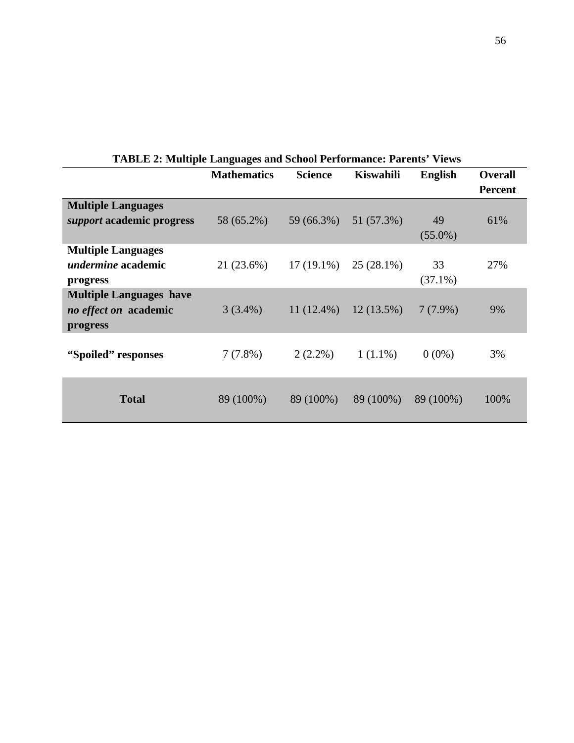**TABLE 2: Multiple Languages and School Performance: Parents' Views**

| | Mathematics | Science | Kiswahili | English | Overall Percent |
|---|---|---|---|---|---|
| **Multiple Languages *support* academic progress** | 58 (65.2%) | 59 (66.3%) | 51 (57.3%) | 49 (55.0%) | 61% |
| **Multiple Languages *undermine* academic progress** | 21 (23.6%) | 17 (19.1%) | 25 (28.1%) | 33 (37.1%) | 27% |
| **Multiple Languages have *no effect on* academic progress** | 3 (3.4%) | 11 (12.4%) | 12 (13.5%) | 7 (7.9%) | 9% |
| **"Spoiled" responses** | 7 (7.8%) | 2 (2.2%) | 1 (1.1%) | 0 (0%) | 3% |
| **Total** | 89 (100%) | 89 (100%) | 89 (100%) | 89 (100%) | 100% |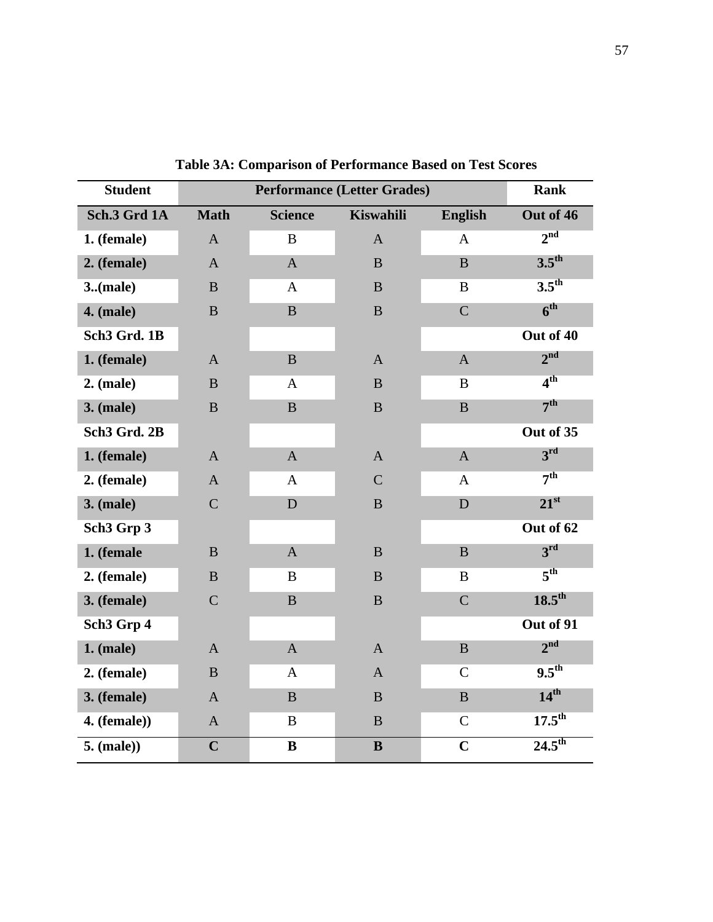**Table 3A: Comparison of Performance Based on Test Scores**

| Student | Performance (Letter Grades) | | | | Rank |
|---|---|---|---|---|---|
| **Sch.3 Grd 1A** | **Math** | **Science** | **Kiswahili** | **English** | **Out of 46** |
| **1. (female)** | A | B | A | A | **2nd** |
| **2. (female)** | A | A | B | B | **3.5th** |
| **3..(male)** | B | A | B | B | **3.5th** |
| **4. (male)** | B | B | B | C | **6th** |
| **Sch3 Grd. 1B** | | | | | **Out of 40** |
| **1. (female)** | A | B | A | A | **2nd** |
| **2. (male)** | B | A | B | B | **4th** |
| **3. (male)** | B | B | B | B | **7th** |
| **Sch3 Grd. 2B** | | | | | **Out of 35** |
| **1. (female)** | A | A | A | A | **3rd** |
| **2. (female)** | A | A | C | A | **7th** |
| **3. (male)** | C | D | B | D | **21st** |
| **Sch3 Grp 3** | | | | | **Out of 62** |
| **1. (female** | B | A | B | B | **3rd** |
| **2. (female)** | B | B | B | B | **5th** |
| **3. (female)** | C | B | B | C | **18.5th** |
| **Sch3 Grp 4** | | | | | **Out of 91** |
| **1. (male)** | A | A | A | B | **2nd** |
| **2. (female)** | B | A | A | C | **9.5th** |
| **3. (female)** | A | B | B | B | **14th** |
| **4. (female))** | A | B | B | C | **17.5th** |
| **5. (male))** | **C** | **B** | **B** | **C** | **24.5th** |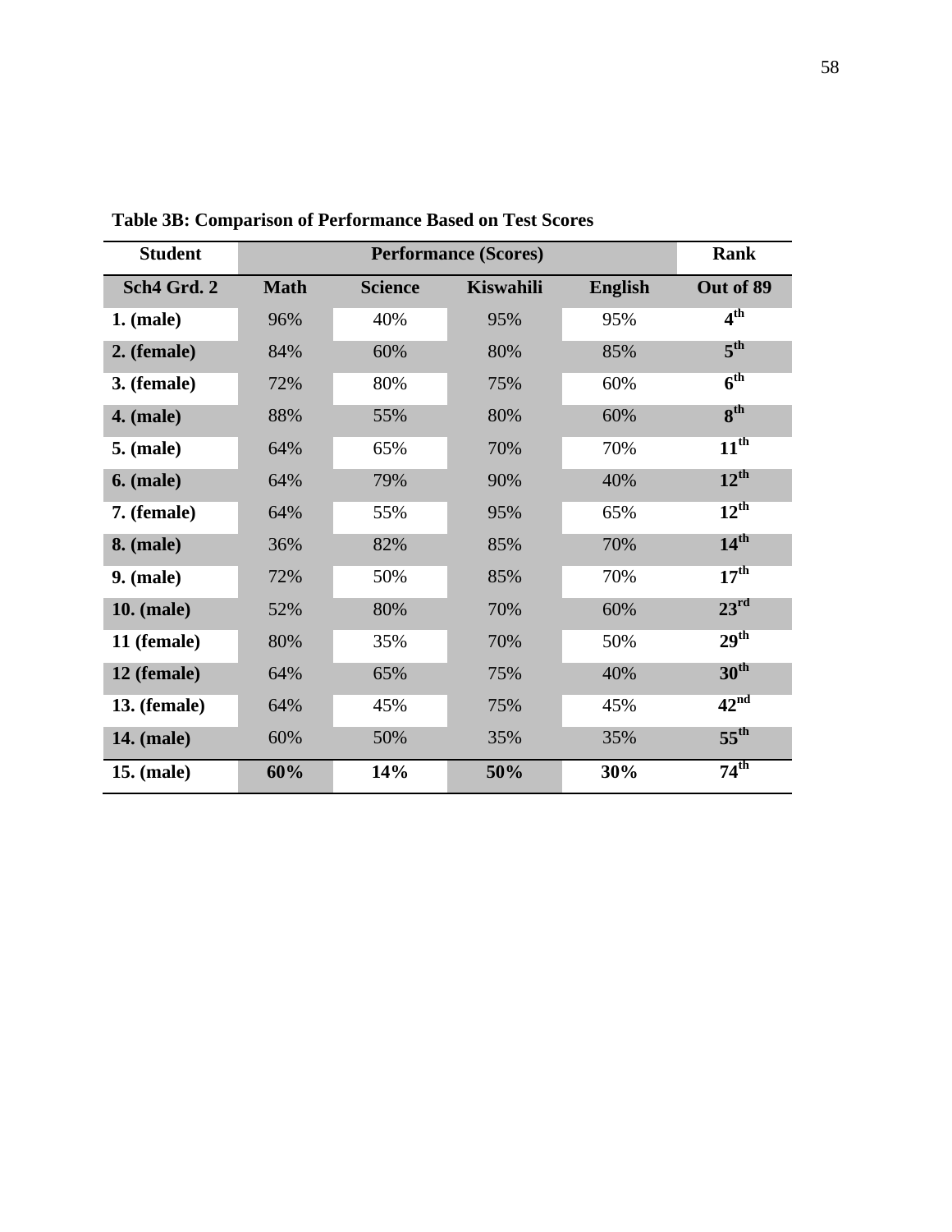**Table 3B: Comparison of Performance Based on Test Scores**

| Student | Performance (Scores) | | | | Rank |
|---|---|---|---|---|---|
| **Sch4 Grd. 2** | **Math** | **Science** | **Kiswahili** | **English** | **Out of 89** |
| **1. (male)** | 96% | 40% | 95% | 95% | **4th** |
| **2. (female)** | 84% | 60% | 80% | 85% | **5th** |
| **3. (female)** | 72% | 80% | 75% | 60% | **6th** |
| **4. (male)** | 88% | 55% | 80% | 60% | **8th** |
| **5. (male)** | 64% | 65% | 70% | 70% | **11th** |
| **6. (male)** | 64% | 79% | 90% | 40% | **12th** |
| **7. (female)** | 64% | 55% | 95% | 65% | **12th** |
| **8. (male)** | 36% | 82% | 85% | 70% | **14th** |
| **9. (male)** | 72% | 50% | 85% | 70% | **17th** |
| **10. (male)** | 52% | 80% | 70% | 60% | **23rd** |
| **11 (female)** | 80% | 35% | 70% | 50% | **29th** |
| **12 (female)** | 64% | 65% | 75% | 40% | **30th** |
| **13. (female)** | 64% | 45% | 75% | 45% | **42nd** |
| **14. (male)** | 60% | 50% | 35% | 35% | **55th** |
| **15. (male)** | **60%** | **14%** | **50%** | **30%** | **74th** |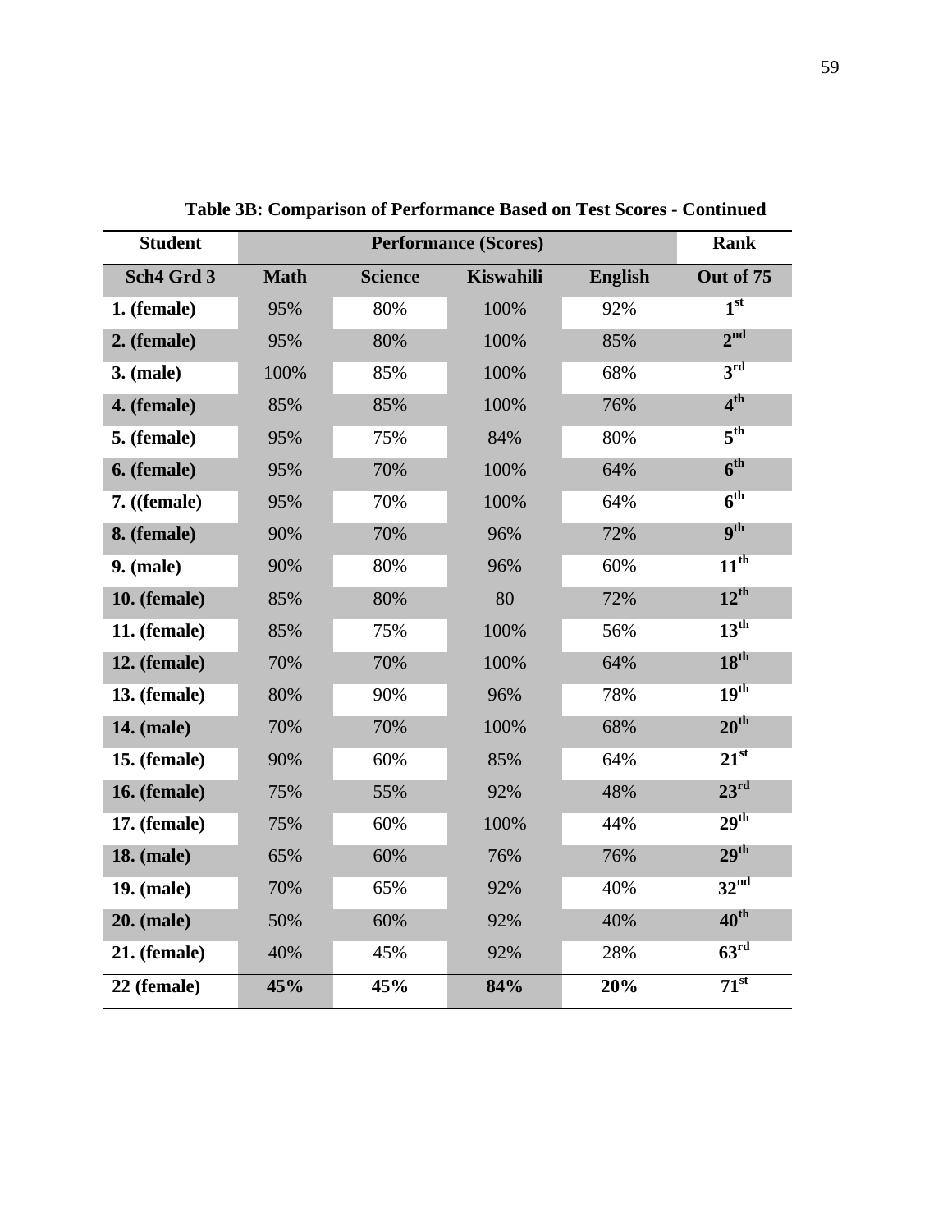**Table 3B: Comparison of Performance Based on Test Scores - Continued**

| Student | Performance (Scores) | | | | Rank |
|---|---|---|---|---|---|
| **Sch4 Grd 3** | **Math** | **Science** | **Kiswahili** | **English** | **Out of 75** |
| **1. (female)** | 95% | 80% | 100% | 92% | **1st** |
| **2. (female)** | 95% | 80% | 100% | 85% | **2nd** |
| **3. (male)** | 100% | 85% | 100% | 68% | **3rd** |
| **4. (female)** | 85% | 85% | 100% | 76% | **4th** |
| **5. (female)** | 95% | 75% | 84% | 80% | **5th** |
| **6. (female)** | 95% | 70% | 100% | 64% | **6th** |
| **7. ((female)** | 95% | 70% | 100% | 64% | **6th** |
| **8. (female)** | 90% | 70% | 96% | 72% | **9th** |
| **9. (male)** | 90% | 80% | 96% | 60% | **11th** |
| **10. (female)** | 85% | 80% | 80 | 72% | **12th** |
| **11. (female)** | 85% | 75% | 100% | 56% | **13th** |
| **12. (female)** | 70% | 70% | 100% | 64% | **18th** |
| **13. (female)** | 80% | 90% | 96% | 78% | **19th** |
| **14. (male)** | 70% | 70% | 100% | 68% | **20th** |
| **15. (female)** | 90% | 60% | 85% | 64% | **21st** |
| **16. (female)** | 75% | 55% | 92% | 48% | **23rd** |
| **17. (female)** | 75% | 60% | 100% | 44% | **29th** |
| **18. (male)** | 65% | 60% | 76% | 76% | **29th** |
| **19. (male)** | 70% | 65% | 92% | 40% | **32nd** |
| **20. (male)** | 50% | 60% | 92% | 40% | **40th** |
| **21. (female)** | 40% | 45% | 92% | 28% | **63rd** |
| **22 (female)** | **45%** | **45%** | **84%** | **20%** | **71st** |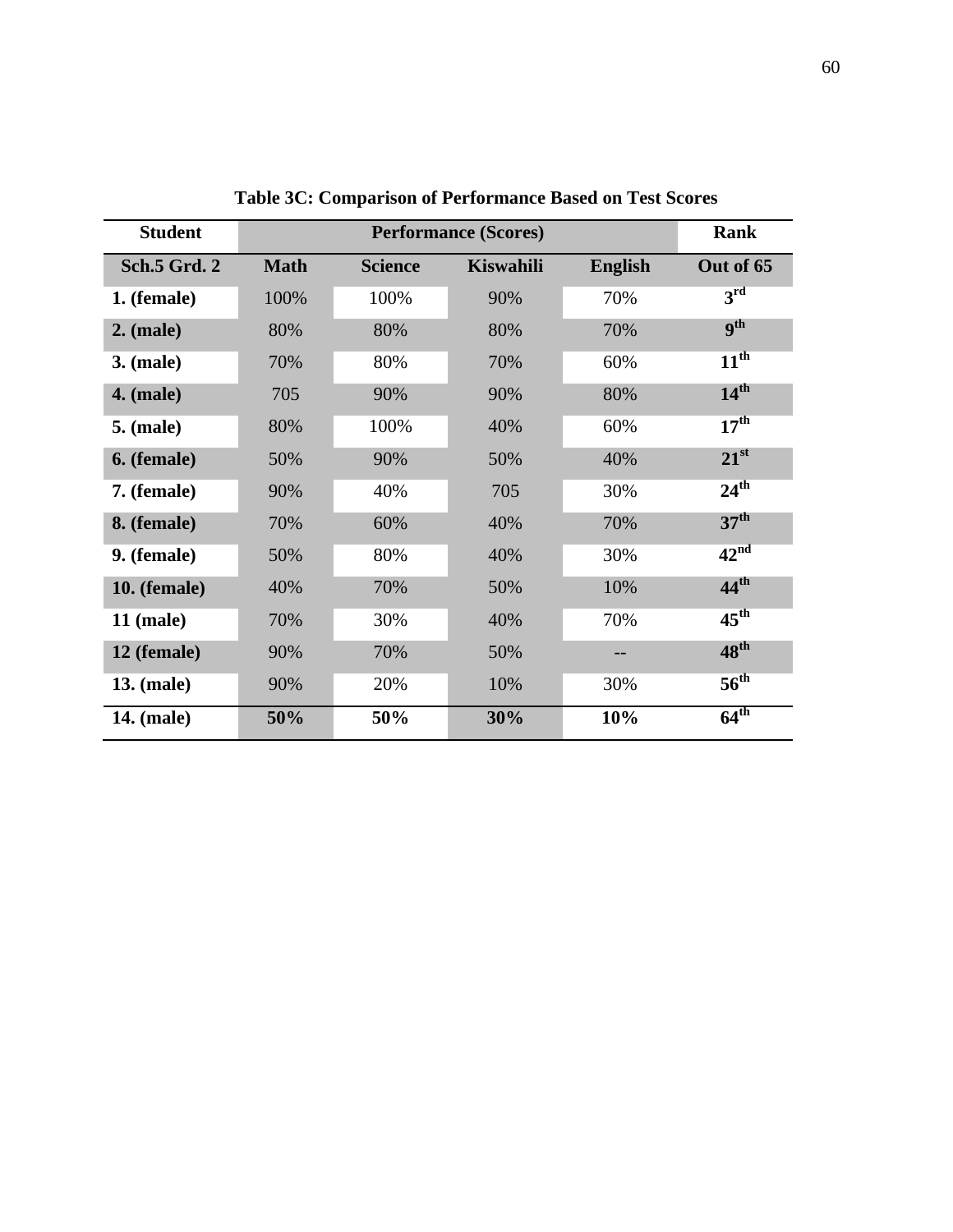**Table 3C: Comparison of Performance Based on Test Scores**

| Student | Performance (Scores) | | | | Rank |
|---|---|---|---|---|---|
| **Sch.5 Grd. 2** | **Math** | **Science** | **Kiswahili** | **English** | **Out of 65** |
| **1. (female)** | 100% | 100% | 90% | 70% | **3rd** |
| **2. (male)** | 80% | 80% | 80% | 70% | **9th** |
| **3. (male)** | 70% | 80% | 70% | 60% | **11th** |
| **4. (male)** | 705 | 90% | 90% | 80% | **14th** |
| **5. (male)** | 80% | 100% | 40% | 60% | **17th** |
| **6. (female)** | 50% | 90% | 50% | 40% | **21st** |
| **7. (female)** | 90% | 40% | 705 | 30% | **24th** |
| **8. (female)** | 70% | 60% | 40% | 70% | **37th** |
| **9. (female)** | 50% | 80% | 40% | 30% | **42nd** |
| **10. (female)** | 40% | 70% | 50% | 10% | **44th** |
| **11 (male)** | 70% | 30% | 40% | 70% | **45th** |
| **12 (female)** | 90% | 70% | 50% | -- | **48th** |
| **13. (male)** | 90% | 20% | 10% | 30% | **56th** |
| **14. (male)** | **50%** | **50%** | **30%** | **10%** | **64th** |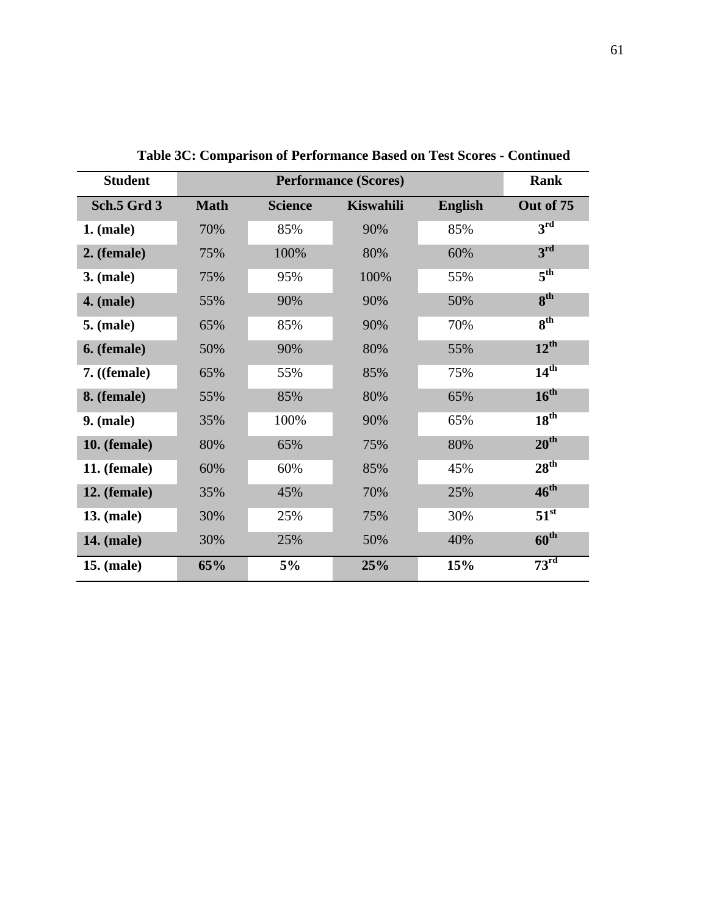**Table 3C: Comparison of Performance Based on Test Scores - Continued**

| Student | Performance (Scores) | | | | Rank |
|---|---|---|---|---|---|
| **Sch.5 Grd 3** | **Math** | **Science** | **Kiswahili** | **English** | **Out of 75** |
| **1. (male)** | 70% | 85% | 90% | 85% | **3rd** |
| **2. (female)** | 75% | 100% | 80% | 60% | **3rd** |
| **3. (male)** | 75% | 95% | 100% | 55% | **5th** |
| **4. (male)** | 55% | 90% | 90% | 50% | **8th** |
| **5. (male)** | 65% | 85% | 90% | 70% | **8th** |
| **6. (female)** | 50% | 90% | 80% | 55% | **12th** |
| **7. ((female)** | 65% | 55% | 85% | 75% | **14th** |
| **8. (female)** | 55% | 85% | 80% | 65% | **16th** |
| **9. (male)** | 35% | 100% | 90% | 65% | **18th** |
| **10. (female)** | 80% | 65% | 75% | 80% | **20th** |
| **11. (female)** | 60% | 60% | 85% | 45% | **28th** |
| **12. (female)** | 35% | 45% | 70% | 25% | **46th** |
| **13. (male)** | 30% | 25% | 75% | 30% | **51st** |
| **14. (male)** | 30% | 25% | 50% | 40% | **60th** |
| **15. (male)** | **65%** | **5%** | **25%** | **15%** | **73rd** |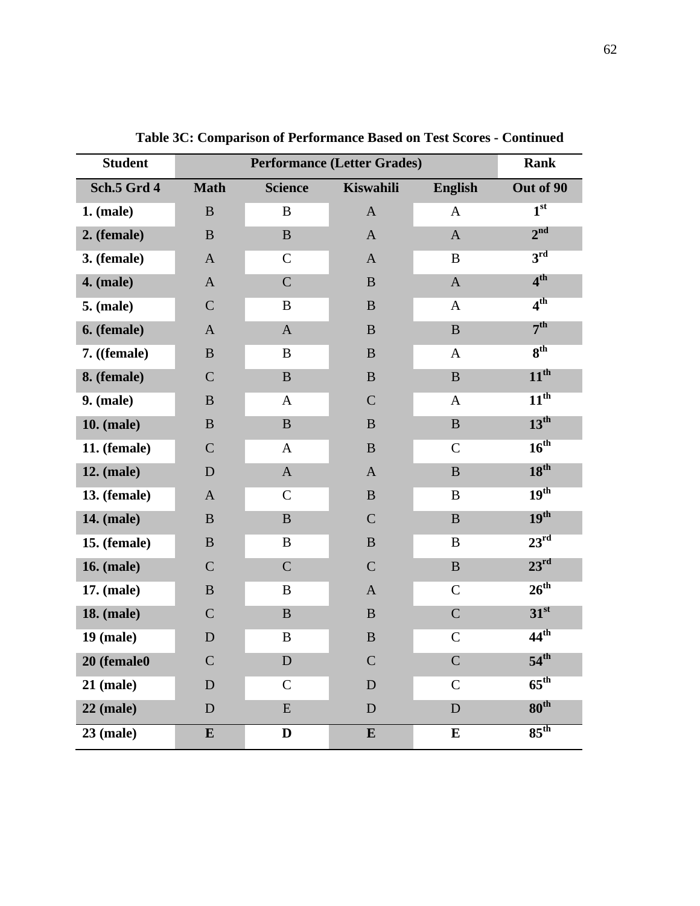**Table 3C: Comparison of Performance Based on Test Scores - Continued**

| Student | Performance (Letter Grades) | | | | Rank |
|---|---|---|---|---|---|
| Sch.5 Grd 4 | Math | Science | Kiswahili | English | Out of 90 |
| 1. (male) | B | B | A | A | 1st |
| 2. (female) | B | B | A | A | 2nd |
| 3. (female) | A | C | A | B | 3rd |
| 4. (male) | A | C | B | A | 4th |
| 5. (male) | C | B | B | A | 4th |
| 6. (female) | A | A | B | B | 7th |
| 7. ((female) | B | B | B | A | 8th |
| 8. (female) | C | B | B | B | 11th |
| 9. (male) | B | A | C | A | 11th |
| 10. (male) | B | B | B | B | 13th |
| 11. (female) | C | A | B | C | 16th |
| 12. (male) | D | A | A | B | 18th |
| 13. (female) | A | C | B | B | 19th |
| 14. (male) | B | B | C | B | 19th |
| 15. (female) | B | B | B | B | 23rd |
| 16. (male) | C | C | C | B | 23rd |
| 17. (male) | B | B | A | C | 26th |
| 18. (male) | C | B | B | C | 31st |
| 19 (male) | D | B | B | C | 44th |
| 20 (female0 | C | D | C | C | 54th |
| 21 (male) | D | C | D | C | 65th |
| 22 (male) | D | E | D | D | 80th |
| 23 (male) | **E** | **D** | **E** | **E** | 85th |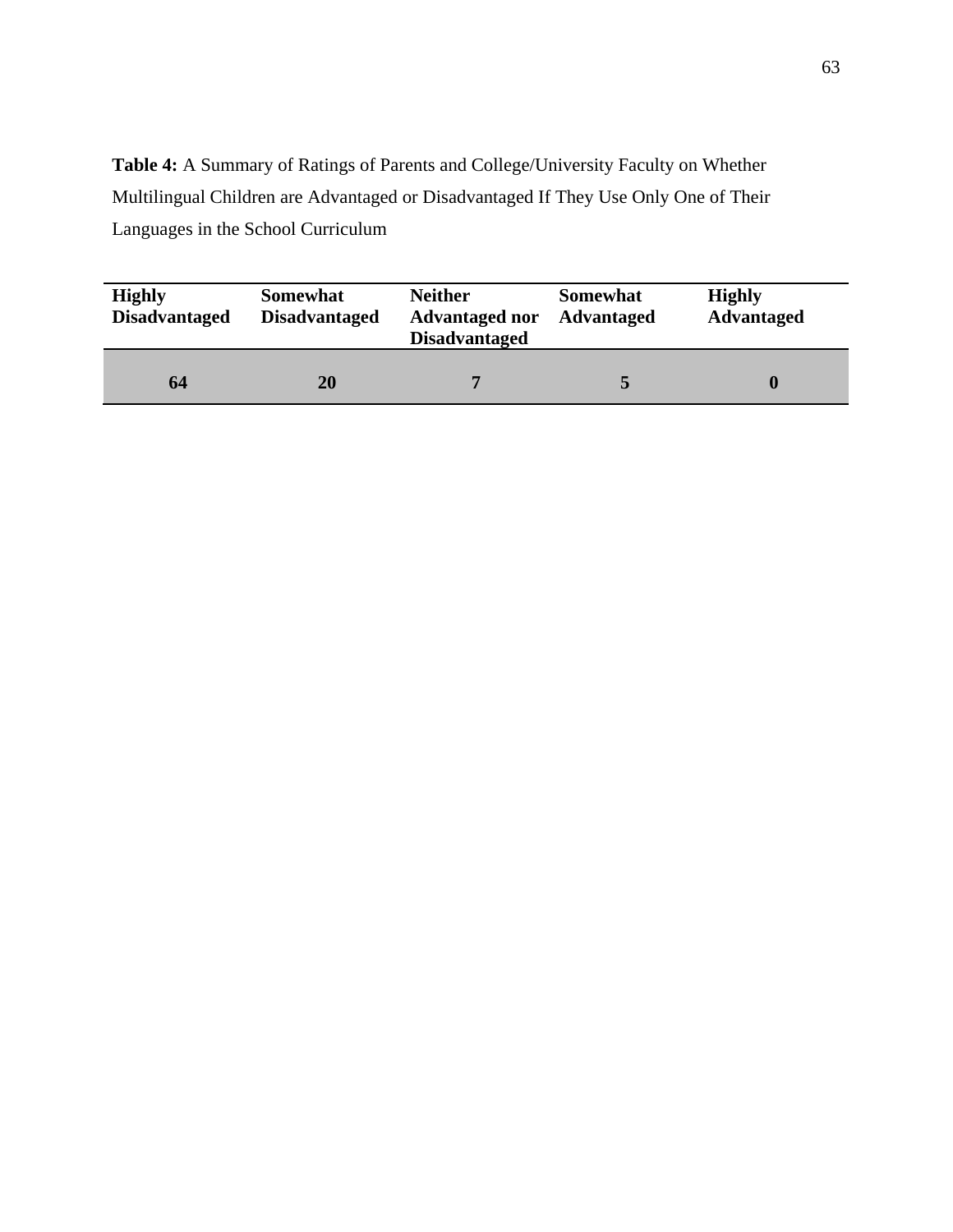**Table 4:** A Summary of Ratings of Parents and College/University Faculty on Whether Multilingual Children are Advantaged or Disadvantaged If They Use Only One of Their Languages in the School Curriculum

| Highly Disadvantaged | Somewhat Disadvantaged | Neither Advantaged nor Disadvantaged | Somewhat Advantaged | Highly Advantaged |
|---|---|---|---|---|
| **64** | **20** | **7** | **5** | **0** |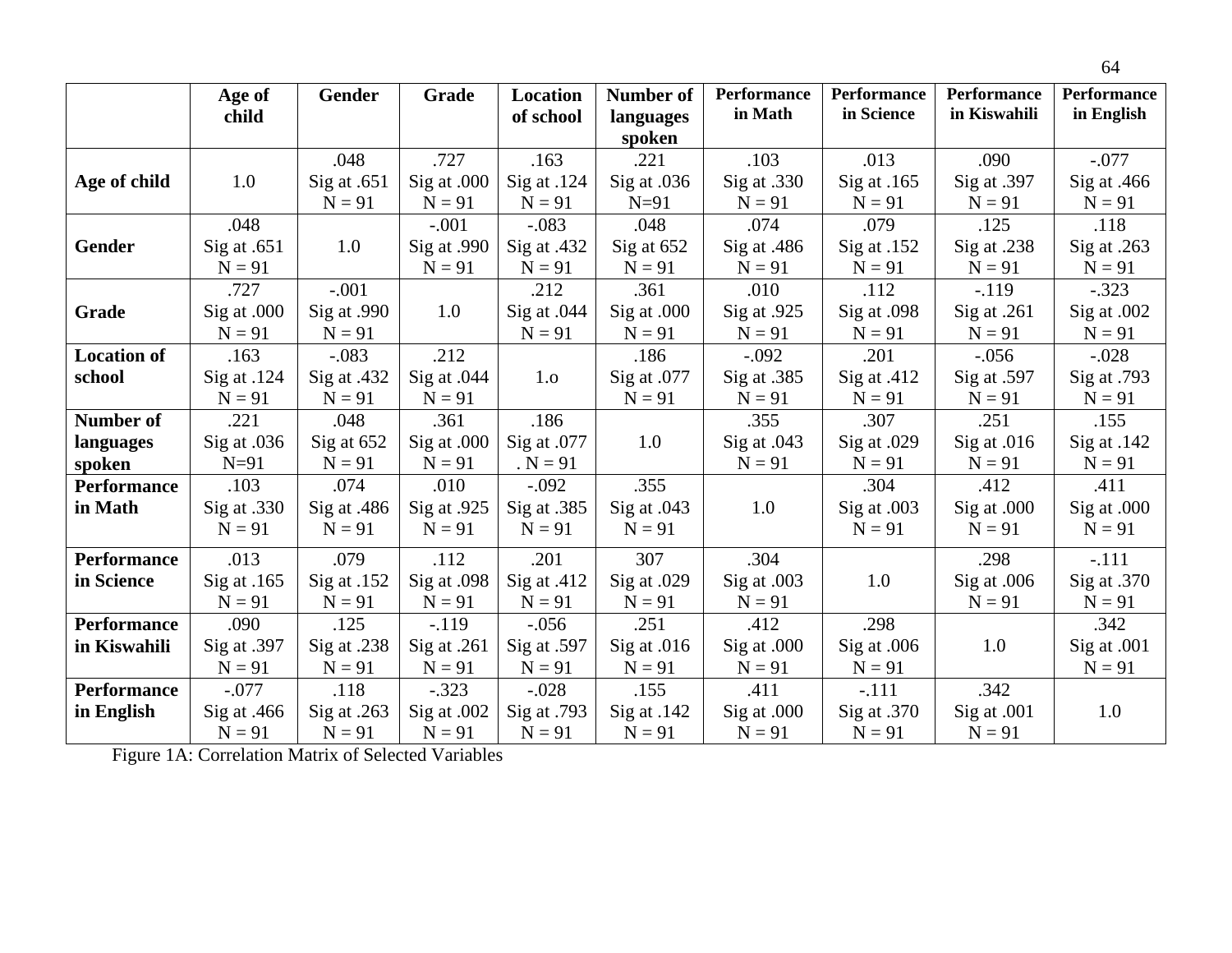| | Age of child | Gender | Grade | Location of school | Number of languages spoken | Performance in Math | Performance in Science | Performance in Kiswahili | Performance in English |
|---|---|---|---|---|---|---|---|---|---|
| **Age of child** | 1.0 | .048 Sig at .651 N = 91 | .727 Sig at .000 N = 91 | .163 Sig at .124 N = 91 | .221 Sig at .036 N=91 | .103 Sig at .330 N = 91 | .013 Sig at .165 N = 91 | .090 Sig at .397 N = 91 | -.077 Sig at .466 N = 91 |
| **Gender** | .048 Sig at .651 N = 91 | 1.0 | -.001 Sig at .990 N = 91 | -.083 Sig at .432 N = 91 | .048 Sig at 652 N = 91 | .074 Sig at .486 N = 91 | .079 Sig at .152 N = 91 | .125 Sig at .238 N = 91 | .118 Sig at .263 N = 91 |
| **Grade** | .727 Sig at .000 N = 91 | -.001 Sig at .990 N = 91 | 1.0 | .212 Sig at .044 N = 91 | .361 Sig at .000 N = 91 | .010 Sig at .925 N = 91 | .112 Sig at .098 N = 91 | -.119 Sig at .261 N = 91 | -.323 Sig at .002 N = 91 |
| **Location of school** | .163 Sig at .124 N = 91 | -.083 Sig at .432 N = 91 | .212 Sig at .044 N = 91 | 1.o | .186 Sig at .077 N = 91 | -.092 Sig at .385 N = 91 | .201 Sig at .412 N = 91 | -.056 Sig at .597 N = 91 | -.028 Sig at .793 N = 91 |
| **Number of languages spoken** | .221 Sig at .036 N=91 | .048 Sig at 652 N = 91 | .361 Sig at .000 N = 91 | .186 Sig at .077 . N = 91 | 1.0 | .355 Sig at .043 N = 91 | .307 Sig at .029 N = 91 | .251 Sig at .016 N = 91 | .155 Sig at .142 N = 91 |
| **Performance in Math** | .103 Sig at .330 N = 91 | .074 Sig at .486 N = 91 | .010 Sig at .925 N = 91 | -.092 Sig at .385 N = 91 | .355 Sig at .043 N = 91 | 1.0 | .304 Sig at .003 N = 91 | .412 Sig at .000 N = 91 | .411 Sig at .000 N = 91 |
| **Performance in Science** | .013 Sig at .165 N = 91 | .079 Sig at .152 N = 91 | .112 Sig at .098 N = 91 | .201 Sig at .412 N = 91 | 307 Sig at .029 N = 91 | .304 Sig at .003 N = 91 | 1.0 | .298 Sig at .006 N = 91 | -.111 Sig at .370 N = 91 |
| **Performance in Kiswahili** | .090 Sig at .397 N = 91 | .125 Sig at .238 N = 91 | -.119 Sig at .261 N = 91 | -.056 Sig at .597 N = 91 | .251 Sig at .016 N = 91 | .412 Sig at .000 N = 91 | .298 Sig at .006 N = 91 | 1.0 | .342 Sig at .001 N = 91 |
| **Performance in English** | -.077 Sig at .466 N = 91 | .118 Sig at .263 N = 91 | -.323 Sig at .002 N = 91 | -.028 Sig at .793 N = 91 | .155 Sig at .142 N = 91 | .411 Sig at .000 N = 91 | -.111 Sig at .370 N = 91 | .342 Sig at .001 N = 91 | 1.0 |

Figure 1A: Correlation Matrix of Selected Variables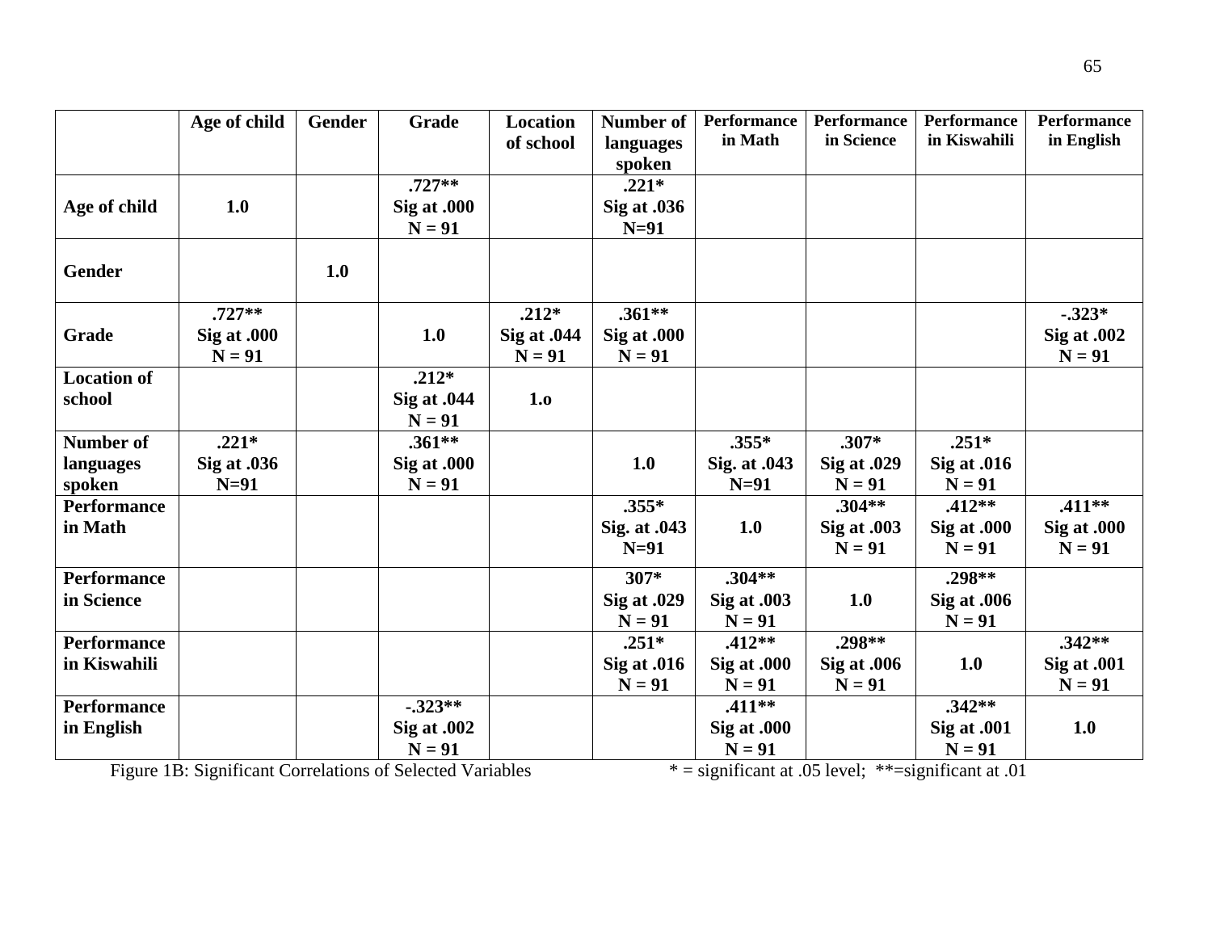| | Age of child | Gender | Grade | Location of school | Number of languages spoken | Performance in Math | Performance in Science | Performance in Kiswahili | Performance in English |
|---|---|---|---|---|---|---|---|---|---|
| **Age of child** | **1.0** | | **.727\*\* Sig at .000 N = 91** | | **.221\* Sig at .036 N=91** | | | | |
| **Gender** | | **1.0** | | | | | | | |
| **Grade** | **.727\*\* Sig at .000 N = 91** | | **1.0** | **.212\* Sig at .044 N = 91** | **.361\*\* Sig at .000 N = 91** | | | | **-.323\* Sig at .002 N = 91** |
| **Location of school** | | | **.212\* Sig at .044 N = 91** | **1.o** | | | | | |
| **Number of languages spoken** | **.221\* Sig at .036 N=91** | | **.361\*\* Sig at .000 N = 91** | | **1.0** | **.355\* Sig. at .043 N=91** | **.307\* Sig at .029 N = 91** | **.251\* Sig at .016 N = 91** | |
| **Performance in Math** | | | | | **.355\* Sig. at .043 N=91** | **1.0** | **.304\*\* Sig at .003 N = 91** | **.412\*\* Sig at .000 N = 91** | **.411\*\* Sig at .000 N = 91** |
| **Performance in Science** | | | | | **307\* Sig at .029 N = 91** | **.304\*\* Sig at .003 N = 91** | **1.0** | **.298\*\* Sig at .006 N = 91** | |
| **Performance in Kiswahili** | | | | | **.251\* Sig at .016 N = 91** | **.412\*\* Sig at .000 N = 91** | **.298\*\* Sig at .006 N = 91** | **1.0** | **.342\*\* Sig at .001 N = 91** |
| **Performance in English** | | | **-.323\*\* Sig at .002 N = 91** | | | **.411\*\* Sig at .000 N = 91** | | **.342\*\* Sig at .001 N = 91** | **1.0** |

Figure 1B: Significant Correlations of Selected Variables * = significant at .05 level; **=significant at .01